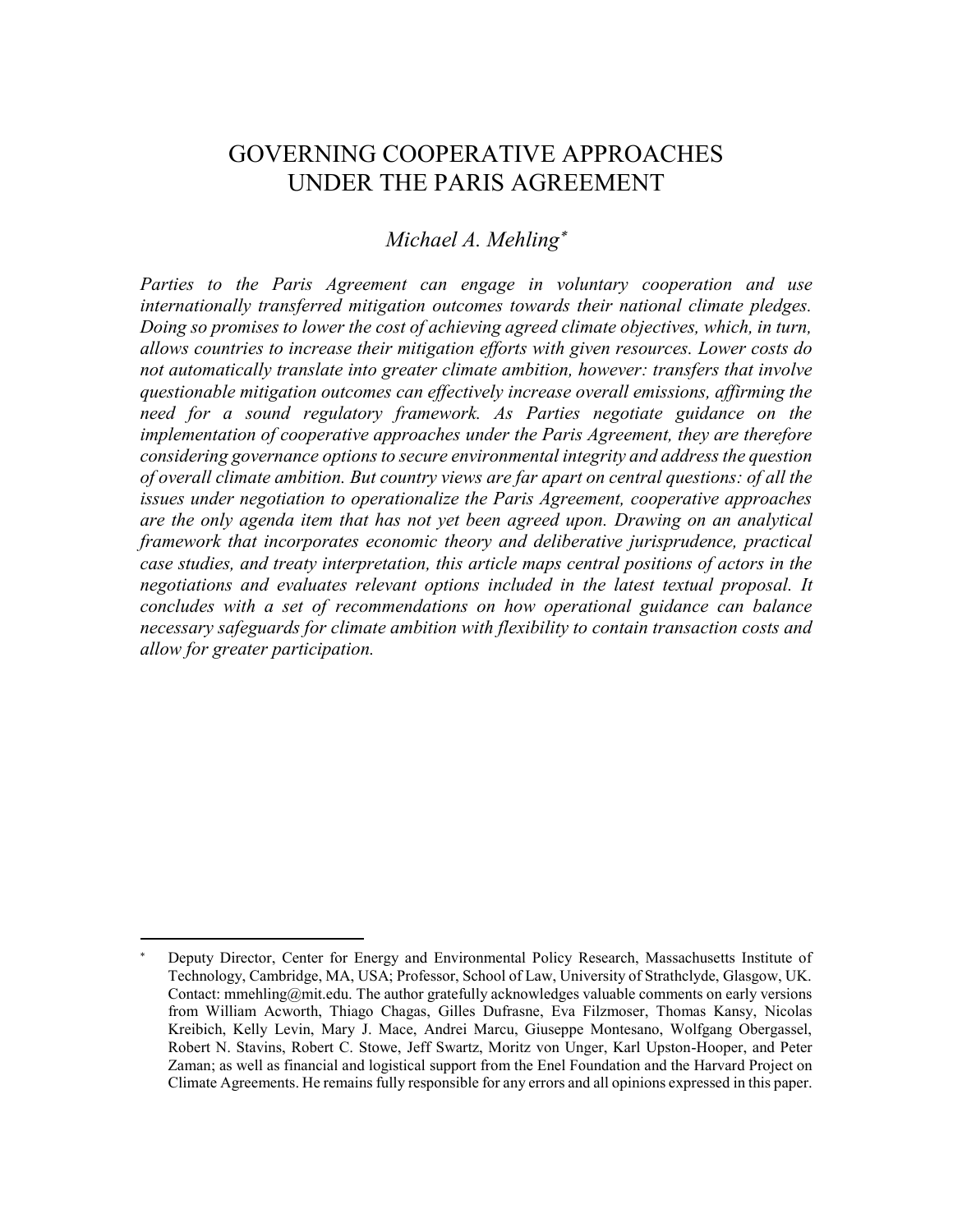# GOVERNING COOPERATIVE APPROACHES UNDER THE PARIS AGREEMENT

*Michael A. Mehling*[*]

*Parties to the Paris Agreement can engage in voluntary cooperation and use internationally transferred mitigation outcomes towards their national climate pledges. Doing so promises to lower the cost of achieving agreed climate objectives, which, in turn, allows countries to increase their mitigation efforts with given resources. Lower costs do not automatically translate into greater climate ambition, however: transfers that involve questionable mitigation outcomes can effectively increase overall emissions, affirming the need for a sound regulatory framework. As Parties negotiate guidance on the implementation of cooperative approaches under the Paris Agreement, they are therefore considering governance options to secure environmental integrity and address the question of overall climate ambition. But country views are far apart on central questions: of all the issues under negotiation to operationalize the Paris Agreement, cooperative approaches are the only agenda item that has not yet been agreed upon. Drawing on an analytical framework that incorporates economic theory and deliberative jurisprudence, practical case studies, and treaty interpretation, this article maps central positions of actors in the negotiations and evaluates relevant options included in the latest textual proposal. It concludes with a set of recommendations on how operational guidance can balance necessary safeguards for climate ambition with flexibility to contain transaction costs and allow for greater participation.*

---

[*] Deputy Director, Center for Energy and Environmental Policy Research, Massachusetts Institute of Technology, Cambridge, MA, USA; Professor, School of Law, University of Strathclyde, Glasgow, UK. Contact: mmehling@mit.edu. The author gratefully acknowledges valuable comments on early versions from William Acworth, Thiago Chagas, Gilles Dufrasne, Eva Filzmoser, Thomas Kansy, Nicolas Kreibich, Kelly Levin, Mary J. Mace, Andrei Marcu, Giuseppe Montesano, Wolfgang Obergassel, Robert N. Stavins, Robert C. Stowe, Jeff Swartz, Moritz von Unger, Karl Upston-Hooper, and Peter Zaman; as well as financial and logistical support from the Enel Foundation and the Harvard Project on Climate Agreements. He remains fully responsible for any errors and all opinions expressed in this paper.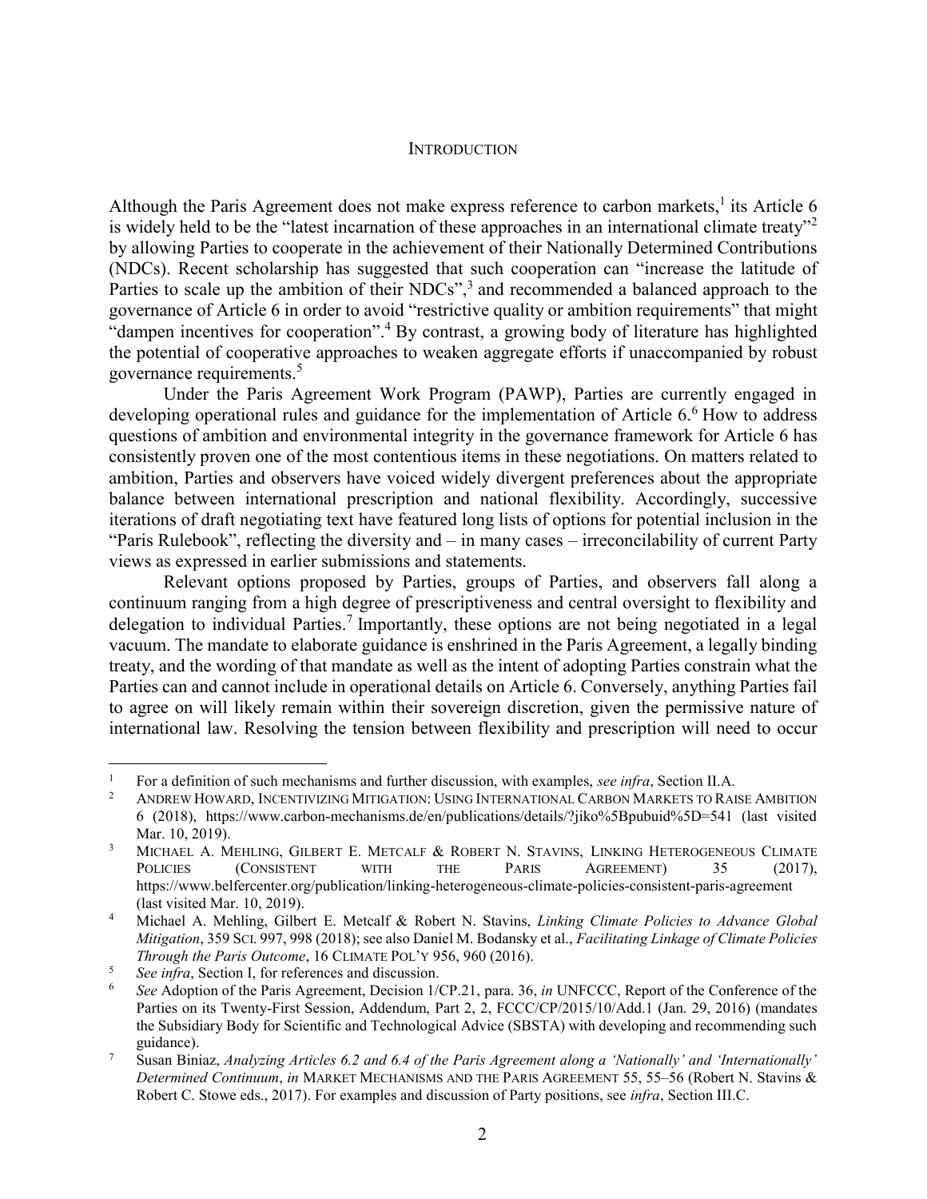## INTRODUCTION

Although the Paris Agreement does not make express reference to carbon markets,[1] its Article 6 is widely held to be the "latest incarnation of these approaches in an international climate treaty"[2] by allowing Parties to cooperate in the achievement of their Nationally Determined Contributions (NDCs). Recent scholarship has suggested that such cooperation can "increase the latitude of Parties to scale up the ambition of their NDCs",[3] and recommended a balanced approach to the governance of Article 6 in order to avoid "restrictive quality or ambition requirements" that might "dampen incentives for cooperation".[4] By contrast, a growing body of literature has highlighted the potential of cooperative approaches to weaken aggregate efforts if unaccompanied by robust governance requirements.[5]

Under the Paris Agreement Work Program (PAWP), Parties are currently engaged in developing operational rules and guidance for the implementation of Article 6.[6] How to address questions of ambition and environmental integrity in the governance framework for Article 6 has consistently proven one of the most contentious items in these negotiations. On matters related to ambition, Parties and observers have voiced widely divergent preferences about the appropriate balance between international prescription and national flexibility. Accordingly, successive iterations of draft negotiating text have featured long lists of options for potential inclusion in the "Paris Rulebook", reflecting the diversity and – in many cases – irreconcilability of current Party views as expressed in earlier submissions and statements.

Relevant options proposed by Parties, groups of Parties, and observers fall along a continuum ranging from a high degree of prescriptiveness and central oversight to flexibility and delegation to individual Parties.[7] Importantly, these options are not being negotiated in a legal vacuum. The mandate to elaborate guidance is enshrined in the Paris Agreement, a legally binding treaty, and the wording of that mandate as well as the intent of adopting Parties constrain what the Parties can and cannot include in operational details on Article 6. Conversely, anything Parties fail to agree on will likely remain within their sovereign discretion, given the permissive nature of international law. Resolving the tension between flexibility and prescription will need to occur

---

[1] For a definition of such mechanisms and further discussion, with examples, *see infra*, Section II.A.

[2] ANDREW HOWARD, INCENTIVIZING MITIGATION: USING INTERNATIONAL CARBON MARKETS TO RAISE AMBITION 6 (2018), https://www.carbon-mechanisms.de/en/publications/details/?jiko%5Bpubuid%5D=541 (last visited Mar. 10, 2019).

[3] MICHAEL A. MEHLING, GILBERT E. METCALF & ROBERT N. STAVINS, LINKING HETEROGENEOUS CLIMATE POLICIES (CONSISTENT WITH THE PARIS AGREEMENT) 35 (2017), https://www.belfercenter.org/publication/linking-heterogeneous-climate-policies-consistent-paris-agreement (last visited Mar. 10, 2019).

[4] Michael A. Mehling, Gilbert E. Metcalf & Robert N. Stavins, *Linking Climate Policies to Advance Global Mitigation*, 359 SCI. 997, 998 (2018); see also Daniel M. Bodansky et al., *Facilitating Linkage of Climate Policies Through the Paris Outcome*, 16 CLIMATE POL'Y 956, 960 (2016).

[5] *See infra*, Section I, for references and discussion.

[6] *See* Adoption of the Paris Agreement, Decision 1/CP.21, para. 36, *in* UNFCCC, Report of the Conference of the Parties on its Twenty-First Session, Addendum, Part 2, 2, FCCC/CP/2015/10/Add.1 (Jan. 29, 2016) (mandates the Subsidiary Body for Scientific and Technological Advice (SBSTA) with developing and recommending such guidance).

[7] Susan Biniaz, *Analyzing Articles 6.2 and 6.4 of the Paris Agreement along a 'Nationally' and 'Internationally' Determined Continuum*, *in* MARKET MECHANISMS AND THE PARIS AGREEMENT 55, 55–56 (Robert N. Stavins & Robert C. Stowe eds., 2017). For examples and discussion of Party positions, see *infra*, Section III.C.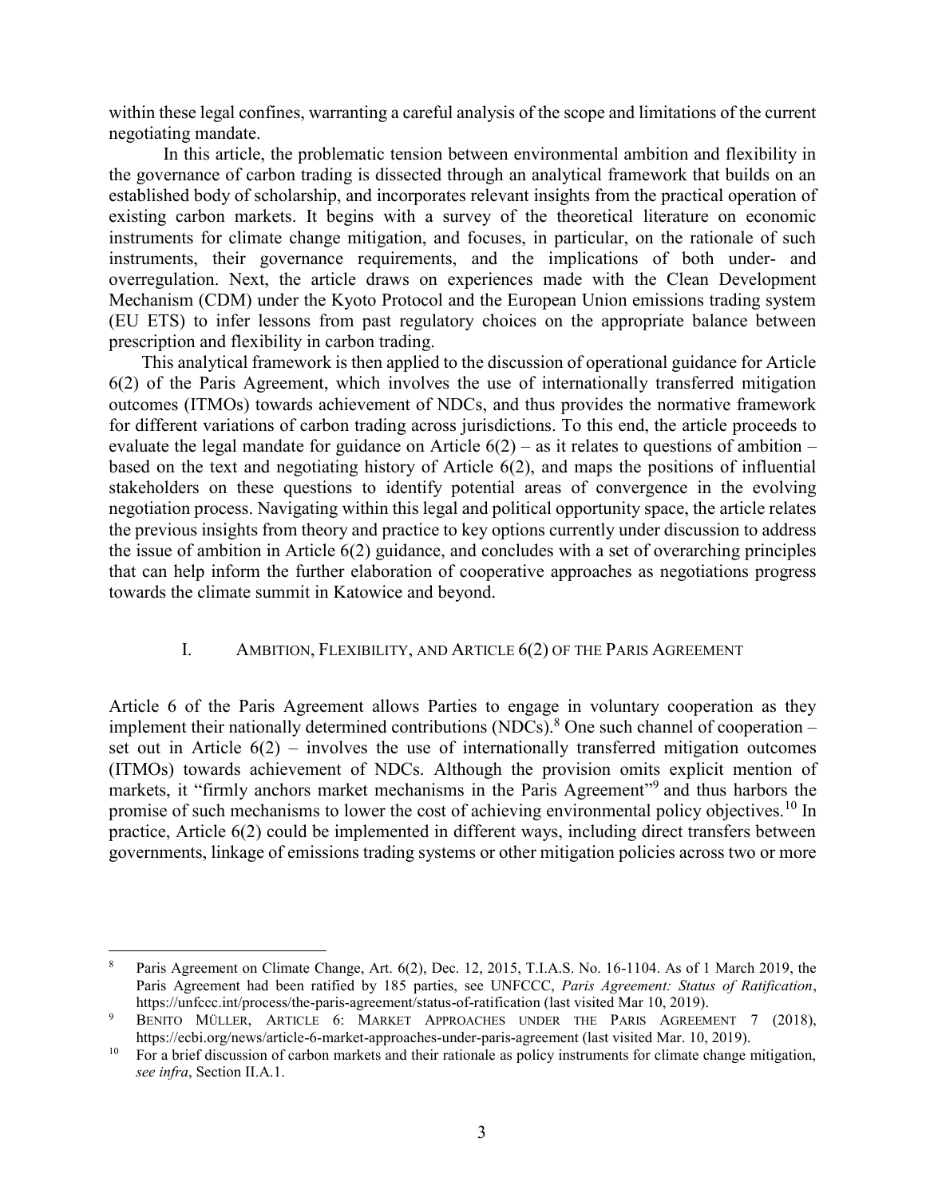within these legal confines, warranting a careful analysis of the scope and limitations of the current negotiating mandate.

In this article, the problematic tension between environmental ambition and flexibility in the governance of carbon trading is dissected through an analytical framework that builds on an established body of scholarship, and incorporates relevant insights from the practical operation of existing carbon markets. It begins with a survey of the theoretical literature on economic instruments for climate change mitigation, and focuses, in particular, on the rationale of such instruments, their governance requirements, and the implications of both under- and overregulation. Next, the article draws on experiences made with the Clean Development Mechanism (CDM) under the Kyoto Protocol and the European Union emissions trading system (EU ETS) to infer lessons from past regulatory choices on the appropriate balance between prescription and flexibility in carbon trading.

This analytical framework is then applied to the discussion of operational guidance for Article 6(2) of the Paris Agreement, which involves the use of internationally transferred mitigation outcomes (ITMOs) towards achievement of NDCs, and thus provides the normative framework for different variations of carbon trading across jurisdictions. To this end, the article proceeds to evaluate the legal mandate for guidance on Article 6(2) – as it relates to questions of ambition – based on the text and negotiating history of Article 6(2), and maps the positions of influential stakeholders on these questions to identify potential areas of convergence in the evolving negotiation process. Navigating within this legal and political opportunity space, the article relates the previous insights from theory and practice to key options currently under discussion to address the issue of ambition in Article 6(2) guidance, and concludes with a set of overarching principles that can help inform the further elaboration of cooperative approaches as negotiations progress towards the climate summit in Katowice and beyond.

## I. Ambition, Flexibility, and Article 6(2) of the Paris Agreement

Article 6 of the Paris Agreement allows Parties to engage in voluntary cooperation as they implement their nationally determined contributions (NDCs).[8] One such channel of cooperation – set out in Article 6(2) – involves the use of internationally transferred mitigation outcomes (ITMOs) towards achievement of NDCs. Although the provision omits explicit mention of markets, it "firmly anchors market mechanisms in the Paris Agreement"[9] and thus harbors the promise of such mechanisms to lower the cost of achieving environmental policy objectives.[10] In practice, Article 6(2) could be implemented in different ways, including direct transfers between governments, linkage of emissions trading systems or other mitigation policies across two or more

---

[8] Paris Agreement on Climate Change, Art. 6(2), Dec. 12, 2015, T.I.A.S. No. 16-1104. As of 1 March 2019, the Paris Agreement had been ratified by 185 parties, see UNFCCC, *Paris Agreement: Status of Ratification*, https://unfccc.int/process/the-paris-agreement/status-of-ratification (last visited Mar 10, 2019).

[9] Benito Müller, Article 6: Market Approaches under the Paris Agreement 7 (2018), https://ecbi.org/news/article-6-market-approaches-under-paris-agreement (last visited Mar. 10, 2019).

[10] For a brief discussion of carbon markets and their rationale as policy instruments for climate change mitigation, *see infra*, Section II.A.1.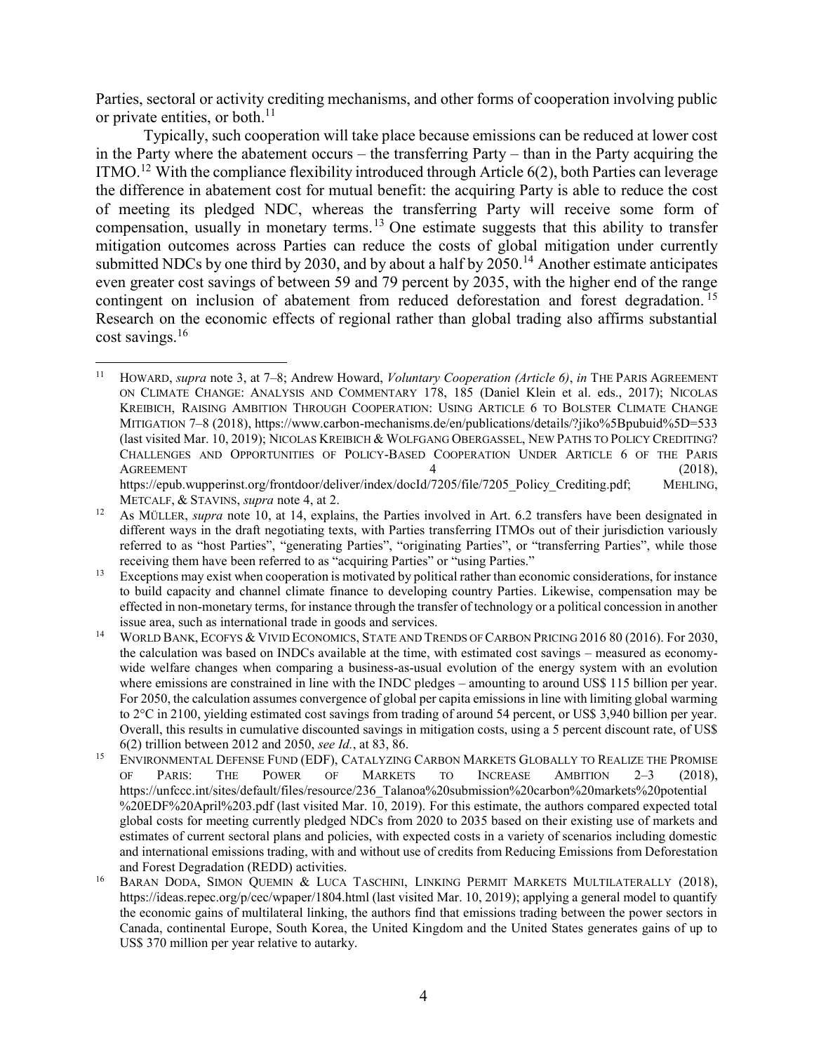Parties, sectoral or activity crediting mechanisms, and other forms of cooperation involving public or private entities, or both.[11]

Typically, such cooperation will take place because emissions can be reduced at lower cost in the Party where the abatement occurs – the transferring Party – than in the Party acquiring the ITMO.[12] With the compliance flexibility introduced through Article 6(2), both Parties can leverage the difference in abatement cost for mutual benefit: the acquiring Party is able to reduce the cost of meeting its pledged NDC, whereas the transferring Party will receive some form of compensation, usually in monetary terms.[13] One estimate suggests that this ability to transfer mitigation outcomes across Parties can reduce the costs of global mitigation under currently submitted NDCs by one third by 2030, and by about a half by 2050.[14] Another estimate anticipates even greater cost savings of between 59 and 79 percent by 2035, with the higher end of the range contingent on inclusion of abatement from reduced deforestation and forest degradation.[15] Research on the economic effects of regional rather than global trading also affirms substantial cost savings.[16]

---

[11] HOWARD, *supra* note 3, at 7–8; Andrew Howard, *Voluntary Cooperation (Article 6)*, *in* THE PARIS AGREEMENT ON CLIMATE CHANGE: ANALYSIS AND COMMENTARY 178, 185 (Daniel Klein et al. eds., 2017); NICOLAS KREIBICH, RAISING AMBITION THROUGH COOPERATION: USING ARTICLE 6 TO BOLSTER CLIMATE CHANGE MITIGATION 7–8 (2018), https://www.carbon-mechanisms.de/en/publications/details/?jiko%5Bpubuid%5D=533 (last visited Mar. 10, 2019); NICOLAS KREIBICH & WOLFGANG OBERGASSEL, NEW PATHS TO POLICY CREDITING? CHALLENGES AND OPPORTUNITIES OF POLICY-BASED COOPERATION UNDER ARTICLE 6 OF THE PARIS AGREEMENT 4 (2018), https://epub.wupperinst.org/frontdoor/deliver/index/docId/7205/file/7205_Policy_Crediting.pdf; MEHLING, METCALF, & STAVINS, *supra* note 4, at 2.

[12] As MÜLLER, *supra* note 10, at 14, explains, the Parties involved in Art. 6.2 transfers have been designated in different ways in the draft negotiating texts, with Parties transferring ITMOs out of their jurisdiction variously referred to as "host Parties", "generating Parties", "originating Parties", or "transferring Parties", while those receiving them have been referred to as "acquiring Parties" or "using Parties."

[13] Exceptions may exist when cooperation is motivated by political rather than economic considerations, for instance to build capacity and channel climate finance to developing country Parties. Likewise, compensation may be effected in non-monetary terms, for instance through the transfer of technology or a political concession in another issue area, such as international trade in goods and services.

[14] WORLD BANK, ECOFYS & VIVID ECONOMICS, STATE AND TRENDS OF CARBON PRICING 2016 80 (2016). For 2030, the calculation was based on INDCs available at the time, with estimated cost savings – measured as economy-wide welfare changes when comparing a business-as-usual evolution of the energy system with an evolution where emissions are constrained in line with the INDC pledges – amounting to around US$ 115 billion per year. For 2050, the calculation assumes convergence of global per capita emissions in line with limiting global warming to 2°C in 2100, yielding estimated cost savings from trading of around 54 percent, or US$ 3,940 billion per year. Overall, this results in cumulative discounted savings in mitigation costs, using a 5 percent discount rate, of US$ 6(2) trillion between 2012 and 2050, *see Id.*, at 83, 86.

[15] ENVIRONMENTAL DEFENSE FUND (EDF), CATALYZING CARBON MARKETS GLOBALLY TO REALIZE THE PROMISE OF PARIS: THE POWER OF MARKETS TO INCREASE AMBITION 2–3 (2018), https://unfccc.int/sites/default/files/resource/236_Talanoa%20submission%20carbon%20markets%20potential %20EDF%20April%203.pdf (last visited Mar. 10, 2019). For this estimate, the authors compared expected total global costs for meeting currently pledged NDCs from 2020 to 2035 based on their existing use of markets and estimates of current sectoral plans and policies, with expected costs in a variety of scenarios including domestic and international emissions trading, with and without use of credits from Reducing Emissions from Deforestation and Forest Degradation (REDD) activities.

[16] BARAN DODA, SIMON QUEMIN & LUCA TASCHINI, LINKING PERMIT MARKETS MULTILATERALLY (2018), https://ideas.repec.org/p/cec/wpaper/1804.html (last visited Mar. 10, 2019); applying a general model to quantify the economic gains of multilateral linking, the authors find that emissions trading between the power sectors in Canada, continental Europe, South Korea, the United Kingdom and the United States generates gains of up to US$ 370 million per year relative to autarky.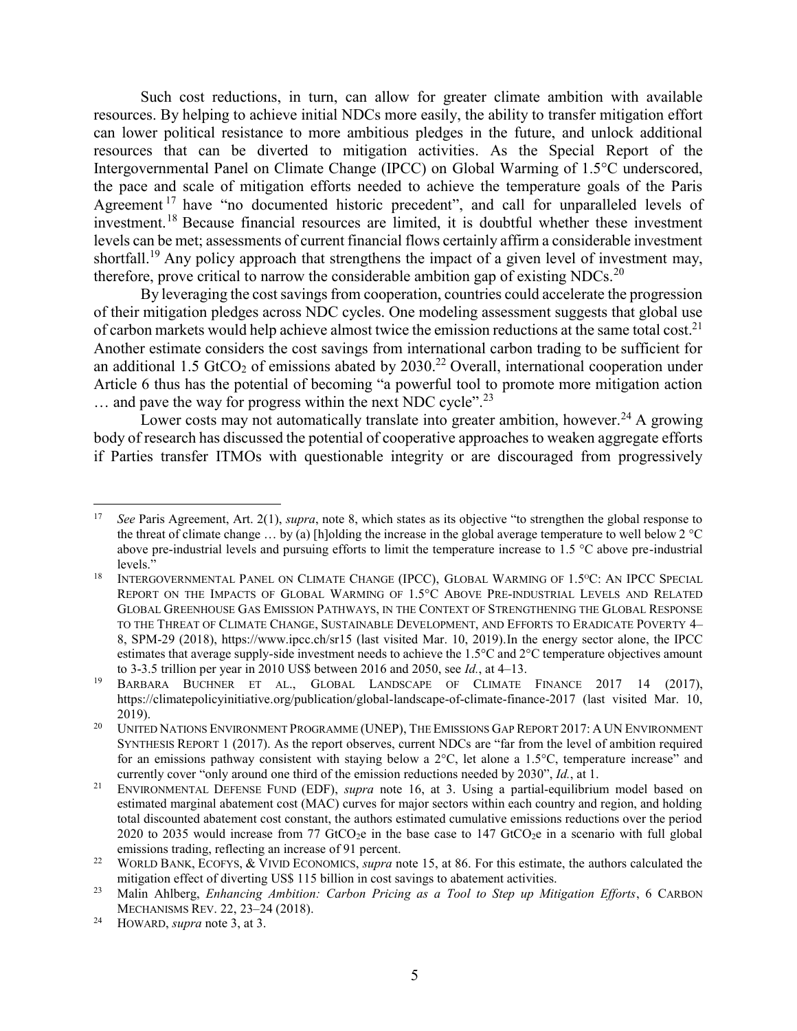Such cost reductions, in turn, can allow for greater climate ambition with available resources. By helping to achieve initial NDCs more easily, the ability to transfer mitigation effort can lower political resistance to more ambitious pledges in the future, and unlock additional resources that can be diverted to mitigation activities. As the Special Report of the Intergovernmental Panel on Climate Change (IPCC) on Global Warming of 1.5°C underscored, the pace and scale of mitigation efforts needed to achieve the temperature goals of the Paris Agreement[17] have "no documented historic precedent", and call for unparalleled levels of investment.[18] Because financial resources are limited, it is doubtful whether these investment levels can be met; assessments of current financial flows certainly affirm a considerable investment shortfall.[19] Any policy approach that strengthens the impact of a given level of investment may, therefore, prove critical to narrow the considerable ambition gap of existing NDCs.[20]

By leveraging the cost savings from cooperation, countries could accelerate the progression of their mitigation pledges across NDC cycles. One modeling assessment suggests that global use of carbon markets would help achieve almost twice the emission reductions at the same total cost.[21] Another estimate considers the cost savings from international carbon trading to be sufficient for an additional 1.5 $GtCO_2$ of emissions abated by 2030.[22] Overall, international cooperation under Article 6 thus has the potential of becoming "a powerful tool to promote more mitigation action … and pave the way for progress within the next NDC cycle".[23]

Lower costs may not automatically translate into greater ambition, however.[24] A growing body of research has discussed the potential of cooperative approaches to weaken aggregate efforts if Parties transfer ITMOs with questionable integrity or are discouraged from progressively

---

[17] *See* Paris Agreement, Art. 2(1), *supra*, note 8, which states as its objective "to strengthen the global response to the threat of climate change … by (a) [h]olding the increase in the global average temperature to well below 2 °C above pre-industrial levels and pursuing efforts to limit the temperature increase to 1.5 °C above pre-industrial levels."

[18] INTERGOVERNMENTAL PANEL ON CLIMATE CHANGE (IPCC), GLOBAL WARMING OF 1.5°C: AN IPCC SPECIAL REPORT ON THE IMPACTS OF GLOBAL WARMING OF 1.5°C ABOVE PRE-INDUSTRIAL LEVELS AND RELATED GLOBAL GREENHOUSE GAS EMISSION PATHWAYS, IN THE CONTEXT OF STRENGTHENING THE GLOBAL RESPONSE TO THE THREAT OF CLIMATE CHANGE, SUSTAINABLE DEVELOPMENT, AND EFFORTS TO ERADICATE POVERTY 4–8, SPM-29 (2018), https://www.ipcc.ch/sr15 (last visited Mar. 10, 2019).In the energy sector alone, the IPCC estimates that average supply-side investment needs to achieve the 1.5°C and 2°C temperature objectives amount to 3-3.5 trillion per year in 2010 US$ between 2016 and 2050, see *Id.*, at 4–13.

[19] BARBARA BUCHNER ET AL., GLOBAL LANDSCAPE OF CLIMATE FINANCE 2017 14 (2017), https://climatepolicyinitiative.org/publication/global-landscape-of-climate-finance-2017 (last visited Mar. 10, 2019).

[20] UNITED NATIONS ENVIRONMENT PROGRAMME (UNEP), THE EMISSIONS GAP REPORT 2017: A UN ENVIRONMENT SYNTHESIS REPORT 1 (2017). As the report observes, current NDCs are "far from the level of ambition required for an emissions pathway consistent with staying below a 2°C, let alone a 1.5°C, temperature increase" and currently cover "only around one third of the emission reductions needed by 2030", *Id.*, at 1.

[21] ENVIRONMENTAL DEFENSE FUND (EDF), *supra* note 16, at 3. Using a partial-equilibrium model based on estimated marginal abatement cost (MAC) curves for major sectors within each country and region, and holding total discounted abatement cost constant, the authors estimated cumulative emissions reductions over the period 2020 to 2035 would increase from 77 $GtCO_2e$ in the base case to 147 $GtCO_2e$ in a scenario with full global emissions trading, reflecting an increase of 91 percent.

[22] WORLD BANK, ECOFYS, & VIVID ECONOMICS, *supra* note 15, at 86. For this estimate, the authors calculated the mitigation effect of diverting US$ 115 billion in cost savings to abatement activities.

[23] Malin Ahlberg, *Enhancing Ambition: Carbon Pricing as a Tool to Step up Mitigation Efforts*, 6 CARBON MECHANISMS REV. 22, 23–24 (2018).

[24] HOWARD, *supra* note 3, at 3.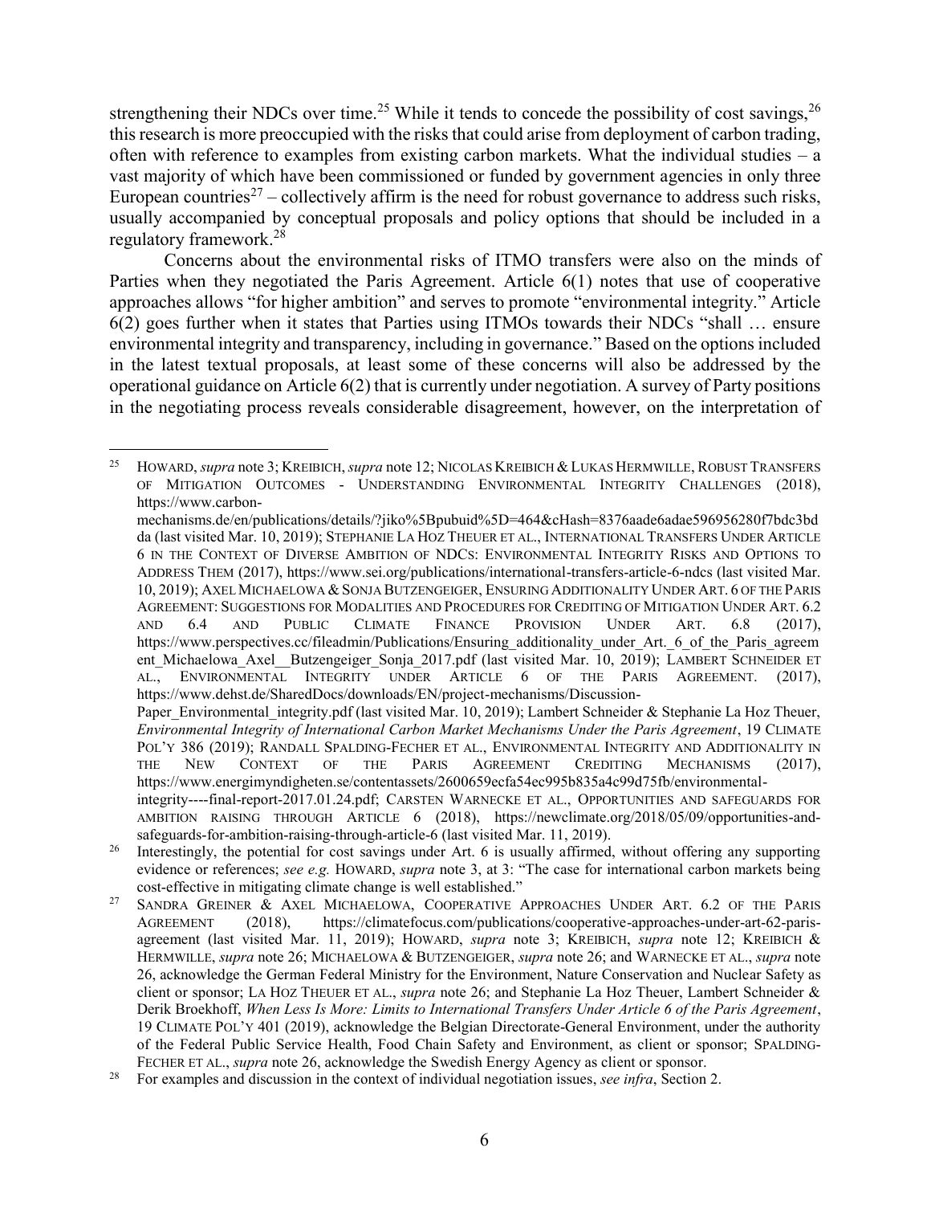strengthening their NDCs over time.[25] While it tends to concede the possibility of cost savings,[26] this research is more preoccupied with the risks that could arise from deployment of carbon trading, often with reference to examples from existing carbon markets. What the individual studies – a vast majority of which have been commissioned or funded by government agencies in only three European countries[27] – collectively affirm is the need for robust governance to address such risks, usually accompanied by conceptual proposals and policy options that should be included in a regulatory framework.[28]

Concerns about the environmental risks of ITMO transfers were also on the minds of Parties when they negotiated the Paris Agreement. Article 6(1) notes that use of cooperative approaches allows "for higher ambition" and serves to promote "environmental integrity." Article 6(2) goes further when it states that Parties using ITMOs towards their NDCs "shall … ensure environmental integrity and transparency, including in governance." Based on the options included in the latest textual proposals, at least some of these concerns will also be addressed by the operational guidance on Article 6(2) that is currently under negotiation. A survey of Party positions in the negotiating process reveals considerable disagreement, however, on the interpretation of

---

[25] HOWARD, *supra* note 3; KREIBICH, *supra* note 12; NICOLAS KREIBICH & LUKAS HERMWILLE, ROBUST TRANSFERS OF MITIGATION OUTCOMES - UNDERSTANDING ENVIRONMENTAL INTEGRITY CHALLENGES (2018), https://www.carbon-mechanisms.de/en/publications/details/?jiko%5Bpubuid%5D=464&cHash=8376aade6adae596956280f7bdc3bdda (last visited Mar. 10, 2019); STEPHANIE LA HOZ THEUER ET AL., INTERNATIONAL TRANSFERS UNDER ARTICLE 6 IN THE CONTEXT OF DIVERSE AMBITION OF NDCS: ENVIRONMENTAL INTEGRITY RISKS AND OPTIONS TO ADDRESS THEM (2017), https://www.sei.org/publications/international-transfers-article-6-ndcs (last visited Mar. 10, 2019); AXEL MICHAELOWA & SONJA BUTZENGEIGER, ENSURING ADDITIONALITY UNDER ART. 6 OF THE PARIS AGREEMENT: SUGGESTIONS FOR MODALITIES AND PROCEDURES FOR CREDITING OF MITIGATION UNDER ART. 6.2 AND 6.4 AND PUBLIC CLIMATE FINANCE PROVISION UNDER ART. 6.8 (2017), https://www.perspectives.cc/fileadmin/Publications/Ensuring_additionality_under_Art._6_of_the_Paris_agreement_Michaelowa_Axel__Butzengeiger_Sonja_2017.pdf (last visited Mar. 10, 2019); LAMBERT SCHNEIDER ET AL., ENVIRONMENTAL INTEGRITY UNDER ARTICLE 6 OF THE PARIS AGREEMENT. (2017), https://www.dehst.de/SharedDocs/downloads/EN/project-mechanisms/Discussion-Paper_Environmental_integrity.pdf (last visited Mar. 10, 2019); Lambert Schneider & Stephanie La Hoz Theuer, *Environmental Integrity of International Carbon Market Mechanisms Under the Paris Agreement*, 19 CLIMATE POL'Y 386 (2019); RANDALL SPALDING-FECHER ET AL., ENVIRONMENTAL INTEGRITY AND ADDITIONALITY IN THE NEW CONTEXT OF THE PARIS AGREEMENT CREDITING MECHANISMS (2017), https://www.energimyndigheten.se/contentassets/2600659ecfa54ec995b835a4c99d75fb/environmental-integrity----final-report-2017.01.24.pdf; CARSTEN WARNECKE ET AL., OPPORTUNITIES AND SAFEGUARDS FOR AMBITION RAISING THROUGH ARTICLE 6 (2018), https://newclimate.org/2018/05/09/opportunities-and-safeguards-for-ambition-raising-through-article-6 (last visited Mar. 11, 2019).

[26] Interestingly, the potential for cost savings under Art. 6 is usually affirmed, without offering any supporting evidence or references; *see e.g.* HOWARD, *supra* note 3, at 3: "The case for international carbon markets being cost-effective in mitigating climate change is well established."

[27] SANDRA GREINER & AXEL MICHAELOWA, COOPERATIVE APPROACHES UNDER ART. 6.2 OF THE PARIS AGREEMENT (2018), https://climatefocus.com/publications/cooperative-approaches-under-art-62-paris-agreement (last visited Mar. 11, 2019); HOWARD, *supra* note 3; KREIBICH, *supra* note 12; KREIBICH & HERMWILLE, *supra* note 26; MICHAELOWA & BUTZENGEIGER, *supra* note 26; and WARNECKE ET AL., *supra* note 26, acknowledge the German Federal Ministry for the Environment, Nature Conservation and Nuclear Safety as client or sponsor; LA HOZ THEUER ET AL., *supra* note 26; and Stephanie La Hoz Theuer, Lambert Schneider & Derik Broekhoff, *When Less Is More: Limits to International Transfers Under Article 6 of the Paris Agreement*, 19 CLIMATE POL'Y 401 (2019), acknowledge the Belgian Directorate-General Environment, under the authority of the Federal Public Service Health, Food Chain Safety and Environment, as client or sponsor; SPALDING-FECHER ET AL., *supra* note 26, acknowledge the Swedish Energy Agency as client or sponsor.

[28] For examples and discussion in the context of individual negotiation issues, *see infra*, Section 2.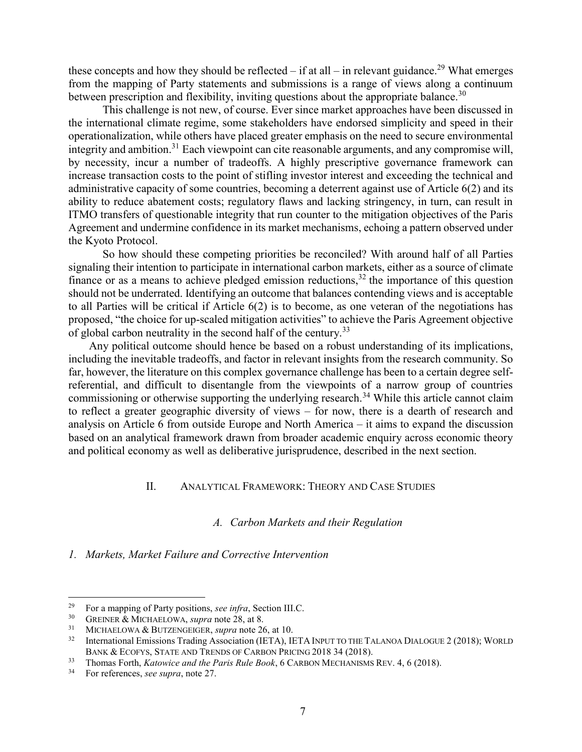these concepts and how they should be reflected – if at all – in relevant guidance.[29] What emerges from the mapping of Party statements and submissions is a range of views along a continuum between prescription and flexibility, inviting questions about the appropriate balance.[30]

This challenge is not new, of course. Ever since market approaches have been discussed in the international climate regime, some stakeholders have endorsed simplicity and speed in their operationalization, while others have placed greater emphasis on the need to secure environmental integrity and ambition.[31] Each viewpoint can cite reasonable arguments, and any compromise will, by necessity, incur a number of tradeoffs. A highly prescriptive governance framework can increase transaction costs to the point of stifling investor interest and exceeding the technical and administrative capacity of some countries, becoming a deterrent against use of Article 6(2) and its ability to reduce abatement costs; regulatory flaws and lacking stringency, in turn, can result in ITMO transfers of questionable integrity that run counter to the mitigation objectives of the Paris Agreement and undermine confidence in its market mechanisms, echoing a pattern observed under the Kyoto Protocol.

So how should these competing priorities be reconciled? With around half of all Parties signaling their intention to participate in international carbon markets, either as a source of climate finance or as a means to achieve pledged emission reductions,[32] the importance of this question should not be underrated. Identifying an outcome that balances contending views and is acceptable to all Parties will be critical if Article 6(2) is to become, as one veteran of the negotiations has proposed, "the choice for up-scaled mitigation activities" to achieve the Paris Agreement objective of global carbon neutrality in the second half of the century.[33]

Any political outcome should hence be based on a robust understanding of its implications, including the inevitable tradeoffs, and factor in relevant insights from the research community. So far, however, the literature on this complex governance challenge has been to a certain degree self-referential, and difficult to disentangle from the viewpoints of a narrow group of countries commissioning or otherwise supporting the underlying research.[34] While this article cannot claim to reflect a greater geographic diversity of views – for now, there is a dearth of research and analysis on Article 6 from outside Europe and North America – it aims to expand the discussion based on an analytical framework drawn from broader academic enquiry across economic theory and political economy as well as deliberative jurisprudence, described in the next section.

## II. Analytical Framework: Theory and Case Studies

### A. *Carbon Markets and their Regulation*

#### 1. *Markets, Market Failure and Corrective Intervention*

---

[29] For a mapping of Party positions, *see infra*, Section III.C.

[30] Greiner & Michaelowa, *supra* note 28, at 8.

[31] Michaelowa & Butzengeiger, *supra* note 26, at 10.

[32] International Emissions Trading Association (IETA), IETA Input to the Talanoa Dialogue 2 (2018); World Bank & Ecofys, State and Trends of Carbon Pricing 2018 34 (2018).

[33] Thomas Forth, *Katowice and the Paris Rule Book*, 6 Carbon Mechanisms Rev. 4, 6 (2018).

[34] For references, *see supra*, note 27.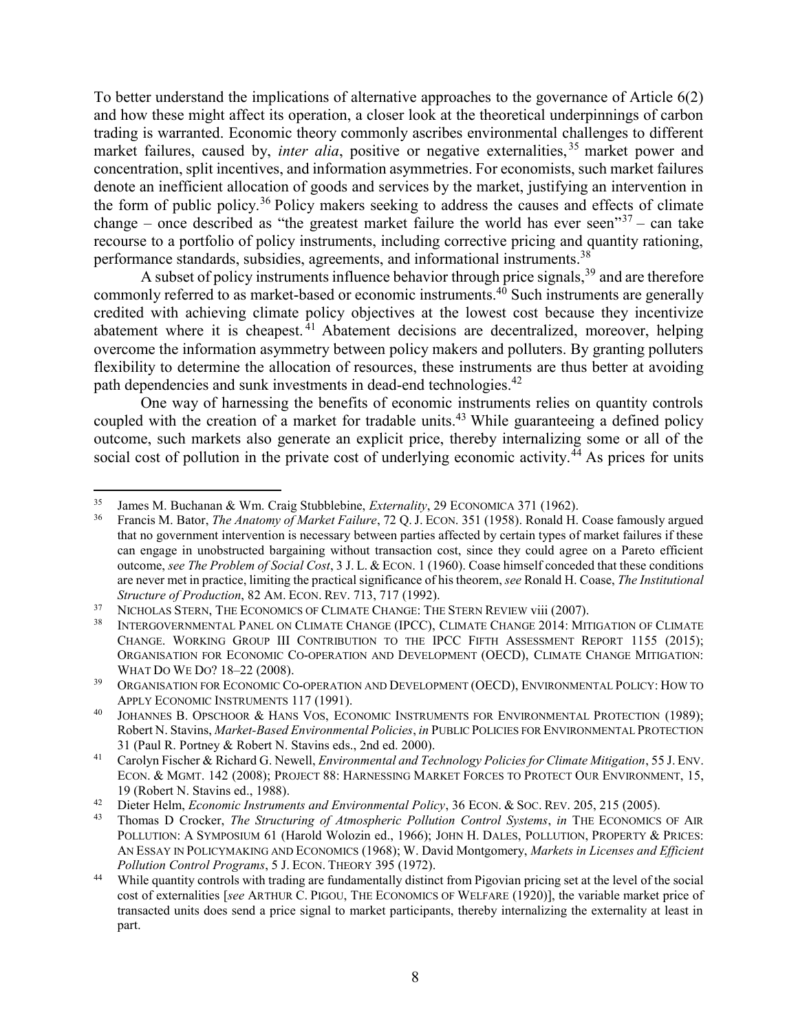To better understand the implications of alternative approaches to the governance of Article 6(2) and how these might affect its operation, a closer look at the theoretical underpinnings of carbon trading is warranted. Economic theory commonly ascribes environmental challenges to different market failures, caused by, *inter alia*, positive or negative externalities,[35] market power and concentration, split incentives, and information asymmetries. For economists, such market failures denote an inefficient allocation of goods and services by the market, justifying an intervention in the form of public policy.[36] Policy makers seeking to address the causes and effects of climate change – once described as "the greatest market failure the world has ever seen"[37] – can take recourse to a portfolio of policy instruments, including corrective pricing and quantity rationing, performance standards, subsidies, agreements, and informational instruments.[38]

A subset of policy instruments influence behavior through price signals,[39] and are therefore commonly referred to as market-based or economic instruments.[40] Such instruments are generally credited with achieving climate policy objectives at the lowest cost because they incentivize abatement where it is cheapest.[41] Abatement decisions are decentralized, moreover, helping overcome the information asymmetry between policy makers and polluters. By granting polluters flexibility to determine the allocation of resources, these instruments are thus better at avoiding path dependencies and sunk investments in dead-end technologies.[42]

One way of harnessing the benefits of economic instruments relies on quantity controls coupled with the creation of a market for tradable units.[43] While guaranteeing a defined policy outcome, such markets also generate an explicit price, thereby internalizing some or all of the social cost of pollution in the private cost of underlying economic activity.[44] As prices for units

---

[35] James M. Buchanan & Wm. Craig Stubblebine, *Externality*, 29 ECONOMICA 371 (1962).

[36] Francis M. Bator, *The Anatomy of Market Failure*, 72 Q. J. ECON. 351 (1958). Ronald H. Coase famously argued that no government intervention is necessary between parties affected by certain types of market failures if these can engage in unobstructed bargaining without transaction cost, since they could agree on a Pareto efficient outcome, *see The Problem of Social Cost*, 3 J. L. & ECON. 1 (1960). Coase himself conceded that these conditions are never met in practice, limiting the practical significance of his theorem, *see* Ronald H. Coase, *The Institutional Structure of Production*, 82 AM. ECON. REV. 713, 717 (1992).

[37] NICHOLAS STERN, THE ECONOMICS OF CLIMATE CHANGE: THE STERN REVIEW viii (2007).

[38] INTERGOVERNMENTAL PANEL ON CLIMATE CHANGE (IPCC), CLIMATE CHANGE 2014: MITIGATION OF CLIMATE CHANGE. WORKING GROUP III CONTRIBUTION TO THE IPCC FIFTH ASSESSMENT REPORT 1155 (2015); ORGANISATION FOR ECONOMIC CO-OPERATION AND DEVELOPMENT (OECD), CLIMATE CHANGE MITIGATION: WHAT DO WE DO? 18–22 (2008).

[39] ORGANISATION FOR ECONOMIC CO-OPERATION AND DEVELOPMENT (OECD), ENVIRONMENTAL POLICY: HOW TO APPLY ECONOMIC INSTRUMENTS 117 (1991).

[40] JOHANNES B. OPSCHOOR & HANS VOS, ECONOMIC INSTRUMENTS FOR ENVIRONMENTAL PROTECTION (1989); Robert N. Stavins, *Market-Based Environmental Policies*, *in* PUBLIC POLICIES FOR ENVIRONMENTAL PROTECTION 31 (Paul R. Portney & Robert N. Stavins eds., 2nd ed. 2000).

[41] Carolyn Fischer & Richard G. Newell, *Environmental and Technology Policies for Climate Mitigation*, 55 J. ENV. ECON. & MGMT. 142 (2008); PROJECT 88: HARNESSING MARKET FORCES TO PROTECT OUR ENVIRONMENT, 15, 19 (Robert N. Stavins ed., 1988).

[42] Dieter Helm, *Economic Instruments and Environmental Policy*, 36 ECON. & SOC. REV. 205, 215 (2005).

[43] Thomas D Crocker, *The Structuring of Atmospheric Pollution Control Systems*, *in* THE ECONOMICS OF AIR POLLUTION: A SYMPOSIUM 61 (Harold Wolozin ed., 1966); JOHN H. DALES, POLLUTION, PROPERTY & PRICES: AN ESSAY IN POLICYMAKING AND ECONOMICS (1968); W. David Montgomery, *Markets in Licenses and Efficient Pollution Control Programs*, 5 J. ECON. THEORY 395 (1972).

[44] While quantity controls with trading are fundamentally distinct from Pigovian pricing set at the level of the social cost of externalities [*see* ARTHUR C. PIGOU, THE ECONOMICS OF WELFARE (1920)], the variable market price of transacted units does send a price signal to market participants, thereby internalizing the externality at least in part.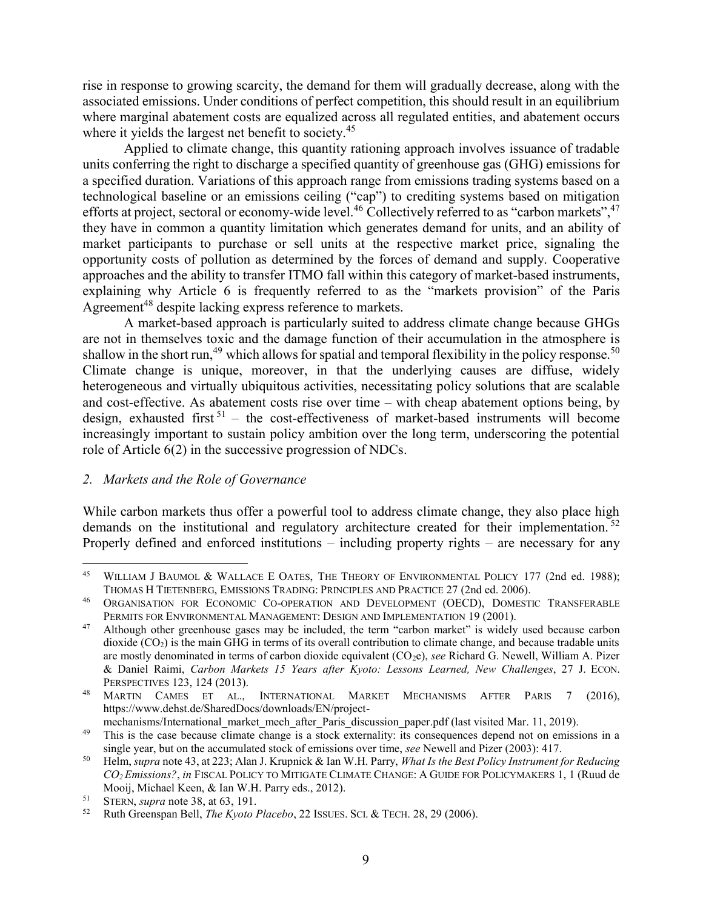rise in response to growing scarcity, the demand for them will gradually decrease, along with the associated emissions. Under conditions of perfect competition, this should result in an equilibrium where marginal abatement costs are equalized across all regulated entities, and abatement occurs where it yields the largest net benefit to society.[45]

Applied to climate change, this quantity rationing approach involves issuance of tradable units conferring the right to discharge a specified quantity of greenhouse gas (GHG) emissions for a specified duration. Variations of this approach range from emissions trading systems based on a technological baseline or an emissions ceiling ("cap") to crediting systems based on mitigation efforts at project, sectoral or economy-wide level.[46] Collectively referred to as "carbon markets",[47] they have in common a quantity limitation which generates demand for units, and an ability of market participants to purchase or sell units at the respective market price, signaling the opportunity costs of pollution as determined by the forces of demand and supply. Cooperative approaches and the ability to transfer ITMO fall within this category of market-based instruments, explaining why Article 6 is frequently referred to as the "markets provision" of the Paris Agreement[48] despite lacking express reference to markets.

A market-based approach is particularly suited to address climate change because GHGs are not in themselves toxic and the damage function of their accumulation in the atmosphere is shallow in the short run,[49] which allows for spatial and temporal flexibility in the policy response.[50] Climate change is unique, moreover, in that the underlying causes are diffuse, widely heterogeneous and virtually ubiquitous activities, necessitating policy solutions that are scalable and cost-effective. As abatement costs rise over time – with cheap abatement options being, by design, exhausted first[51] – the cost-effectiveness of market-based instruments will become increasingly important to sustain policy ambition over the long term, underscoring the potential role of Article 6(2) in the successive progression of NDCs.

*2. Markets and the Role of Governance*

While carbon markets thus offer a powerful tool to address climate change, they also place high demands on the institutional and regulatory architecture created for their implementation.[52] Properly defined and enforced institutions – including property rights – are necessary for any

---

[45] WILLIAM J BAUMOL & WALLACE E OATES, THE THEORY OF ENVIRONMENTAL POLICY 177 (2nd ed. 1988); THOMAS H TIETENBERG, EMISSIONS TRADING: PRINCIPLES AND PRACTICE 27 (2nd ed. 2006).

[46] ORGANISATION FOR ECONOMIC CO-OPERATION AND DEVELOPMENT (OECD), DOMESTIC TRANSFERABLE PERMITS FOR ENVIRONMENTAL MANAGEMENT: DESIGN AND IMPLEMENTATION 19 (2001).

[47] Although other greenhouse gases may be included, the term "carbon market" is widely used because carbon dioxide ($CO_2$) is the main GHG in terms of its overall contribution to climate change, and because tradable units are mostly denominated in terms of carbon dioxide equivalent ($CO_2e$), *see* Richard G. Newell, William A. Pizer & Daniel Raimi, *Carbon Markets 15 Years after Kyoto: Lessons Learned, New Challenges*, 27 J. ECON. PERSPECTIVES 123, 124 (2013).

[48] MARTIN CAMES ET AL., INTERNATIONAL MARKET MECHANISMS AFTER PARIS 7 (2016), https://www.dehst.de/SharedDocs/downloads/EN/project-mechanisms/International_market_mech_after_Paris_discussion_paper.pdf (last visited Mar. 11, 2019).

[49] This is the case because climate change is a stock externality: its consequences depend not on emissions in a single year, but on the accumulated stock of emissions over time, *see* Newell and Pizer (2003): 417.

[50] Helm, *supra* note 43, at 223; Alan J. Krupnick & Ian W.H. Parry, *What Is the Best Policy Instrument for Reducing $CO_2$ Emissions?*, *in* FISCAL POLICY TO MITIGATE CLIMATE CHANGE: A GUIDE FOR POLICYMAKERS 1, 1 (Ruud de Mooij, Michael Keen, & Ian W.H. Parry eds., 2012).

[51] STERN, *supra* note 38, at 63, 191.

[52] Ruth Greenspan Bell, *The Kyoto Placebo*, 22 ISSUES. SCI. & TECH. 28, 29 (2006).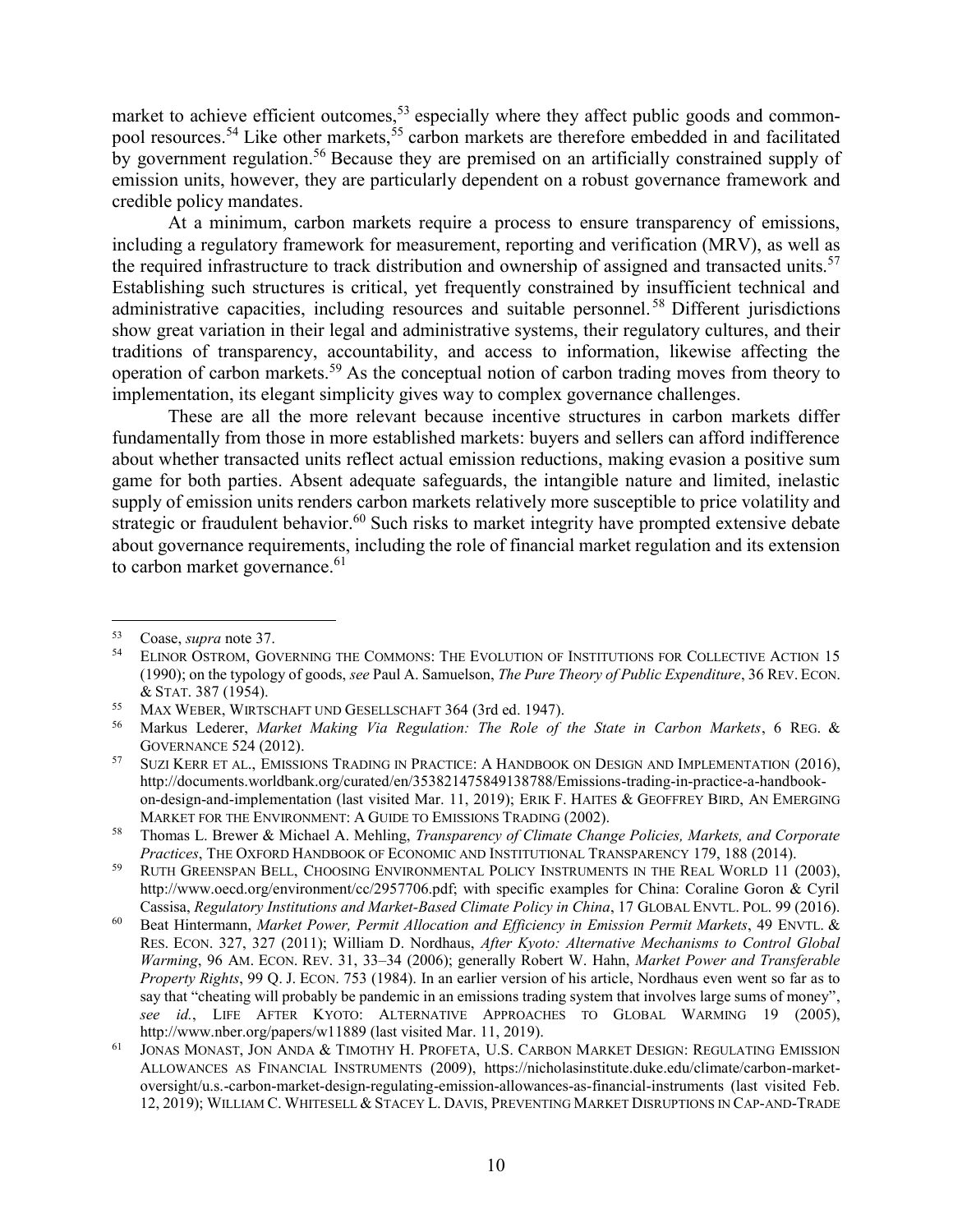market to achieve efficient outcomes,[53] especially where they affect public goods and common-pool resources.[54] Like other markets,[55] carbon markets are therefore embedded in and facilitated by government regulation.[56] Because they are premised on an artificially constrained supply of emission units, however, they are particularly dependent on a robust governance framework and credible policy mandates.

At a minimum, carbon markets require a process to ensure transparency of emissions, including a regulatory framework for measurement, reporting and verification (MRV), as well as the required infrastructure to track distribution and ownership of assigned and transacted units.[57] Establishing such structures is critical, yet frequently constrained by insufficient technical and administrative capacities, including resources and suitable personnel.[58] Different jurisdictions show great variation in their legal and administrative systems, their regulatory cultures, and their traditions of transparency, accountability, and access to information, likewise affecting the operation of carbon markets.[59] As the conceptual notion of carbon trading moves from theory to implementation, its elegant simplicity gives way to complex governance challenges.

These are all the more relevant because incentive structures in carbon markets differ fundamentally from those in more established markets: buyers and sellers can afford indifference about whether transacted units reflect actual emission reductions, making evasion a positive sum game for both parties. Absent adequate safeguards, the intangible nature and limited, inelastic supply of emission units renders carbon markets relatively more susceptible to price volatility and strategic or fraudulent behavior.[60] Such risks to market integrity have prompted extensive debate about governance requirements, including the role of financial market regulation and its extension to carbon market governance.[61]

---

[53] Coase, *supra* note 37.

[54] ELINOR OSTROM, GOVERNING THE COMMONS: THE EVOLUTION OF INSTITUTIONS FOR COLLECTIVE ACTION 15 (1990); on the typology of goods, *see* Paul A. Samuelson, *The Pure Theory of Public Expenditure*, 36 REV. ECON. & STAT. 387 (1954).

[55] MAX WEBER, WIRTSCHAFT UND GESELLSCHAFT 364 (3rd ed. 1947).

[56] Markus Lederer, *Market Making Via Regulation: The Role of the State in Carbon Markets*, 6 REG. & GOVERNANCE 524 (2012).

[57] SUZI KERR ET AL., EMISSIONS TRADING IN PRACTICE: A HANDBOOK ON DESIGN AND IMPLEMENTATION (2016), http://documents.worldbank.org/curated/en/353821475849138788/Emissions-trading-in-practice-a-handbook-on-design-and-implementation (last visited Mar. 11, 2019); ERIK F. HAITES & GEOFFREY BIRD, AN EMERGING MARKET FOR THE ENVIRONMENT: A GUIDE TO EMISSIONS TRADING (2002).

[58] Thomas L. Brewer & Michael A. Mehling, *Transparency of Climate Change Policies, Markets, and Corporate Practices*, THE OXFORD HANDBOOK OF ECONOMIC AND INSTITUTIONAL TRANSPARENCY 179, 188 (2014).

[59] RUTH GREENSPAN BELL, CHOOSING ENVIRONMENTAL POLICY INSTRUMENTS IN THE REAL WORLD 11 (2003), http://www.oecd.org/environment/cc/2957706.pdf; with specific examples for China: Coraline Goron & Cyril Cassisa, *Regulatory Institutions and Market-Based Climate Policy in China*, 17 GLOBAL ENVTL. POL. 99 (2016).

[60] Beat Hintermann, *Market Power, Permit Allocation and Efficiency in Emission Permit Markets*, 49 ENVTL. & RES. ECON. 327, 327 (2011); William D. Nordhaus, *After Kyoto: Alternative Mechanisms to Control Global Warming*, 96 AM. ECON. REV. 31, 33–34 (2006); generally Robert W. Hahn, *Market Power and Transferable Property Rights*, 99 Q. J. ECON. 753 (1984). In an earlier version of his article, Nordhaus even went so far as to say that "cheating will probably be pandemic in an emissions trading system that involves large sums of money", *see id.*, LIFE AFTER KYOTO: ALTERNATIVE APPROACHES TO GLOBAL WARMING 19 (2005), http://www.nber.org/papers/w11889 (last visited Mar. 11, 2019).

[61] JONAS MONAST, JON ANDA & TIMOTHY H. PROFETA, U.S. CARBON MARKET DESIGN: REGULATING EMISSION ALLOWANCES AS FINANCIAL INSTRUMENTS (2009), https://nicholasinstitute.duke.edu/climate/carbon-market-oversight/u.s.-carbon-market-design-regulating-emission-allowances-as-financial-instruments (last visited Feb. 12, 2019); WILLIAM C. WHITESELL & STACEY L. DAVIS, PREVENTING MARKET DISRUPTIONS IN CAP-AND-TRADE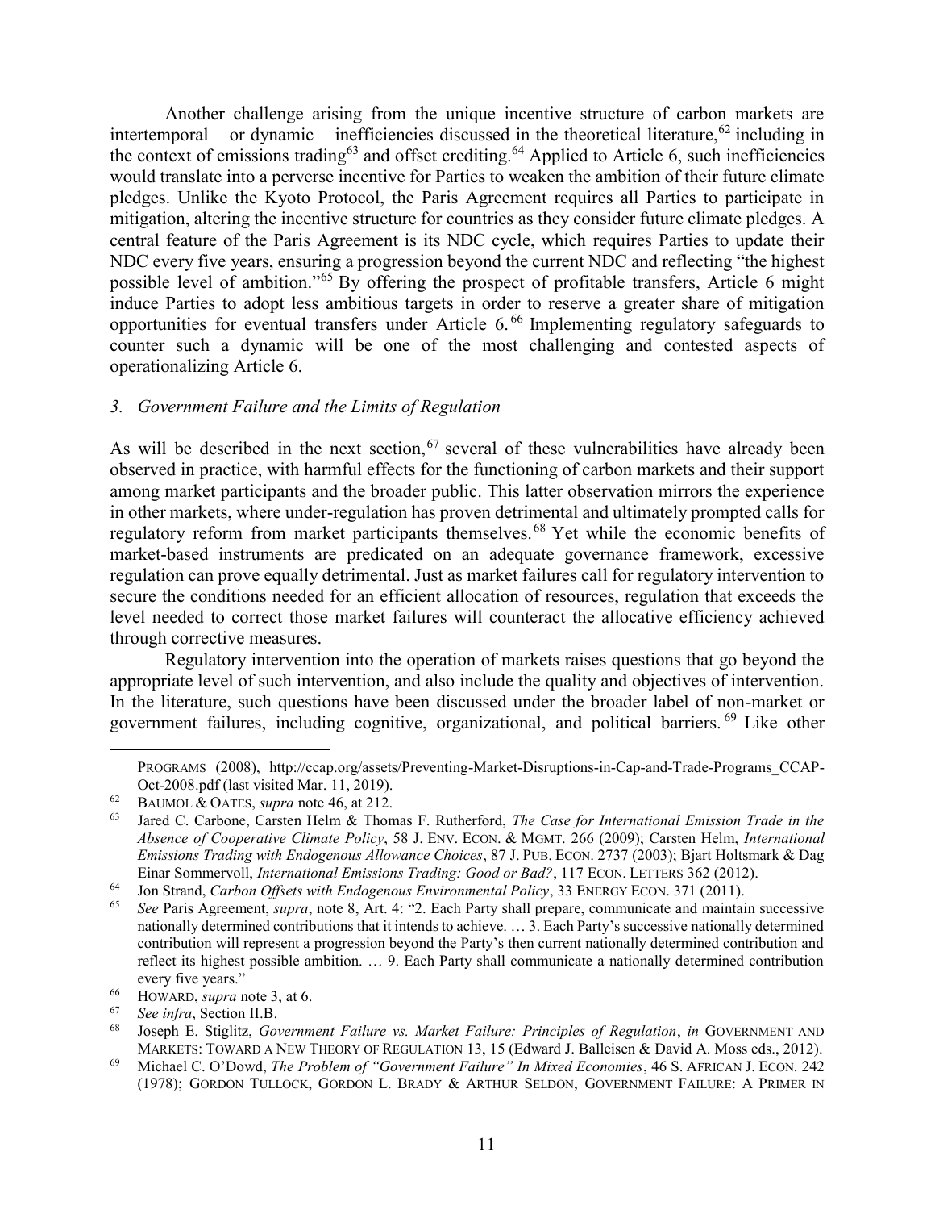Another challenge arising from the unique incentive structure of carbon markets are intertemporal – or dynamic – inefficiencies discussed in the theoretical literature,[62] including in the context of emissions trading[63] and offset crediting.[64] Applied to Article 6, such inefficiencies would translate into a perverse incentive for Parties to weaken the ambition of their future climate pledges. Unlike the Kyoto Protocol, the Paris Agreement requires all Parties to participate in mitigation, altering the incentive structure for countries as they consider future climate pledges. A central feature of the Paris Agreement is its NDC cycle, which requires Parties to update their NDC every five years, ensuring a progression beyond the current NDC and reflecting "the highest possible level of ambition."[65] By offering the prospect of profitable transfers, Article 6 might induce Parties to adopt less ambitious targets in order to reserve a greater share of mitigation opportunities for eventual transfers under Article 6.[66] Implementing regulatory safeguards to counter such a dynamic will be one of the most challenging and contested aspects of operationalizing Article 6.

### *3. Government Failure and the Limits of Regulation*

As will be described in the next section,[67] several of these vulnerabilities have already been observed in practice, with harmful effects for the functioning of carbon markets and their support among market participants and the broader public. This latter observation mirrors the experience in other markets, where under-regulation has proven detrimental and ultimately prompted calls for regulatory reform from market participants themselves.[68] Yet while the economic benefits of market-based instruments are predicated on an adequate governance framework, excessive regulation can prove equally detrimental. Just as market failures call for regulatory intervention to secure the conditions needed for an efficient allocation of resources, regulation that exceeds the level needed to correct those market failures will counteract the allocative efficiency achieved through corrective measures.

Regulatory intervention into the operation of markets raises questions that go beyond the appropriate level of such intervention, and also include the quality and objectives of intervention. In the literature, such questions have been discussed under the broader label of non-market or government failures, including cognitive, organizational, and political barriers.[69] Like other

---

PROGRAMS (2008), http://ccap.org/assets/Preventing-Market-Disruptions-in-Cap-and-Trade-Programs_CCAP-Oct-2008.pdf (last visited Mar. 11, 2019).

[62] BAUMOL & OATES, *supra* note 46, at 212.

[63] Jared C. Carbone, Carsten Helm & Thomas F. Rutherford, *The Case for International Emission Trade in the Absence of Cooperative Climate Policy*, 58 J. ENV. ECON. & MGMT. 266 (2009); Carsten Helm, *International Emissions Trading with Endogenous Allowance Choices*, 87 J. PUB. ECON. 2737 (2003); Bjart Holtsmark & Dag Einar Sommervoll, *International Emissions Trading: Good or Bad?*, 117 ECON. LETTERS 362 (2012).

[64] Jon Strand, *Carbon Offsets with Endogenous Environmental Policy*, 33 ENERGY ECON. 371 (2011).

[65] *See* Paris Agreement, *supra*, note 8, Art. 4: "2. Each Party shall prepare, communicate and maintain successive nationally determined contributions that it intends to achieve. … 3. Each Party's successive nationally determined contribution will represent a progression beyond the Party's then current nationally determined contribution and reflect its highest possible ambition. … 9. Each Party shall communicate a nationally determined contribution every five years."

[66] HOWARD, *supra* note 3, at 6.

[67] *See infra*, Section II.B.

[68] Joseph E. Stiglitz, *Government Failure vs. Market Failure: Principles of Regulation*, *in* GOVERNMENT AND MARKETS: TOWARD A NEW THEORY OF REGULATION 13, 15 (Edward J. Balleisen & David A. Moss eds., 2012).

[69] Michael C. O'Dowd, *The Problem of "Government Failure" In Mixed Economies*, 46 S. AFRICAN J. ECON. 242 (1978); GORDON TULLOCK, GORDON L. BRADY & ARTHUR SELDON, GOVERNMENT FAILURE: A PRIMER IN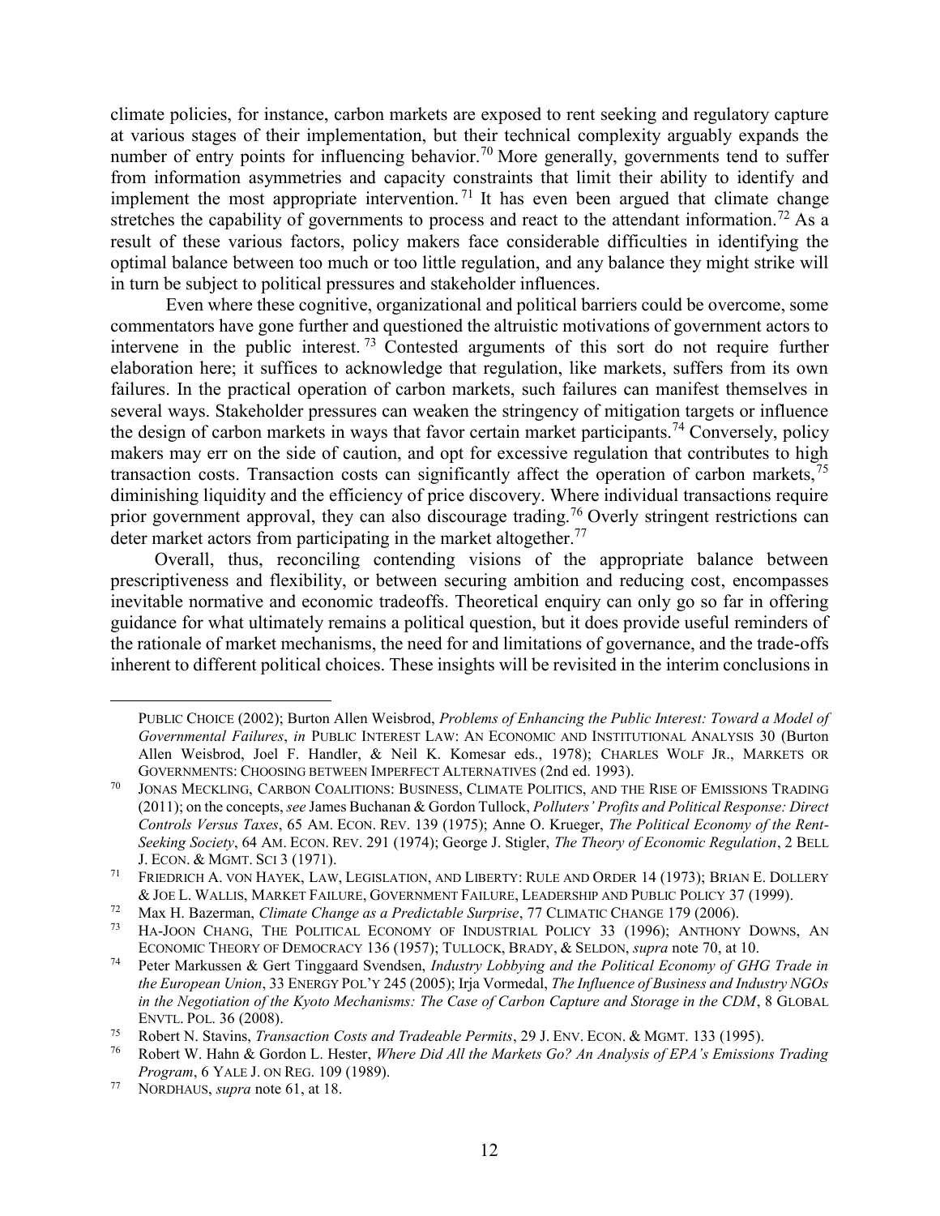climate policies, for instance, carbon markets are exposed to rent seeking and regulatory capture at various stages of their implementation, but their technical complexity arguably expands the number of entry points for influencing behavior.[70] More generally, governments tend to suffer from information asymmetries and capacity constraints that limit their ability to identify and implement the most appropriate intervention.[71] It has even been argued that climate change stretches the capability of governments to process and react to the attendant information.[72] As a result of these various factors, policy makers face considerable difficulties in identifying the optimal balance between too much or too little regulation, and any balance they might strike will in turn be subject to political pressures and stakeholder influences.

Even where these cognitive, organizational and political barriers could be overcome, some commentators have gone further and questioned the altruistic motivations of government actors to intervene in the public interest.[73] Contested arguments of this sort do not require further elaboration here; it suffices to acknowledge that regulation, like markets, suffers from its own failures. In the practical operation of carbon markets, such failures can manifest themselves in several ways. Stakeholder pressures can weaken the stringency of mitigation targets or influence the design of carbon markets in ways that favor certain market participants.[74] Conversely, policy makers may err on the side of caution, and opt for excessive regulation that contributes to high transaction costs. Transaction costs can significantly affect the operation of carbon markets,[75] diminishing liquidity and the efficiency of price discovery. Where individual transactions require prior government approval, they can also discourage trading.[76] Overly stringent restrictions can deter market actors from participating in the market altogether.[77]

Overall, thus, reconciling contending visions of the appropriate balance between prescriptiveness and flexibility, or between securing ambition and reducing cost, encompasses inevitable normative and economic tradeoffs. Theoretical enquiry can only go so far in offering guidance for what ultimately remains a political question, but it does provide useful reminders of the rationale of market mechanisms, the need for and limitations of governance, and the trade-offs inherent to different political choices. These insights will be revisited in the interim conclusions in

---

PUBLIC CHOICE (2002); Burton Allen Weisbrod, *Problems of Enhancing the Public Interest: Toward a Model of Governmental Failures*, *in* PUBLIC INTEREST LAW: AN ECONOMIC AND INSTITUTIONAL ANALYSIS 30 (Burton Allen Weisbrod, Joel F. Handler, & Neil K. Komesar eds., 1978); CHARLES WOLF JR., MARKETS OR GOVERNMENTS: CHOOSING BETWEEN IMPERFECT ALTERNATIVES (2nd ed. 1993).

[70] JONAS MECKLING, CARBON COALITIONS: BUSINESS, CLIMATE POLITICS, AND THE RISE OF EMISSIONS TRADING (2011); on the concepts, *see* James Buchanan & Gordon Tullock, *Polluters' Profits and Political Response: Direct Controls Versus Taxes*, 65 AM. ECON. REV. 139 (1975); Anne O. Krueger, *The Political Economy of the Rent-Seeking Society*, 64 AM. ECON. REV. 291 (1974); George J. Stigler, *The Theory of Economic Regulation*, 2 BELL J. ECON. & MGMT. SCI 3 (1971).

[71] FRIEDRICH A. VON HAYEK, LAW, LEGISLATION, AND LIBERTY: RULE AND ORDER 14 (1973); BRIAN E. DOLLERY & JOE L. WALLIS, MARKET FAILURE, GOVERNMENT FAILURE, LEADERSHIP AND PUBLIC POLICY 37 (1999).

[72] Max H. Bazerman, *Climate Change as a Predictable Surprise*, 77 CLIMATIC CHANGE 179 (2006).

[73] HA-JOON CHANG, THE POLITICAL ECONOMY OF INDUSTRIAL POLICY 33 (1996); ANTHONY DOWNS, AN ECONOMIC THEORY OF DEMOCRACY 136 (1957); TULLOCK, BRADY, & SELDON, *supra* note 70, at 10.

[74] Peter Markussen & Gert Tinggaard Svendsen, *Industry Lobbying and the Political Economy of GHG Trade in the European Union*, 33 ENERGY POL'Y 245 (2005); Irja Vormedal, *The Influence of Business and Industry NGOs in the Negotiation of the Kyoto Mechanisms: The Case of Carbon Capture and Storage in the CDM*, 8 GLOBAL ENVTL. POL. 36 (2008).

[75] Robert N. Stavins, *Transaction Costs and Tradeable Permits*, 29 J. ENV. ECON. & MGMT. 133 (1995).

[76] Robert W. Hahn & Gordon L. Hester, *Where Did All the Markets Go? An Analysis of EPA's Emissions Trading Program*, 6 YALE J. ON REG. 109 (1989).

[77] NORDHAUS, *supra* note 61, at 18.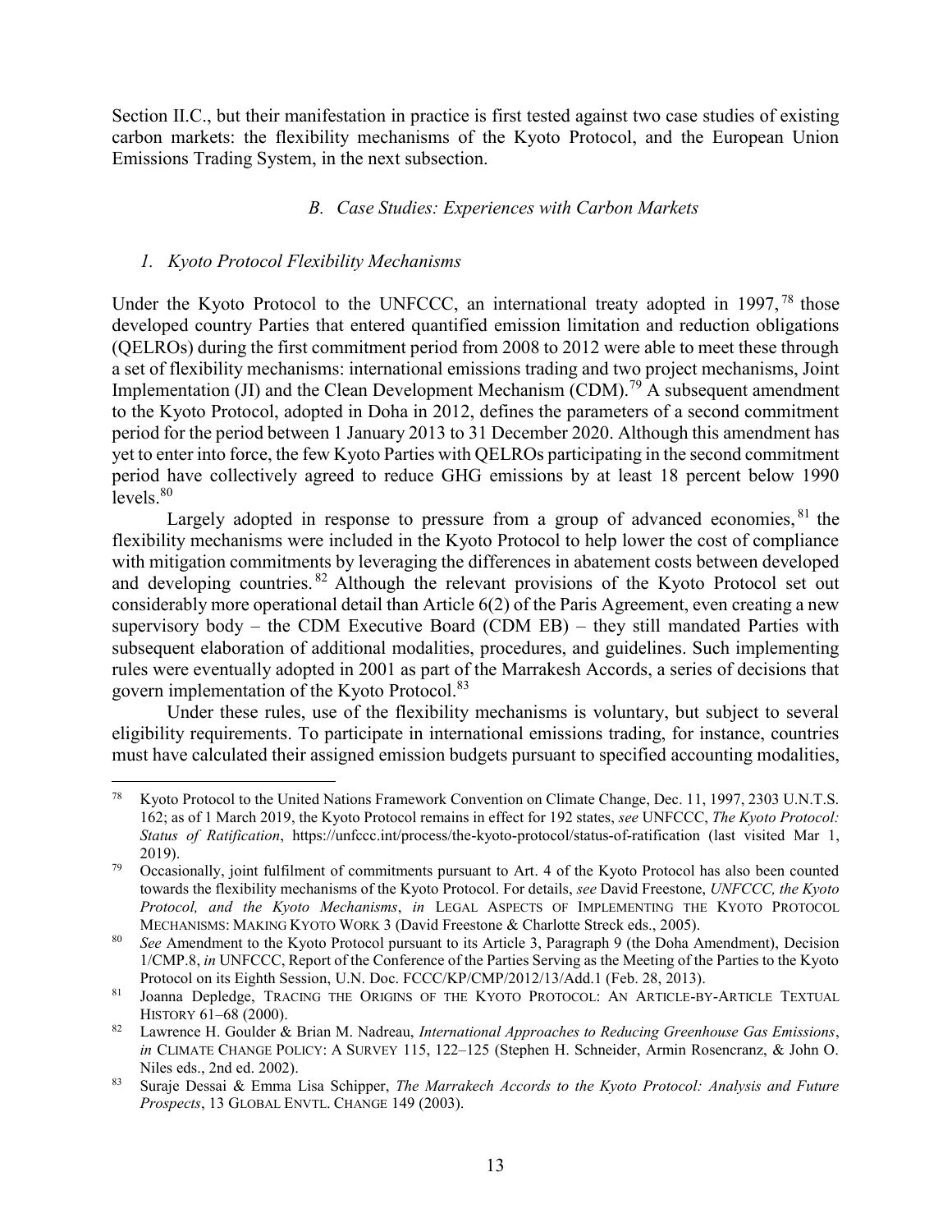Section II.C., but their manifestation in practice is first tested against two case studies of existing carbon markets: the flexibility mechanisms of the Kyoto Protocol, and the European Union Emissions Trading System, in the next subsection.

### *B. Case Studies: Experiences with Carbon Markets*

#### *1. Kyoto Protocol Flexibility Mechanisms*

Under the Kyoto Protocol to the UNFCCC, an international treaty adopted in 1997,[78] those developed country Parties that entered quantified emission limitation and reduction obligations (QELROs) during the first commitment period from 2008 to 2012 were able to meet these through a set of flexibility mechanisms: international emissions trading and two project mechanisms, Joint Implementation (JI) and the Clean Development Mechanism (CDM).[79] A subsequent amendment to the Kyoto Protocol, adopted in Doha in 2012, defines the parameters of a second commitment period for the period between 1 January 2013 to 31 December 2020. Although this amendment has yet to enter into force, the few Kyoto Parties with QELROs participating in the second commitment period have collectively agreed to reduce GHG emissions by at least 18 percent below 1990 levels.[80]

Largely adopted in response to pressure from a group of advanced economies,[81] the flexibility mechanisms were included in the Kyoto Protocol to help lower the cost of compliance with mitigation commitments by leveraging the differences in abatement costs between developed and developing countries.[82] Although the relevant provisions of the Kyoto Protocol set out considerably more operational detail than Article 6(2) of the Paris Agreement, even creating a new supervisory body – the CDM Executive Board (CDM EB) – they still mandated Parties with subsequent elaboration of additional modalities, procedures, and guidelines. Such implementing rules were eventually adopted in 2001 as part of the Marrakesh Accords, a series of decisions that govern implementation of the Kyoto Protocol.[83]

Under these rules, use of the flexibility mechanisms is voluntary, but subject to several eligibility requirements. To participate in international emissions trading, for instance, countries must have calculated their assigned emission budgets pursuant to specified accounting modalities,

---

[78] Kyoto Protocol to the United Nations Framework Convention on Climate Change, Dec. 11, 1997, 2303 U.N.T.S. 162; as of 1 March 2019, the Kyoto Protocol remains in effect for 192 states, *see* UNFCCC, *The Kyoto Protocol: Status of Ratification*, https://unfccc.int/process/the-kyoto-protocol/status-of-ratification (last visited Mar 1, 2019).

[79] Occasionally, joint fulfilment of commitments pursuant to Art. 4 of the Kyoto Protocol has also been counted towards the flexibility mechanisms of the Kyoto Protocol. For details, *see* David Freestone, *UNFCCC, the Kyoto Protocol, and the Kyoto Mechanisms*, *in* LEGAL ASPECTS OF IMPLEMENTING THE KYOTO PROTOCOL MECHANISMS: MAKING KYOTO WORK 3 (David Freestone & Charlotte Streck eds., 2005).

[80] *See* Amendment to the Kyoto Protocol pursuant to its Article 3, Paragraph 9 (the Doha Amendment), Decision 1/CMP.8, *in* UNFCCC, Report of the Conference of the Parties Serving as the Meeting of the Parties to the Kyoto Protocol on its Eighth Session, U.N. Doc. FCCC/KP/CMP/2012/13/Add.1 (Feb. 28, 2013).

[81] Joanna Depledge, TRACING THE ORIGINS OF THE KYOTO PROTOCOL: AN ARTICLE-BY-ARTICLE TEXTUAL HISTORY 61–68 (2000).

[82] Lawrence H. Goulder & Brian M. Nadreau, *International Approaches to Reducing Greenhouse Gas Emissions*, *in* CLIMATE CHANGE POLICY: A SURVEY 115, 122–125 (Stephen H. Schneider, Armin Rosencranz, & John O. Niles eds., 2nd ed. 2002).

[83] Suraje Dessai & Emma Lisa Schipper, *The Marrakech Accords to the Kyoto Protocol: Analysis and Future Prospects*, 13 GLOBAL ENVTL. CHANGE 149 (2003).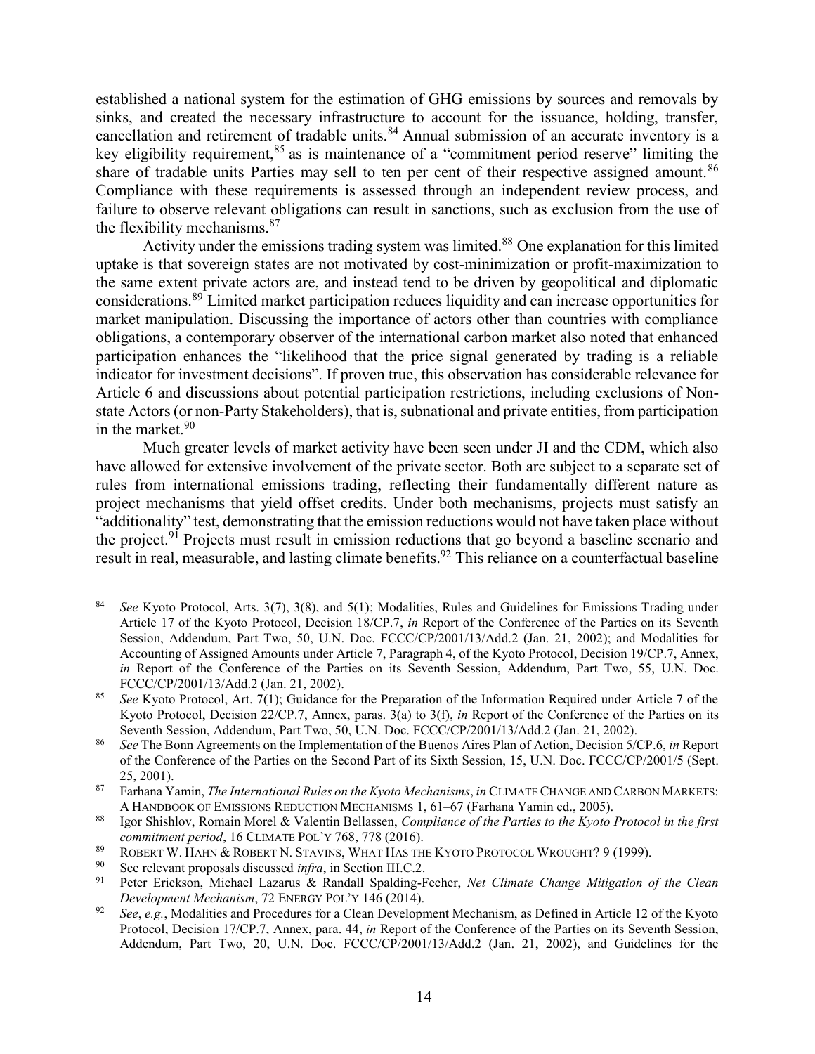established a national system for the estimation of GHG emissions by sources and removals by sinks, and created the necessary infrastructure to account for the issuance, holding, transfer, cancellation and retirement of tradable units.[84] Annual submission of an accurate inventory is a key eligibility requirement,[85] as is maintenance of a "commitment period reserve" limiting the share of tradable units Parties may sell to ten per cent of their respective assigned amount.[86] Compliance with these requirements is assessed through an independent review process, and failure to observe relevant obligations can result in sanctions, such as exclusion from the use of the flexibility mechanisms.[87]

Activity under the emissions trading system was limited.[88] One explanation for this limited uptake is that sovereign states are not motivated by cost-minimization or profit-maximization to the same extent private actors are, and instead tend to be driven by geopolitical and diplomatic considerations.[89] Limited market participation reduces liquidity and can increase opportunities for market manipulation. Discussing the importance of actors other than countries with compliance obligations, a contemporary observer of the international carbon market also noted that enhanced participation enhances the "likelihood that the price signal generated by trading is a reliable indicator for investment decisions". If proven true, this observation has considerable relevance for Article 6 and discussions about potential participation restrictions, including exclusions of Non-state Actors (or non-Party Stakeholders), that is, subnational and private entities, from participation in the market.[90]

Much greater levels of market activity have been seen under JI and the CDM, which also have allowed for extensive involvement of the private sector. Both are subject to a separate set of rules from international emissions trading, reflecting their fundamentally different nature as project mechanisms that yield offset credits. Under both mechanisms, projects must satisfy an "additionality" test, demonstrating that the emission reductions would not have taken place without the project.[91] Projects must result in emission reductions that go beyond a baseline scenario and result in real, measurable, and lasting climate benefits.[92] This reliance on a counterfactual baseline

---

[84] *See* Kyoto Protocol, Arts. 3(7), 3(8), and 5(1); Modalities, Rules and Guidelines for Emissions Trading under Article 17 of the Kyoto Protocol, Decision 18/CP.7, *in* Report of the Conference of the Parties on its Seventh Session, Addendum, Part Two, 50, U.N. Doc. FCCC/CP/2001/13/Add.2 (Jan. 21, 2002); and Modalities for Accounting of Assigned Amounts under Article 7, Paragraph 4, of the Kyoto Protocol, Decision 19/CP.7, Annex, *in* Report of the Conference of the Parties on its Seventh Session, Addendum, Part Two, 55, U.N. Doc. FCCC/CP/2001/13/Add.2 (Jan. 21, 2002).

[85] *See* Kyoto Protocol, Art. 7(1); Guidance for the Preparation of the Information Required under Article 7 of the Kyoto Protocol, Decision 22/CP.7, Annex, paras. 3(a) to 3(f), *in* Report of the Conference of the Parties on its Seventh Session, Addendum, Part Two, 50, U.N. Doc. FCCC/CP/2001/13/Add.2 (Jan. 21, 2002).

[86] *See* The Bonn Agreements on the Implementation of the Buenos Aires Plan of Action, Decision 5/CP.6, *in* Report of the Conference of the Parties on the Second Part of its Sixth Session, 15, U.N. Doc. FCCC/CP/2001/5 (Sept. 25, 2001).

[87] Farhana Yamin, *The International Rules on the Kyoto Mechanisms*, *in* CLIMATE CHANGE AND CARBON MARKETS: A HANDBOOK OF EMISSIONS REDUCTION MECHANISMS 1, 61–67 (Farhana Yamin ed., 2005).

[88] Igor Shishlov, Romain Morel & Valentin Bellassen, *Compliance of the Parties to the Kyoto Protocol in the first commitment period*, 16 CLIMATE POL'Y 768, 778 (2016).

[89] ROBERT W. HAHN & ROBERT N. STAVINS, WHAT HAS THE KYOTO PROTOCOL WROUGHT? 9 (1999).

[90] See relevant proposals discussed *infra*, in Section III.C.2.

[91] Peter Erickson, Michael Lazarus & Randall Spalding-Fecher, *Net Climate Change Mitigation of the Clean Development Mechanism*, 72 ENERGY POL'Y 146 (2014).

[92] *See*, *e.g.*, Modalities and Procedures for a Clean Development Mechanism, as Defined in Article 12 of the Kyoto Protocol, Decision 17/CP.7, Annex, para. 44, *in* Report of the Conference of the Parties on its Seventh Session, Addendum, Part Two, 20, U.N. Doc. FCCC/CP/2001/13/Add.2 (Jan. 21, 2002), and Guidelines for the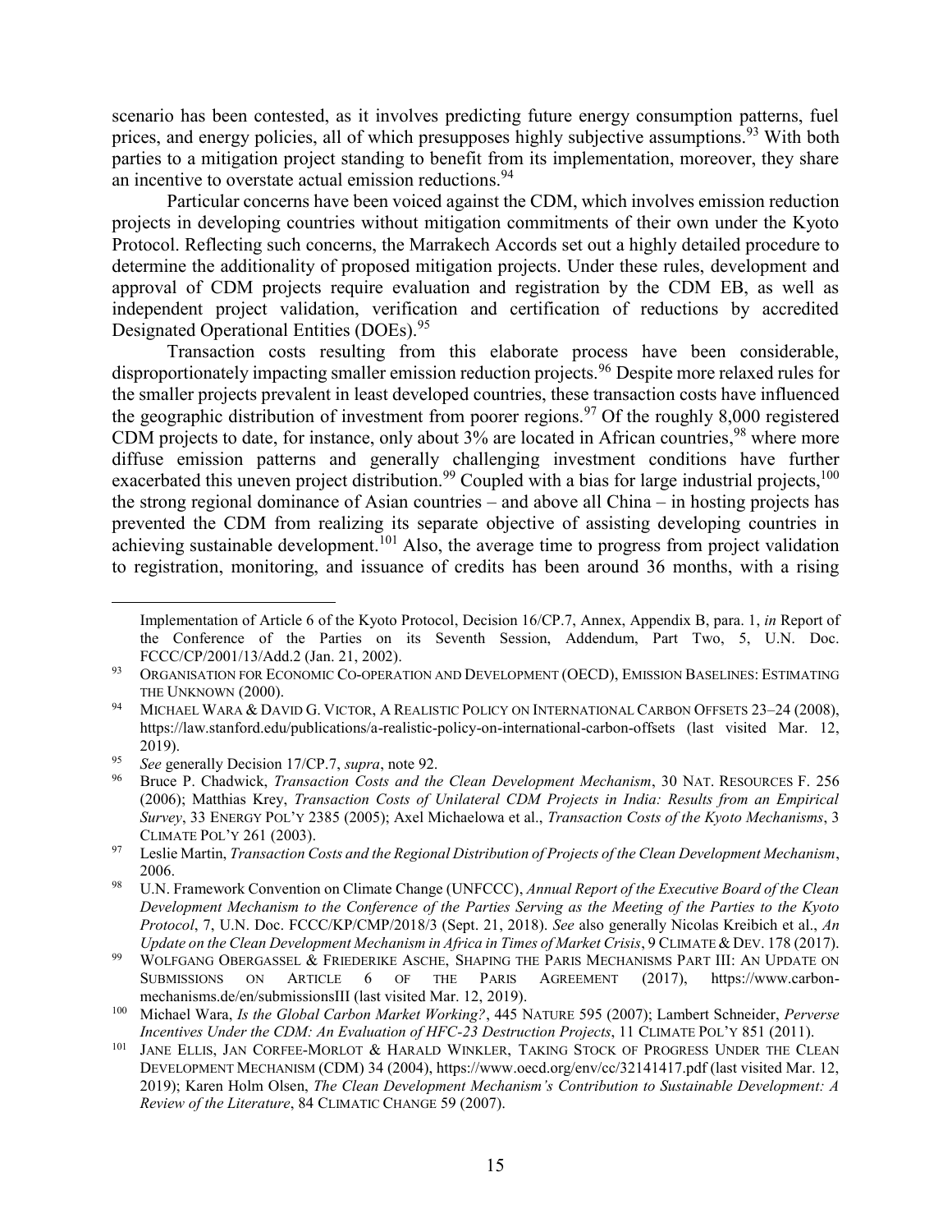scenario has been contested, as it involves predicting future energy consumption patterns, fuel prices, and energy policies, all of which presupposes highly subjective assumptions.[93] With both parties to a mitigation project standing to benefit from its implementation, moreover, they share an incentive to overstate actual emission reductions.[94]

Particular concerns have been voiced against the CDM, which involves emission reduction projects in developing countries without mitigation commitments of their own under the Kyoto Protocol. Reflecting such concerns, the Marrakech Accords set out a highly detailed procedure to determine the additionality of proposed mitigation projects. Under these rules, development and approval of CDM projects require evaluation and registration by the CDM EB, as well as independent project validation, verification and certification of reductions by accredited Designated Operational Entities (DOEs).[95]

Transaction costs resulting from this elaborate process have been considerable, disproportionately impacting smaller emission reduction projects.[96] Despite more relaxed rules for the smaller projects prevalent in least developed countries, these transaction costs have influenced the geographic distribution of investment from poorer regions.[97] Of the roughly 8,000 registered CDM projects to date, for instance, only about 3% are located in African countries,[98] where more diffuse emission patterns and generally challenging investment conditions have further exacerbated this uneven project distribution.[99] Coupled with a bias for large industrial projects,[100] the strong regional dominance of Asian countries – and above all China – in hosting projects has prevented the CDM from realizing its separate objective of assisting developing countries in achieving sustainable development.[101] Also, the average time to progress from project validation to registration, monitoring, and issuance of credits has been around 36 months, with a rising

---

Implementation of Article 6 of the Kyoto Protocol, Decision 16/CP.7, Annex, Appendix B, para. 1, *in* Report of the Conference of the Parties on its Seventh Session, Addendum, Part Two, 5, U.N. Doc. FCCC/CP/2001/13/Add.2 (Jan. 21, 2002).

[93] ORGANISATION FOR ECONOMIC CO-OPERATION AND DEVELOPMENT (OECD), EMISSION BASELINES: ESTIMATING THE UNKNOWN (2000).

[94] MICHAEL WARA & DAVID G. VICTOR, A REALISTIC POLICY ON INTERNATIONAL CARBON OFFSETS 23–24 (2008), https://law.stanford.edu/publications/a-realistic-policy-on-international-carbon-offsets (last visited Mar. 12, 2019).

[95] *See* generally Decision 17/CP.7, *supra*, note 92.

[96] Bruce P. Chadwick, *Transaction Costs and the Clean Development Mechanism*, 30 NAT. RESOURCES F. 256 (2006); Matthias Krey, *Transaction Costs of Unilateral CDM Projects in India: Results from an Empirical Survey*, 33 ENERGY POL'Y 2385 (2005); Axel Michaelowa et al., *Transaction Costs of the Kyoto Mechanisms*, 3 CLIMATE POL'Y 261 (2003).

[97] Leslie Martin, *Transaction Costs and the Regional Distribution of Projects of the Clean Development Mechanism*, 2006.

[98] U.N. Framework Convention on Climate Change (UNFCCC), *Annual Report of the Executive Board of the Clean Development Mechanism to the Conference of the Parties Serving as the Meeting of the Parties to the Kyoto Protocol*, 7, U.N. Doc. FCCC/KP/CMP/2018/3 (Sept. 21, 2018). *See* also generally Nicolas Kreibich et al., *An Update on the Clean Development Mechanism in Africa in Times of Market Crisis*, 9 CLIMATE & DEV. 178 (2017).

[99] WOLFGANG OBERGASSEL & FRIEDERIKE ASCHE, SHAPING THE PARIS MECHANISMS PART III: AN UPDATE ON SUBMISSIONS ON ARTICLE 6 OF THE PARIS AGREEMENT (2017), https://www.carbon-mechanisms.de/en/submissionsIII (last visited Mar. 12, 2019).

[100] Michael Wara, *Is the Global Carbon Market Working?*, 445 NATURE 595 (2007); Lambert Schneider, *Perverse Incentives Under the CDM: An Evaluation of HFC-23 Destruction Projects*, 11 CLIMATE POL'Y 851 (2011).

[101] JANE ELLIS, JAN CORFEE-MORLOT & HARALD WINKLER, TAKING STOCK OF PROGRESS UNDER THE CLEAN DEVELOPMENT MECHANISM (CDM) 34 (2004), https://www.oecd.org/env/cc/32141417.pdf (last visited Mar. 12, 2019); Karen Holm Olsen, *The Clean Development Mechanism's Contribution to Sustainable Development: A Review of the Literature*, 84 CLIMATIC CHANGE 59 (2007).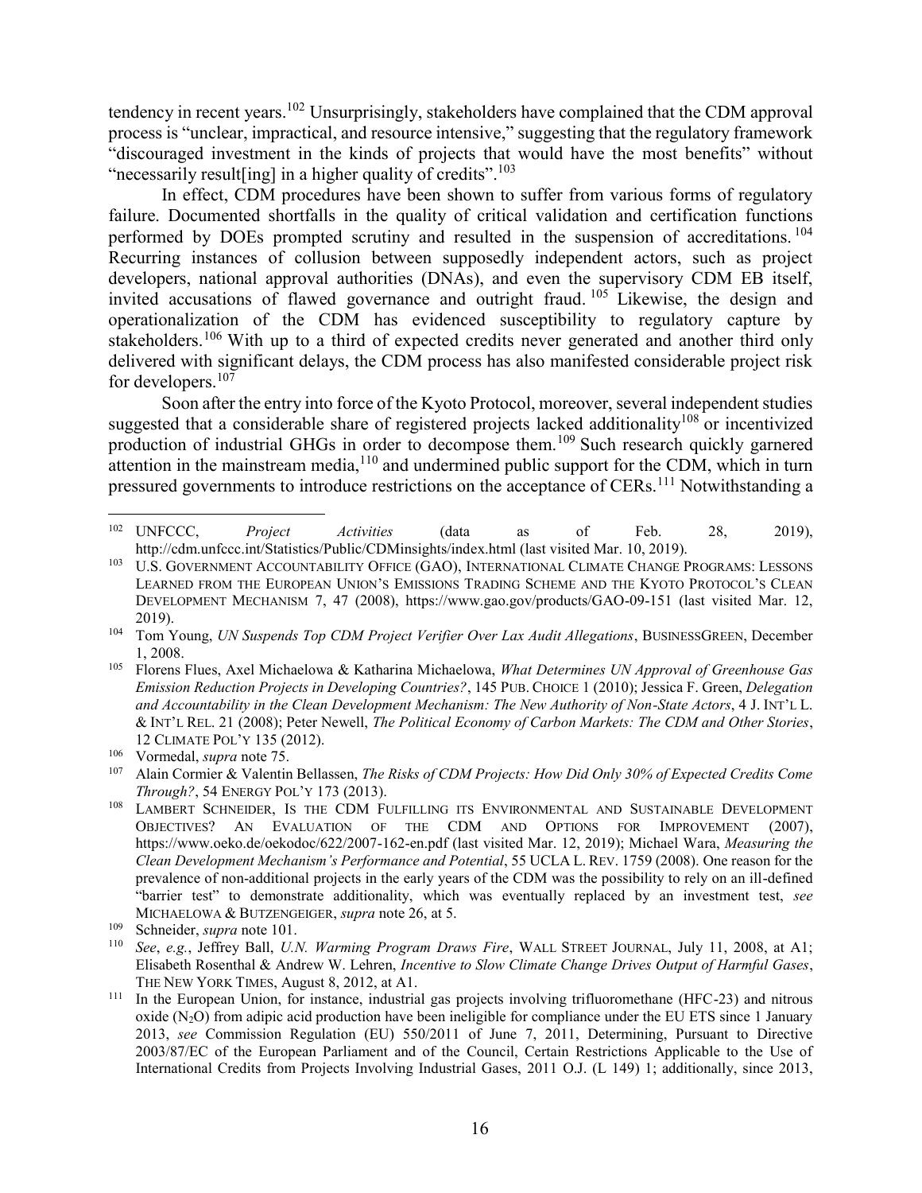tendency in recent years.[102] Unsurprisingly, stakeholders have complained that the CDM approval process is "unclear, impractical, and resource intensive," suggesting that the regulatory framework "discouraged investment in the kinds of projects that would have the most benefits" without "necessarily result[ing] in a higher quality of credits".[103]

In effect, CDM procedures have been shown to suffer from various forms of regulatory failure. Documented shortfalls in the quality of critical validation and certification functions performed by DOEs prompted scrutiny and resulted in the suspension of accreditations.[104] Recurring instances of collusion between supposedly independent actors, such as project developers, national approval authorities (DNAs), and even the supervisory CDM EB itself, invited accusations of flawed governance and outright fraud.[105] Likewise, the design and operationalization of the CDM has evidenced susceptibility to regulatory capture by stakeholders.[106] With up to a third of expected credits never generated and another third only delivered with significant delays, the CDM process has also manifested considerable project risk for developers.[107]

Soon after the entry into force of the Kyoto Protocol, moreover, several independent studies suggested that a considerable share of registered projects lacked additionality[108] or incentivized production of industrial GHGs in order to decompose them.[109] Such research quickly garnered attention in the mainstream media,[110] and undermined public support for the CDM, which in turn pressured governments to introduce restrictions on the acceptance of CERs.[111] Notwithstanding a

---

[102] UNFCCC, *Project Activities* (data as of Feb. 28, 2019), http://cdm.unfccc.int/Statistics/Public/CDMinsights/index.html (last visited Mar. 10, 2019).

[103] U.S. GOVERNMENT ACCOUNTABILITY OFFICE (GAO), INTERNATIONAL CLIMATE CHANGE PROGRAMS: LESSONS LEARNED FROM THE EUROPEAN UNION'S EMISSIONS TRADING SCHEME AND THE KYOTO PROTOCOL'S CLEAN DEVELOPMENT MECHANISM 7, 47 (2008), https://www.gao.gov/products/GAO-09-151 (last visited Mar. 12, 2019).

[104] Tom Young, *UN Suspends Top CDM Project Verifier Over Lax Audit Allegations*, BUSINESSGREEN, December 1, 2008.

[105] Florens Flues, Axel Michaelowa & Katharina Michaelowa, *What Determines UN Approval of Greenhouse Gas Emission Reduction Projects in Developing Countries?*, 145 PUB. CHOICE 1 (2010); Jessica F. Green, *Delegation and Accountability in the Clean Development Mechanism: The New Authority of Non-State Actors*, 4 J. INT'L L. & INT'L REL. 21 (2008); Peter Newell, *The Political Economy of Carbon Markets: The CDM and Other Stories*, 12 CLIMATE POL'Y 135 (2012).

[106] Vormedal, *supra* note 75.

[107] Alain Cormier & Valentin Bellassen, *The Risks of CDM Projects: How Did Only 30% of Expected Credits Come Through?*, 54 ENERGY POL'Y 173 (2013).

[108] LAMBERT SCHNEIDER, IS THE CDM FULFILLING ITS ENVIRONMENTAL AND SUSTAINABLE DEVELOPMENT OBJECTIVES? AN EVALUATION OF THE CDM AND OPTIONS FOR IMPROVEMENT (2007), https://www.oeko.de/oekodoc/622/2007-162-en.pdf (last visited Mar. 12, 2019); Michael Wara, *Measuring the Clean Development Mechanism's Performance and Potential*, 55 UCLA L. REV. 1759 (2008). One reason for the prevalence of non-additional projects in the early years of the CDM was the possibility to rely on an ill-defined "barrier test" to demonstrate additionality, which was eventually replaced by an investment test, *see* MICHAELOWA & BUTZENGEIGER, *supra* note 26, at 5.

[109] Schneider, *supra* note 101.

[110] *See*, *e.g.*, Jeffrey Ball, *U.N. Warming Program Draws Fire*, WALL STREET JOURNAL, July 11, 2008, at A1; Elisabeth Rosenthal & Andrew W. Lehren, *Incentive to Slow Climate Change Drives Output of Harmful Gases*, THE NEW YORK TIMES, August 8, 2012, at A1.

[111] In the European Union, for instance, industrial gas projects involving trifluoromethane (HFC-23) and nitrous oxide ($N_2O$) from adipic acid production have been ineligible for compliance under the EU ETS since 1 January 2013, *see* Commission Regulation (EU) 550/2011 of June 7, 2011, Determining, Pursuant to Directive 2003/87/EC of the European Parliament and of the Council, Certain Restrictions Applicable to the Use of International Credits from Projects Involving Industrial Gases, 2011 O.J. (L 149) 1; additionally, since 2013,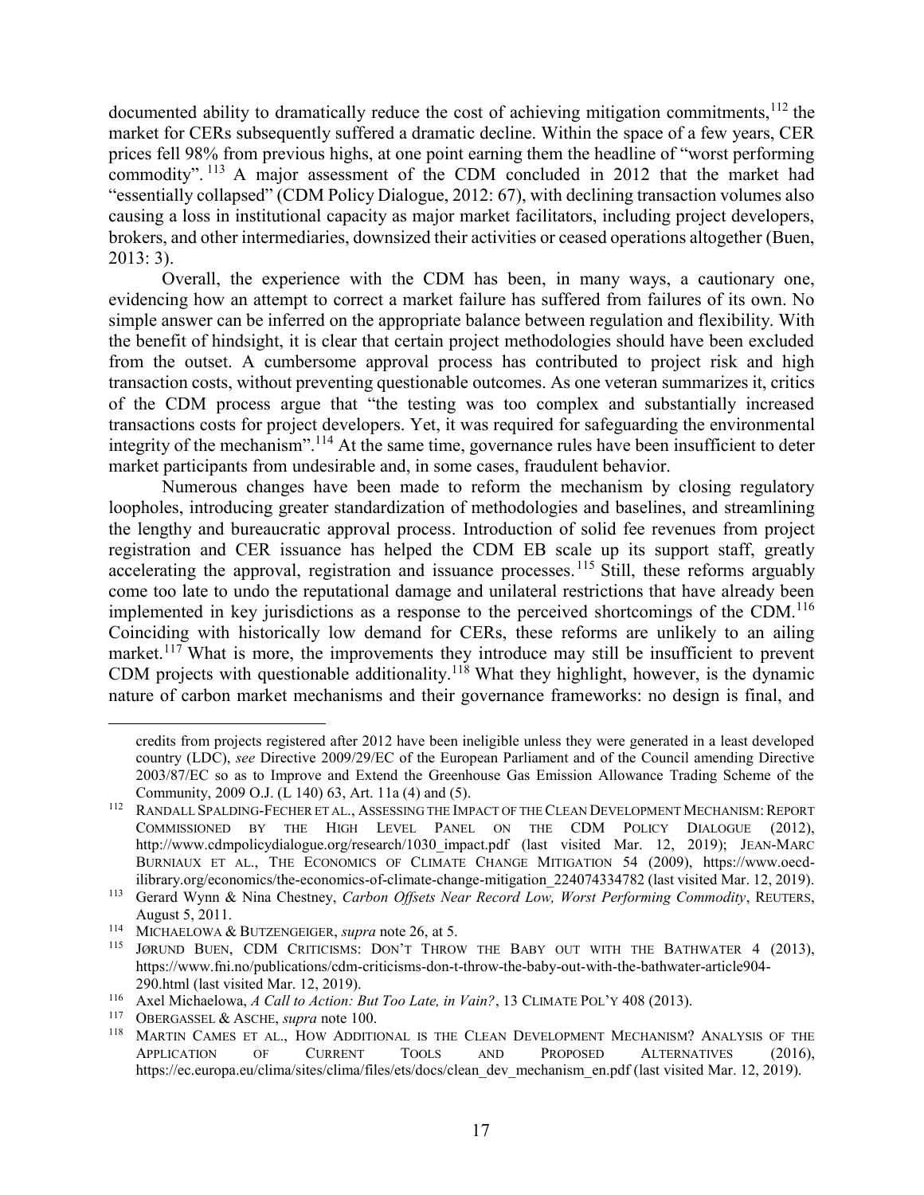documented ability to dramatically reduce the cost of achieving mitigation commitments,[112] the market for CERs subsequently suffered a dramatic decline. Within the space of a few years, CER prices fell 98% from previous highs, at one point earning them the headline of "worst performing commodity".[113] A major assessment of the CDM concluded in 2012 that the market had "essentially collapsed" (CDM Policy Dialogue, 2012: 67), with declining transaction volumes also causing a loss in institutional capacity as major market facilitators, including project developers, brokers, and other intermediaries, downsized their activities or ceased operations altogether (Buen, 2013: 3).

Overall, the experience with the CDM has been, in many ways, a cautionary one, evidencing how an attempt to correct a market failure has suffered from failures of its own. No simple answer can be inferred on the appropriate balance between regulation and flexibility. With the benefit of hindsight, it is clear that certain project methodologies should have been excluded from the outset. A cumbersome approval process has contributed to project risk and high transaction costs, without preventing questionable outcomes. As one veteran summarizes it, critics of the CDM process argue that "the testing was too complex and substantially increased transactions costs for project developers. Yet, it was required for safeguarding the environmental integrity of the mechanism".[114] At the same time, governance rules have been insufficient to deter market participants from undesirable and, in some cases, fraudulent behavior.

Numerous changes have been made to reform the mechanism by closing regulatory loopholes, introducing greater standardization of methodologies and baselines, and streamlining the lengthy and bureaucratic approval process. Introduction of solid fee revenues from project registration and CER issuance has helped the CDM EB scale up its support staff, greatly accelerating the approval, registration and issuance processes.[115] Still, these reforms arguably come too late to undo the reputational damage and unilateral restrictions that have already been implemented in key jurisdictions as a response to the perceived shortcomings of the CDM.[116] Coinciding with historically low demand for CERs, these reforms are unlikely to an ailing market.[117] What is more, the improvements they introduce may still be insufficient to prevent CDM projects with questionable additionality.[118] What they highlight, however, is the dynamic nature of carbon market mechanisms and their governance frameworks: no design is final, and

---

credits from projects registered after 2012 have been ineligible unless they were generated in a least developed country (LDC), *see* Directive 2009/29/EC of the European Parliament and of the Council amending Directive 2003/87/EC so as to Improve and Extend the Greenhouse Gas Emission Allowance Trading Scheme of the Community, 2009 O.J. (L 140) 63, Art. 11a (4) and (5).

[112] RANDALL SPALDING-FECHER ET AL., ASSESSING THE IMPACT OF THE CLEAN DEVELOPMENT MECHANISM: REPORT COMMISSIONED BY THE HIGH LEVEL PANEL ON THE CDM POLICY DIALOGUE (2012), http://www.cdmpolicydialogue.org/research/1030_impact.pdf (last visited Mar. 12, 2019); JEAN-MARC BURNIAUX ET AL., THE ECONOMICS OF CLIMATE CHANGE MITIGATION 54 (2009), https://www.oecd-ilibrary.org/economics/the-economics-of-climate-change-mitigation_224074334782 (last visited Mar. 12, 2019).

[113] Gerard Wynn & Nina Chestney, *Carbon Offsets Near Record Low, Worst Performing Commodity*, REUTERS, August 5, 2011.

[114] MICHAELOWA & BUTZENGEIGER, *supra* note 26, at 5.

[115] JØRUND BUEN, CDM CRITICISMS: DON'T THROW THE BABY OUT WITH THE BATHWATER 4 (2013), https://www.fni.no/publications/cdm-criticisms-don-t-throw-the-baby-out-with-the-bathwater-article904-290.html (last visited Mar. 12, 2019).

[116] Axel Michaelowa, *A Call to Action: But Too Late, in Vain?*, 13 CLIMATE POL'Y 408 (2013).

[117] OBERGASSEL & ASCHE, *supra* note 100.

[118] MARTIN CAMES ET AL., HOW ADDITIONAL IS THE CLEAN DEVELOPMENT MECHANISM? ANALYSIS OF THE APPLICATION OF CURRENT TOOLS AND PROPOSED ALTERNATIVES (2016), https://ec.europa.eu/clima/sites/clima/files/ets/docs/clean_dev_mechanism_en.pdf (last visited Mar. 12, 2019).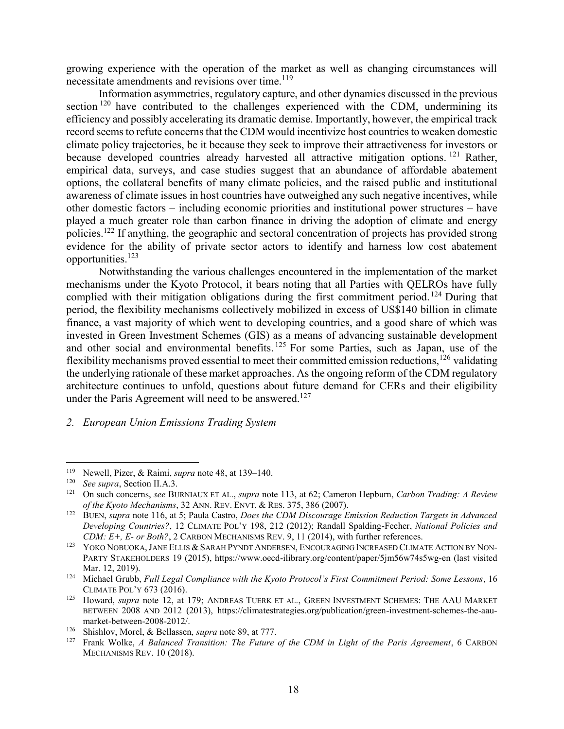growing experience with the operation of the market as well as changing circumstances will necessitate amendments and revisions over time.[119]

Information asymmetries, regulatory capture, and other dynamics discussed in the previous section[120] have contributed to the challenges experienced with the CDM, undermining its efficiency and possibly accelerating its dramatic demise. Importantly, however, the empirical track record seems to refute concerns that the CDM would incentivize host countries to weaken domestic climate policy trajectories, be it because they seek to improve their attractiveness for investors or because developed countries already harvested all attractive mitigation options.[121] Rather, empirical data, surveys, and case studies suggest that an abundance of affordable abatement options, the collateral benefits of many climate policies, and the raised public and institutional awareness of climate issues in host countries have outweighed any such negative incentives, while other domestic factors – including economic priorities and institutional power structures – have played a much greater role than carbon finance in driving the adoption of climate and energy policies.[122] If anything, the geographic and sectoral concentration of projects has provided strong evidence for the ability of private sector actors to identify and harness low cost abatement opportunities.[123]

Notwithstanding the various challenges encountered in the implementation of the market mechanisms under the Kyoto Protocol, it bears noting that all Parties with QELROs have fully complied with their mitigation obligations during the first commitment period.[124] During that period, the flexibility mechanisms collectively mobilized in excess of US$140 billion in climate finance, a vast majority of which went to developing countries, and a good share of which was invested in Green Investment Schemes (GIS) as a means of advancing sustainable development and other social and environmental benefits.[125] For some Parties, such as Japan, use of the flexibility mechanisms proved essential to meet their committed emission reductions,[126] validating the underlying rationale of these market approaches. As the ongoing reform of the CDM regulatory architecture continues to unfold, questions about future demand for CERs and their eligibility under the Paris Agreement will need to be answered.[127]

*2. European Union Emissions Trading System*

---

[119] Newell, Pizer, & Raimi, *supra* note 48, at 139–140.

[120] *See supra*, Section II.A.3.

[121] On such concerns, *see* BURNIAUX ET AL., *supra* note 113, at 62; Cameron Hepburn, *Carbon Trading: A Review of the Kyoto Mechanisms*, 32 ANN. REV. ENVT. & RES. 375, 386 (2007).

[122] BUEN, *supra* note 116, at 5; Paula Castro, *Does the CDM Discourage Emission Reduction Targets in Advanced Developing Countries?*, 12 CLIMATE POL'Y 198, 212 (2012); Randall Spalding-Fecher, *National Policies and CDM: E+, E- or Both?*, 2 CARBON MECHANISMS REV. 9, 11 (2014), with further references.

[123] YOKO NOBUOKA, JANE ELLIS & SARAH PYNDT ANDERSEN, ENCOURAGING INCREASED CLIMATE ACTION BY NON-PARTY STAKEHOLDERS 19 (2015), https://www.oecd-ilibrary.org/content/paper/5jm56w74s5wg-en (last visited Mar. 12, 2019).

[124] Michael Grubb, *Full Legal Compliance with the Kyoto Protocol's First Commitment Period: Some Lessons*, 16 CLIMATE POL'Y 673 (2016).

[125] Howard, *supra* note 12, at 179; ANDREAS TUERK ET AL., GREEN INVESTMENT SCHEMES: THE AAU MARKET BETWEEN 2008 AND 2012 (2013), https://climatestrategies.org/publication/green-investment-schemes-the-aau-market-between-2008-2012/.

[126] Shishlov, Morel, & Bellassen, *supra* note 89, at 777.

[127] Frank Wolke, *A Balanced Transition: The Future of the CDM in Light of the Paris Agreement*, 6 CARBON MECHANISMS REV. 10 (2018).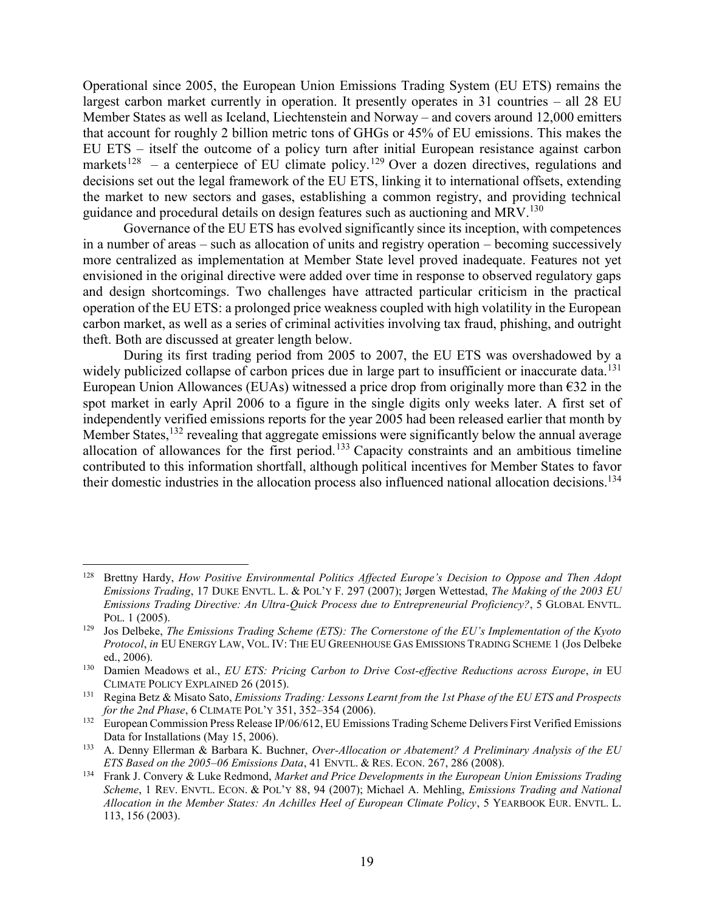Operational since 2005, the European Union Emissions Trading System (EU ETS) remains the largest carbon market currently in operation. It presently operates in 31 countries – all 28 EU Member States as well as Iceland, Liechtenstein and Norway – and covers around 12,000 emitters that account for roughly 2 billion metric tons of GHGs or 45% of EU emissions. This makes the EU ETS – itself the outcome of a policy turn after initial European resistance against carbon markets[128] – a centerpiece of EU climate policy.[129] Over a dozen directives, regulations and decisions set out the legal framework of the EU ETS, linking it to international offsets, extending the market to new sectors and gases, establishing a common registry, and providing technical guidance and procedural details on design features such as auctioning and MRV.[130]

Governance of the EU ETS has evolved significantly since its inception, with competences in a number of areas – such as allocation of units and registry operation – becoming successively more centralized as implementation at Member State level proved inadequate. Features not yet envisioned in the original directive were added over time in response to observed regulatory gaps and design shortcomings. Two challenges have attracted particular criticism in the practical operation of the EU ETS: a prolonged price weakness coupled with high volatility in the European carbon market, as well as a series of criminal activities involving tax fraud, phishing, and outright theft. Both are discussed at greater length below.

During its first trading period from 2005 to 2007, the EU ETS was overshadowed by a widely publicized collapse of carbon prices due in large part to insufficient or inaccurate data.[131] European Union Allowances (EUAs) witnessed a price drop from originally more than €32 in the spot market in early April 2006 to a figure in the single digits only weeks later. A first set of independently verified emissions reports for the year 2005 had been released earlier that month by Member States,[132] revealing that aggregate emissions were significantly below the annual average allocation of allowances for the first period.[133] Capacity constraints and an ambitious timeline contributed to this information shortfall, although political incentives for Member States to favor their domestic industries in the allocation process also influenced national allocation decisions.[134]

---

[128] Brettny Hardy, *How Positive Environmental Politics Affected Europe's Decision to Oppose and Then Adopt Emissions Trading*, 17 DUKE ENVTL. L. & POL'Y F. 297 (2007); Jørgen Wettestad, *The Making of the 2003 EU Emissions Trading Directive: An Ultra-Quick Process due to Entrepreneurial Proficiency?*, 5 GLOBAL ENVTL. POL. 1 (2005).

[129] Jos Delbeke, *The Emissions Trading Scheme (ETS): The Cornerstone of the EU's Implementation of the Kyoto Protocol*, *in* EU ENERGY LAW, VOL. IV: THE EU GREENHOUSE GAS EMISSIONS TRADING SCHEME 1 (Jos Delbeke ed., 2006).

[130] Damien Meadows et al., *EU ETS: Pricing Carbon to Drive Cost-effective Reductions across Europe*, *in* EU CLIMATE POLICY EXPLAINED 26 (2015).

[131] Regina Betz & Misato Sato, *Emissions Trading: Lessons Learnt from the 1st Phase of the EU ETS and Prospects for the 2nd Phase*, 6 CLIMATE POL'Y 351, 352–354 (2006).

[132] European Commission Press Release IP/06/612, EU Emissions Trading Scheme Delivers First Verified Emissions Data for Installations (May 15, 2006).

[133] A. Denny Ellerman & Barbara K. Buchner, *Over-Allocation or Abatement? A Preliminary Analysis of the EU ETS Based on the 2005–06 Emissions Data*, 41 ENVTL. & RES. ECON. 267, 286 (2008).

[134] Frank J. Convery & Luke Redmond, *Market and Price Developments in the European Union Emissions Trading Scheme*, 1 REV. ENVTL. ECON. & POL'Y 88, 94 (2007); Michael A. Mehling, *Emissions Trading and National Allocation in the Member States: An Achilles Heel of European Climate Policy*, 5 YEARBOOK EUR. ENVTL. L. 113, 156 (2003).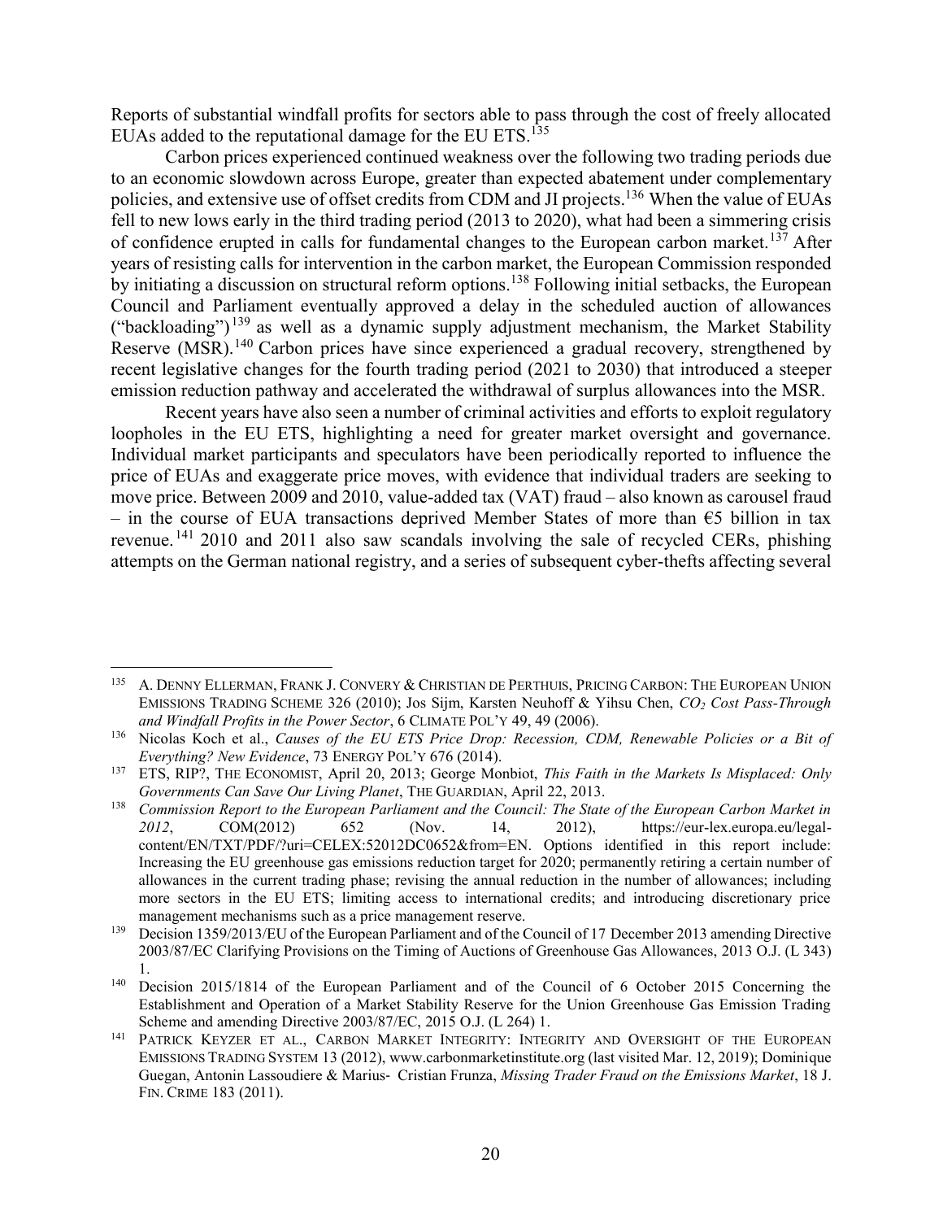Reports of substantial windfall profits for sectors able to pass through the cost of freely allocated EUAs added to the reputational damage for the EU ETS.[135]

Carbon prices experienced continued weakness over the following two trading periods due to an economic slowdown across Europe, greater than expected abatement under complementary policies, and extensive use of offset credits from CDM and JI projects.[136] When the value of EUAs fell to new lows early in the third trading period (2013 to 2020), what had been a simmering crisis of confidence erupted in calls for fundamental changes to the European carbon market.[137] After years of resisting calls for intervention in the carbon market, the European Commission responded by initiating a discussion on structural reform options.[138] Following initial setbacks, the European Council and Parliament eventually approved a delay in the scheduled auction of allowances ("backloading")[139] as well as a dynamic supply adjustment mechanism, the Market Stability Reserve (MSR).[140] Carbon prices have since experienced a gradual recovery, strengthened by recent legislative changes for the fourth trading period (2021 to 2030) that introduced a steeper emission reduction pathway and accelerated the withdrawal of surplus allowances into the MSR.

Recent years have also seen a number of criminal activities and efforts to exploit regulatory loopholes in the EU ETS, highlighting a need for greater market oversight and governance. Individual market participants and speculators have been periodically reported to influence the price of EUAs and exaggerate price moves, with evidence that individual traders are seeking to move price. Between 2009 and 2010, value-added tax (VAT) fraud – also known as carousel fraud – in the course of EUA transactions deprived Member States of more than €5 billion in tax revenue.[141] 2010 and 2011 also saw scandals involving the sale of recycled CERs, phishing attempts on the German national registry, and a series of subsequent cyber-thefts affecting several

---

[135] A. Denny Ellerman, Frank J. Convery & Christian de Perthuis, Pricing Carbon: The European Union Emissions Trading Scheme 326 (2010); Jos Sijm, Karsten Neuhoff & Yihsu Chen, *$CO_2$ Cost Pass-Through and Windfall Profits in the Power Sector*, 6 Climate Pol'y 49, 49 (2006).

[136] Nicolas Koch et al., *Causes of the EU ETS Price Drop: Recession, CDM, Renewable Policies or a Bit of Everything? New Evidence*, 73 Energy Pol'y 676 (2014).

[137] ETS, RIP?, The Economist, April 20, 2013; George Monbiot, *This Faith in the Markets Is Misplaced: Only Governments Can Save Our Living Planet*, The Guardian, April 22, 2013.

[138] *Commission Report to the European Parliament and the Council: The State of the European Carbon Market in 2012*, COM(2012) 652 (Nov. 14, 2012), https://eur-lex.europa.eu/legal-content/EN/TXT/PDF/?uri=CELEX:52012DC0652&from=EN. Options identified in this report include: Increasing the EU greenhouse gas emissions reduction target for 2020; permanently retiring a certain number of allowances in the current trading phase; revising the annual reduction in the number of allowances; including more sectors in the EU ETS; limiting access to international credits; and introducing discretionary price management mechanisms such as a price management reserve.

[139] Decision 1359/2013/EU of the European Parliament and of the Council of 17 December 2013 amending Directive 2003/87/EC Clarifying Provisions on the Timing of Auctions of Greenhouse Gas Allowances, 2013 O.J. (L 343) 1.

[140] Decision 2015/1814 of the European Parliament and of the Council of 6 October 2015 Concerning the Establishment and Operation of a Market Stability Reserve for the Union Greenhouse Gas Emission Trading Scheme and amending Directive 2003/87/EC, 2015 O.J. (L 264) 1.

[141] Patrick Keyzer et al., Carbon Market Integrity: Integrity and Oversight of the European Emissions Trading System 13 (2012), www.carbonmarketinstitute.org (last visited Mar. 12, 2019); Dominique Guegan, Antonin Lassoudiere & Marius- Cristian Frunza, *Missing Trader Fraud on the Emissions Market*, 18 J. Fin. Crime 183 (2011).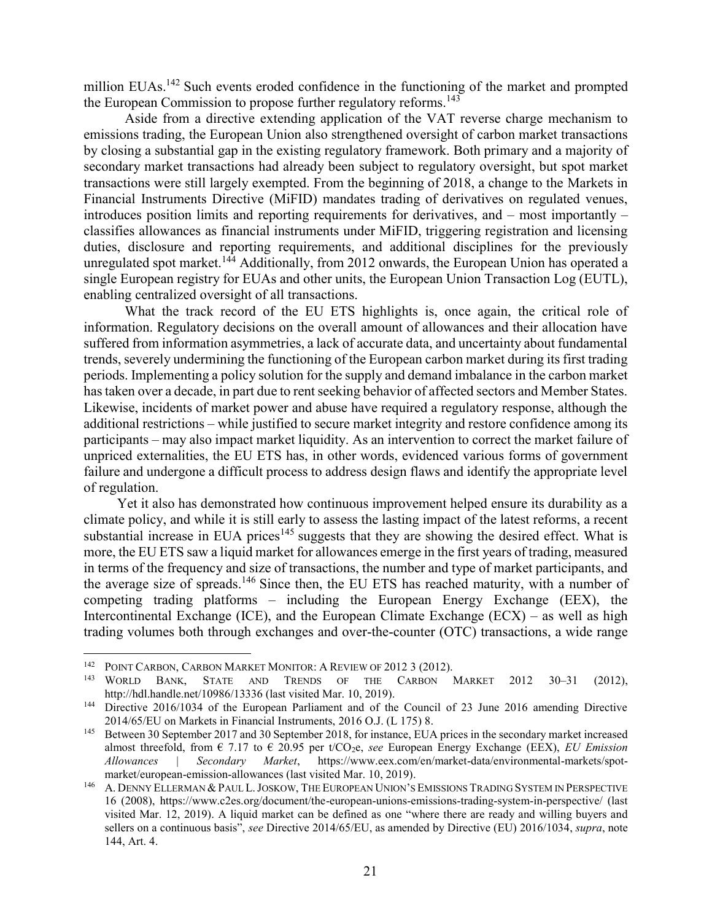million EUAs.[142] Such events eroded confidence in the functioning of the market and prompted the European Commission to propose further regulatory reforms.[143]

Aside from a directive extending application of the VAT reverse charge mechanism to emissions trading, the European Union also strengthened oversight of carbon market transactions by closing a substantial gap in the existing regulatory framework. Both primary and a majority of secondary market transactions had already been subject to regulatory oversight, but spot market transactions were still largely exempted. From the beginning of 2018, a change to the Markets in Financial Instruments Directive (MiFID) mandates trading of derivatives on regulated venues, introduces position limits and reporting requirements for derivatives, and – most importantly – classifies allowances as financial instruments under MiFID, triggering registration and licensing duties, disclosure and reporting requirements, and additional disciplines for the previously unregulated spot market.[144] Additionally, from 2012 onwards, the European Union has operated a single European registry for EUAs and other units, the European Union Transaction Log (EUTL), enabling centralized oversight of all transactions.

What the track record of the EU ETS highlights is, once again, the critical role of information. Regulatory decisions on the overall amount of allowances and their allocation have suffered from information asymmetries, a lack of accurate data, and uncertainty about fundamental trends, severely undermining the functioning of the European carbon market during its first trading periods. Implementing a policy solution for the supply and demand imbalance in the carbon market has taken over a decade, in part due to rent seeking behavior of affected sectors and Member States. Likewise, incidents of market power and abuse have required a regulatory response, although the additional restrictions – while justified to secure market integrity and restore confidence among its participants – may also impact market liquidity. As an intervention to correct the market failure of unpriced externalities, the EU ETS has, in other words, evidenced various forms of government failure and undergone a difficult process to address design flaws and identify the appropriate level of regulation.

Yet it also has demonstrated how continuous improvement helped ensure its durability as a climate policy, and while it is still early to assess the lasting impact of the latest reforms, a recent substantial increase in EUA prices[145] suggests that they are showing the desired effect. What is more, the EU ETS saw a liquid market for allowances emerge in the first years of trading, measured in terms of the frequency and size of transactions, the number and type of market participants, and the average size of spreads.[146] Since then, the EU ETS has reached maturity, with a number of competing trading platforms – including the European Energy Exchange (EEX), the Intercontinental Exchange (ICE), and the European Climate Exchange (ECX) – as well as high trading volumes both through exchanges and over-the-counter (OTC) transactions, a wide range

---

[142] POINT CARBON, CARBON MARKET MONITOR: A REVIEW OF 2012 3 (2012).

[143] WORLD BANK, STATE AND TRENDS OF THE CARBON MARKET 2012 30–31 (2012), http://hdl.handle.net/10986/13336 (last visited Mar. 10, 2019).

[144] Directive 2016/1034 of the European Parliament and of the Council of 23 June 2016 amending Directive 2014/65/EU on Markets in Financial Instruments, 2016 O.J. (L 175) 8.

[145] Between 30 September 2017 and 30 September 2018, for instance, EUA prices in the secondary market increased almost threefold, from € 7.17 to € 20.95 per t/$CO_2$e, *see* European Energy Exchange (EEX), *EU Emission Allowances | Secondary Market*, https://www.eex.com/en/market-data/environmental-markets/spot-market/european-emission-allowances (last visited Mar. 10, 2019).

[146] A. DENNY ELLERMAN & PAUL L. JOSKOW, THE EUROPEAN UNION'S EMISSIONS TRADING SYSTEM IN PERSPECTIVE 16 (2008), https://www.c2es.org/document/the-european-unions-emissions-trading-system-in-perspective/ (last visited Mar. 12, 2019). A liquid market can be defined as one "where there are ready and willing buyers and sellers on a continuous basis", *see* Directive 2014/65/EU, as amended by Directive (EU) 2016/1034, *supra*, note 144, Art. 4.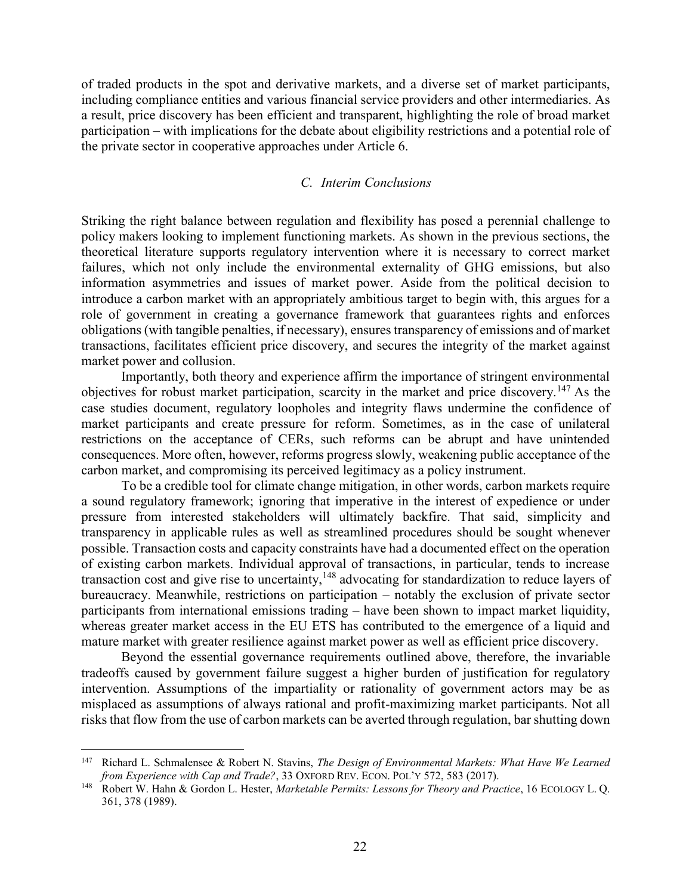of traded products in the spot and derivative markets, and a diverse set of market participants, including compliance entities and various financial service providers and other intermediaries. As a result, price discovery has been efficient and transparent, highlighting the role of broad market participation – with implications for the debate about eligibility restrictions and a potential role of the private sector in cooperative approaches under Article 6.

### *C. Interim Conclusions*

Striking the right balance between regulation and flexibility has posed a perennial challenge to policy makers looking to implement functioning markets. As shown in the previous sections, the theoretical literature supports regulatory intervention where it is necessary to correct market failures, which not only include the environmental externality of GHG emissions, but also information asymmetries and issues of market power. Aside from the political decision to introduce a carbon market with an appropriately ambitious target to begin with, this argues for a role of government in creating a governance framework that guarantees rights and enforces obligations (with tangible penalties, if necessary), ensures transparency of emissions and of market transactions, facilitates efficient price discovery, and secures the integrity of the market against market power and collusion.

Importantly, both theory and experience affirm the importance of stringent environmental objectives for robust market participation, scarcity in the market and price discovery.[147] As the case studies document, regulatory loopholes and integrity flaws undermine the confidence of market participants and create pressure for reform. Sometimes, as in the case of unilateral restrictions on the acceptance of CERs, such reforms can be abrupt and have unintended consequences. More often, however, reforms progress slowly, weakening public acceptance of the carbon market, and compromising its perceived legitimacy as a policy instrument.

To be a credible tool for climate change mitigation, in other words, carbon markets require a sound regulatory framework; ignoring that imperative in the interest of expedience or under pressure from interested stakeholders will ultimately backfire. That said, simplicity and transparency in applicable rules as well as streamlined procedures should be sought whenever possible. Transaction costs and capacity constraints have had a documented effect on the operation of existing carbon markets. Individual approval of transactions, in particular, tends to increase transaction cost and give rise to uncertainty,[148] advocating for standardization to reduce layers of bureaucracy. Meanwhile, restrictions on participation – notably the exclusion of private sector participants from international emissions trading – have been shown to impact market liquidity, whereas greater market access in the EU ETS has contributed to the emergence of a liquid and mature market with greater resilience against market power as well as efficient price discovery.

Beyond the essential governance requirements outlined above, therefore, the invariable tradeoffs caused by government failure suggest a higher burden of justification for regulatory intervention. Assumptions of the impartiality or rationality of government actors may be as misplaced as assumptions of always rational and profit-maximizing market participants. Not all risks that flow from the use of carbon markets can be averted through regulation, bar shutting down

---

[147] Richard L. Schmalensee & Robert N. Stavins, *The Design of Environmental Markets: What Have We Learned from Experience with Cap and Trade?*, 33 OXFORD REV. ECON. POL'Y 572, 583 (2017).

[148] Robert W. Hahn & Gordon L. Hester, *Marketable Permits: Lessons for Theory and Practice*, 16 ECOLOGY L. Q. 361, 378 (1989).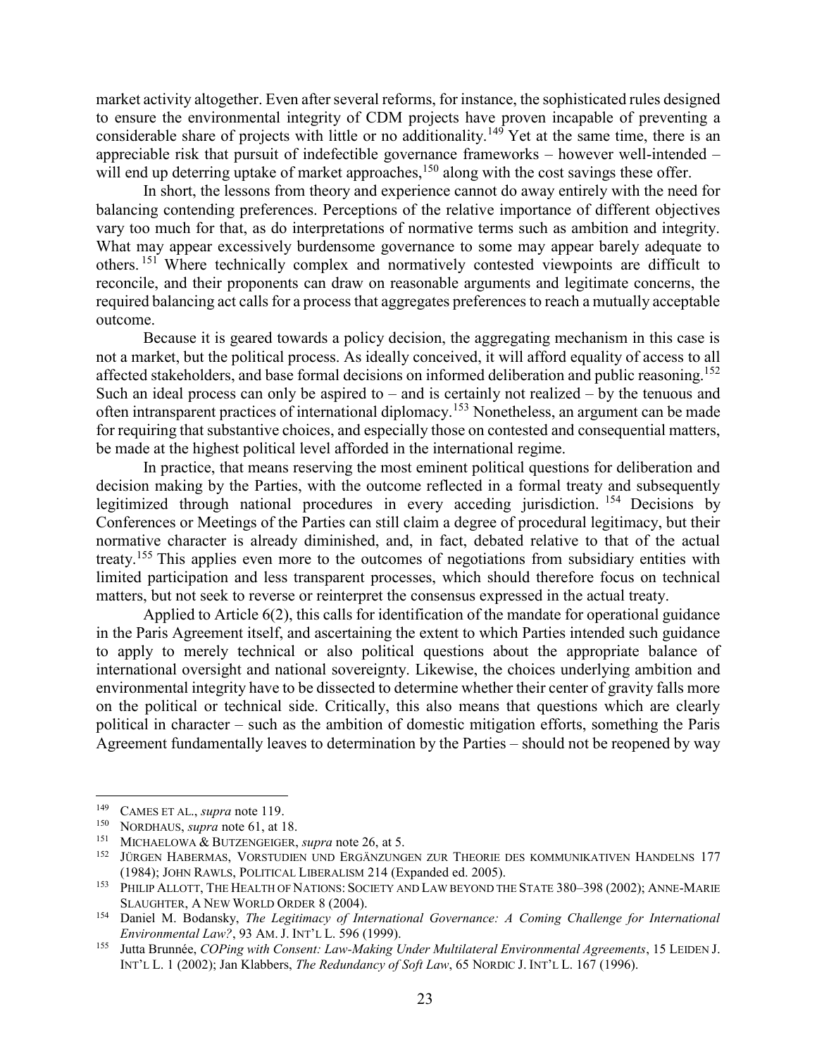market activity altogether. Even after several reforms, for instance, the sophisticated rules designed to ensure the environmental integrity of CDM projects have proven incapable of preventing a considerable share of projects with little or no additionality.[149] Yet at the same time, there is an appreciable risk that pursuit of indefectible governance frameworks – however well-intended – will end up deterring uptake of market approaches,[150] along with the cost savings these offer.

In short, the lessons from theory and experience cannot do away entirely with the need for balancing contending preferences. Perceptions of the relative importance of different objectives vary too much for that, as do interpretations of normative terms such as ambition and integrity. What may appear excessively burdensome governance to some may appear barely adequate to others.[151] Where technically complex and normatively contested viewpoints are difficult to reconcile, and their proponents can draw on reasonable arguments and legitimate concerns, the required balancing act calls for a process that aggregates preferences to reach a mutually acceptable outcome.

Because it is geared towards a policy decision, the aggregating mechanism in this case is not a market, but the political process. As ideally conceived, it will afford equality of access to all affected stakeholders, and base formal decisions on informed deliberation and public reasoning.[152] Such an ideal process can only be aspired to – and is certainly not realized – by the tenuous and often intransparent practices of international diplomacy.[153] Nonetheless, an argument can be made for requiring that substantive choices, and especially those on contested and consequential matters, be made at the highest political level afforded in the international regime.

In practice, that means reserving the most eminent political questions for deliberation and decision making by the Parties, with the outcome reflected in a formal treaty and subsequently legitimized through national procedures in every acceding jurisdiction.[154] Decisions by Conferences or Meetings of the Parties can still claim a degree of procedural legitimacy, but their normative character is already diminished, and, in fact, debated relative to that of the actual treaty.[155] This applies even more to the outcomes of negotiations from subsidiary entities with limited participation and less transparent processes, which should therefore focus on technical matters, but not seek to reverse or reinterpret the consensus expressed in the actual treaty.

Applied to Article 6(2), this calls for identification of the mandate for operational guidance in the Paris Agreement itself, and ascertaining the extent to which Parties intended such guidance to apply to merely technical or also political questions about the appropriate balance of international oversight and national sovereignty. Likewise, the choices underlying ambition and environmental integrity have to be dissected to determine whether their center of gravity falls more on the political or technical side. Critically, this also means that questions which are clearly political in character – such as the ambition of domestic mitigation efforts, something the Paris Agreement fundamentally leaves to determination by the Parties – should not be reopened by way

---

[149] CAMES ET AL., *supra* note 119.

[150] NORDHAUS, *supra* note 61, at 18.

[151] MICHAELOWA & BUTZENGEIGER, *supra* note 26, at 5.

[152] JÜRGEN HABERMAS, VORSTUDIEN UND ERGÄNZUNGEN ZUR THEORIE DES KOMMUNIKATIVEN HANDELNS 177 (1984); JOHN RAWLS, POLITICAL LIBERALISM 214 (Expanded ed. 2005).

[153] PHILIP ALLOTT, THE HEALTH OF NATIONS: SOCIETY AND LAW BEYOND THE STATE 380–398 (2002); ANNE-MARIE SLAUGHTER, A NEW WORLD ORDER 8 (2004).

[154] Daniel M. Bodansky, *The Legitimacy of International Governance: A Coming Challenge for International Environmental Law?*, 93 AM. J. INT'L L. 596 (1999).

[155] Jutta Brunnée, *COPing with Consent: Law-Making Under Multilateral Environmental Agreements*, 15 LEIDEN J. INT'L L. 1 (2002); Jan Klabbers, *The Redundancy of Soft Law*, 65 NORDIC J. INT'L L. 167 (1996).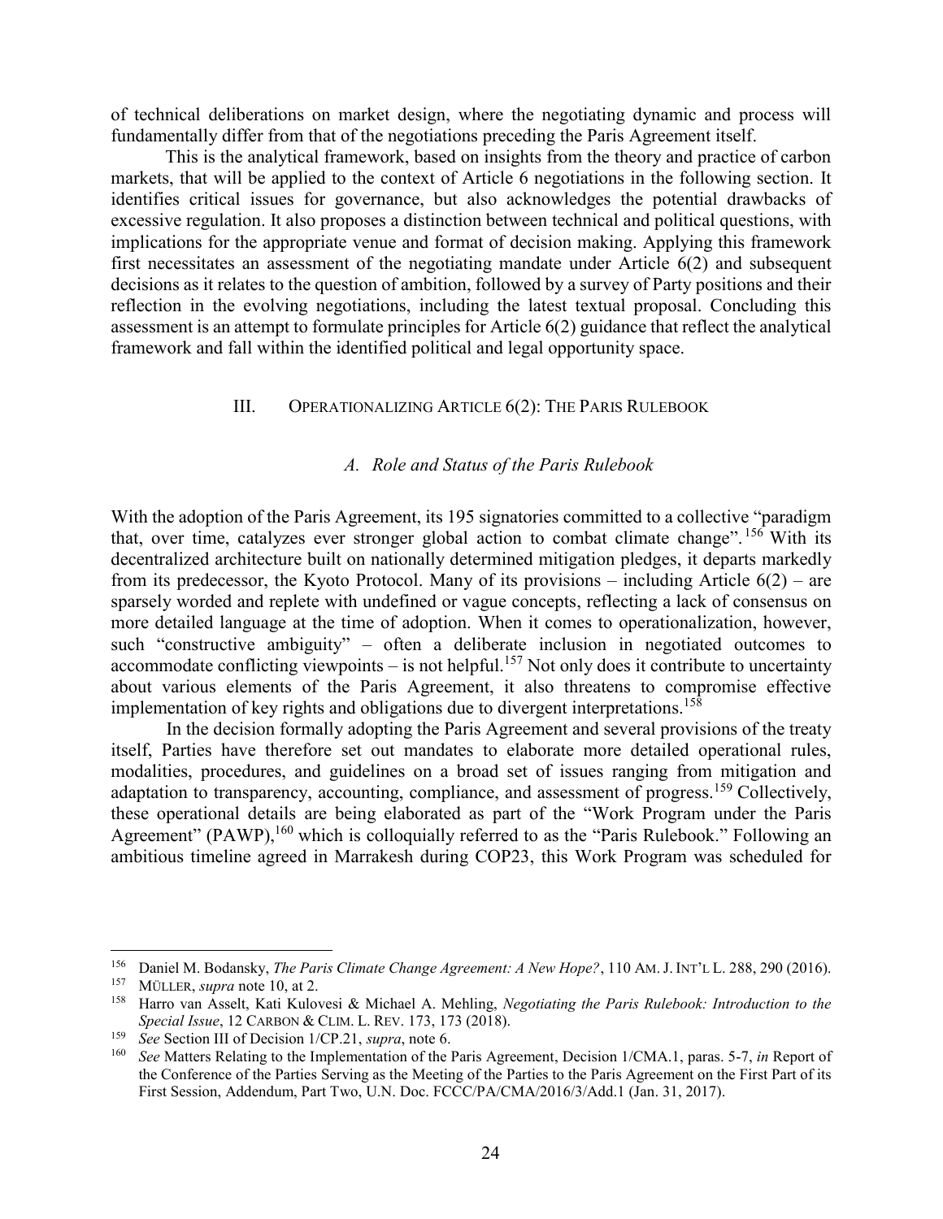of technical deliberations on market design, where the negotiating dynamic and process will fundamentally differ from that of the negotiations preceding the Paris Agreement itself.

This is the analytical framework, based on insights from the theory and practice of carbon markets, that will be applied to the context of Article 6 negotiations in the following section. It identifies critical issues for governance, but also acknowledges the potential drawbacks of excessive regulation. It also proposes a distinction between technical and political questions, with implications for the appropriate venue and format of decision making. Applying this framework first necessitates an assessment of the negotiating mandate under Article 6(2) and subsequent decisions as it relates to the question of ambition, followed by a survey of Party positions and their reflection in the evolving negotiations, including the latest textual proposal. Concluding this assessment is an attempt to formulate principles for Article 6(2) guidance that reflect the analytical framework and fall within the identified political and legal opportunity space.

## III. Operationalizing Article 6(2): The Paris Rulebook

### *A. Role and Status of the Paris Rulebook*

With the adoption of the Paris Agreement, its 195 signatories committed to a collective "paradigm that, over time, catalyzes ever stronger global action to combat climate change".[156] With its decentralized architecture built on nationally determined mitigation pledges, it departs markedly from its predecessor, the Kyoto Protocol. Many of its provisions – including Article 6(2) – are sparsely worded and replete with undefined or vague concepts, reflecting a lack of consensus on more detailed language at the time of adoption. When it comes to operationalization, however, such "constructive ambiguity" – often a deliberate inclusion in negotiated outcomes to accommodate conflicting viewpoints – is not helpful.[157] Not only does it contribute to uncertainty about various elements of the Paris Agreement, it also threatens to compromise effective implementation of key rights and obligations due to divergent interpretations.[158]

In the decision formally adopting the Paris Agreement and several provisions of the treaty itself, Parties have therefore set out mandates to elaborate more detailed operational rules, modalities, procedures, and guidelines on a broad set of issues ranging from mitigation and adaptation to transparency, accounting, compliance, and assessment of progress.[159] Collectively, these operational details are being elaborated as part of the "Work Program under the Paris Agreement" (PAWP),[160] which is colloquially referred to as the "Paris Rulebook." Following an ambitious timeline agreed in Marrakesh during COP23, this Work Program was scheduled for

---

[156] Daniel M. Bodansky, *The Paris Climate Change Agreement: A New Hope?*, 110 AM. J. INT'L L. 288, 290 (2016).

[157] MÜLLER, *supra* note 10, at 2.

[158] Harro van Asselt, Kati Kulovesi & Michael A. Mehling, *Negotiating the Paris Rulebook: Introduction to the Special Issue*, 12 CARBON & CLIM. L. REV. 173, 173 (2018).

[159] *See* Section III of Decision 1/CP.21, *supra*, note 6.

[160] *See* Matters Relating to the Implementation of the Paris Agreement, Decision 1/CMA.1, paras. 5-7, *in* Report of the Conference of the Parties Serving as the Meeting of the Parties to the Paris Agreement on the First Part of its First Session, Addendum, Part Two, U.N. Doc. FCCC/PA/CMA/2016/3/Add.1 (Jan. 31, 2017).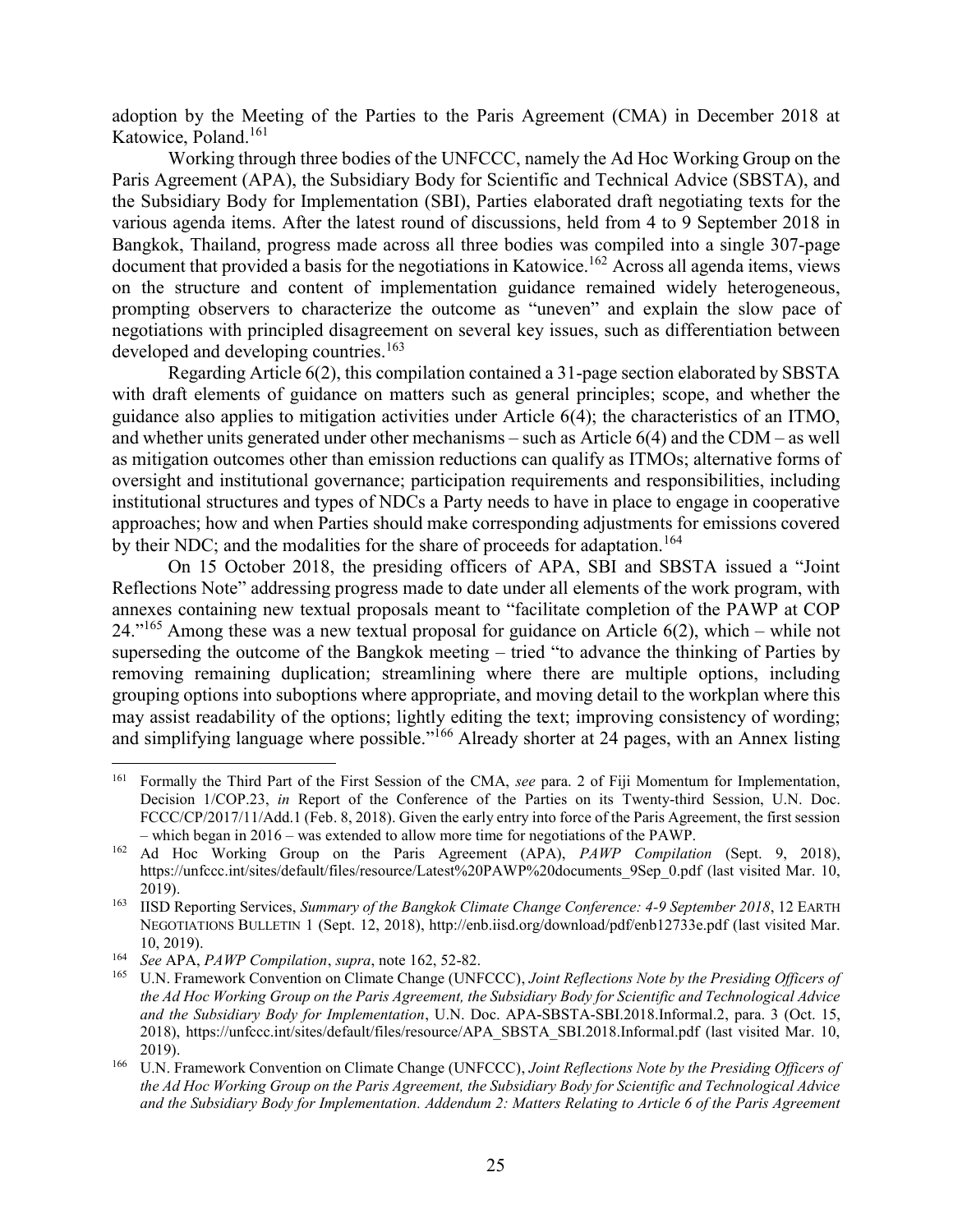adoption by the Meeting of the Parties to the Paris Agreement (CMA) in December 2018 at Katowice, Poland.[161]

Working through three bodies of the UNFCCC, namely the Ad Hoc Working Group on the Paris Agreement (APA), the Subsidiary Body for Scientific and Technical Advice (SBSTA), and the Subsidiary Body for Implementation (SBI), Parties elaborated draft negotiating texts for the various agenda items. After the latest round of discussions, held from 4 to 9 September 2018 in Bangkok, Thailand, progress made across all three bodies was compiled into a single 307-page document that provided a basis for the negotiations in Katowice.[162] Across all agenda items, views on the structure and content of implementation guidance remained widely heterogeneous, prompting observers to characterize the outcome as "uneven" and explain the slow pace of negotiations with principled disagreement on several key issues, such as differentiation between developed and developing countries.[163]

Regarding Article 6(2), this compilation contained a 31-page section elaborated by SBSTA with draft elements of guidance on matters such as general principles; scope, and whether the guidance also applies to mitigation activities under Article 6(4); the characteristics of an ITMO, and whether units generated under other mechanisms – such as Article 6(4) and the CDM – as well as mitigation outcomes other than emission reductions can qualify as ITMOs; alternative forms of oversight and institutional governance; participation requirements and responsibilities, including institutional structures and types of NDCs a Party needs to have in place to engage in cooperative approaches; how and when Parties should make corresponding adjustments for emissions covered by their NDC; and the modalities for the share of proceeds for adaptation.[164]

On 15 October 2018, the presiding officers of APA, SBI and SBSTA issued a "Joint Reflections Note" addressing progress made to date under all elements of the work program, with annexes containing new textual proposals meant to "facilitate completion of the PAWP at COP 24."[165] Among these was a new textual proposal for guidance on Article 6(2), which – while not superseding the outcome of the Bangkok meeting – tried "to advance the thinking of Parties by removing remaining duplication; streamlining where there are multiple options, including grouping options into suboptions where appropriate, and moving detail to the workplan where this may assist readability of the options; lightly editing the text; improving consistency of wording; and simplifying language where possible."[166] Already shorter at 24 pages, with an Annex listing

---

[161] Formally the Third Part of the First Session of the CMA, *see* para. 2 of Fiji Momentum for Implementation, Decision 1/COP.23, *in* Report of the Conference of the Parties on its Twenty-third Session, U.N. Doc. FCCC/CP/2017/11/Add.1 (Feb. 8, 2018). Given the early entry into force of the Paris Agreement, the first session – which began in 2016 – was extended to allow more time for negotiations of the PAWP.

[162] Ad Hoc Working Group on the Paris Agreement (APA), *PAWP Compilation* (Sept. 9, 2018), https://unfccc.int/sites/default/files/resource/Latest%20PAWP%20documents_9Sep_0.pdf (last visited Mar. 10, 2019).

[163] IISD Reporting Services, *Summary of the Bangkok Climate Change Conference: 4-9 September 2018*, 12 EARTH NEGOTIATIONS BULLETIN 1 (Sept. 12, 2018), http://enb.iisd.org/download/pdf/enb12733e.pdf (last visited Mar. 10, 2019).

[164] *See* APA, *PAWP Compilation*, *supra*, note 162, 52-82.

[165] U.N. Framework Convention on Climate Change (UNFCCC), *Joint Reflections Note by the Presiding Officers of the Ad Hoc Working Group on the Paris Agreement, the Subsidiary Body for Scientific and Technological Advice and the Subsidiary Body for Implementation*, U.N. Doc. APA-SBSTA-SBI.2018.Informal.2, para. 3 (Oct. 15, 2018), https://unfccc.int/sites/default/files/resource/APA_SBSTA_SBI.2018.Informal.pdf (last visited Mar. 10, 2019).

[166] U.N. Framework Convention on Climate Change (UNFCCC), *Joint Reflections Note by the Presiding Officers of the Ad Hoc Working Group on the Paris Agreement, the Subsidiary Body for Scientific and Technological Advice and the Subsidiary Body for Implementation. Addendum 2: Matters Relating to Article 6 of the Paris Agreement*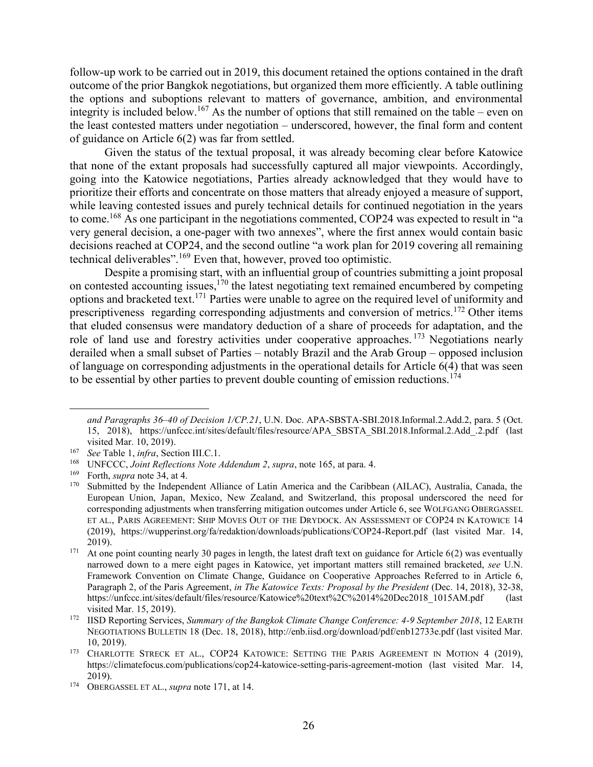follow-up work to be carried out in 2019, this document retained the options contained in the draft outcome of the prior Bangkok negotiations, but organized them more efficiently. A table outlining the options and suboptions relevant to matters of governance, ambition, and environmental integrity is included below.[167] As the number of options that still remained on the table – even on the least contested matters under negotiation – underscored, however, the final form and content of guidance on Article 6(2) was far from settled.

Given the status of the textual proposal, it was already becoming clear before Katowice that none of the extant proposals had successfully captured all major viewpoints. Accordingly, going into the Katowice negotiations, Parties already acknowledged that they would have to prioritize their efforts and concentrate on those matters that already enjoyed a measure of support, while leaving contested issues and purely technical details for continued negotiation in the years to come.[168] As one participant in the negotiations commented, COP24 was expected to result in "a very general decision, a one-pager with two annexes", where the first annex would contain basic decisions reached at COP24, and the second outline "a work plan for 2019 covering all remaining technical deliverables".[169] Even that, however, proved too optimistic.

Despite a promising start, with an influential group of countries submitting a joint proposal on contested accounting issues,[170] the latest negotiating text remained encumbered by competing options and bracketed text.[171] Parties were unable to agree on the required level of uniformity and prescriptiveness regarding corresponding adjustments and conversion of metrics.[172] Other items that eluded consensus were mandatory deduction of a share of proceeds for adaptation, and the role of land use and forestry activities under cooperative approaches.[173] Negotiations nearly derailed when a small subset of Parties – notably Brazil and the Arab Group – opposed inclusion of language on corresponding adjustments in the operational details for Article 6(4) that was seen to be essential by other parties to prevent double counting of emission reductions.[174]

---

*and Paragraphs 36–40 of Decision 1/CP.21*, U.N. Doc. APA-SBSTA-SBI.2018.Informal.2.Add.2, para. 5 (Oct. 15, 2018), https://unfccc.int/sites/default/files/resource/APA_SBSTA_SBI.2018.Informal.2.Add_.2.pdf (last visited Mar. 10, 2019).

[167] *See* Table 1, *infra*, Section III.C.1.

[168] UNFCCC, *Joint Reflections Note Addendum 2*, *supra*, note 165, at para. 4.

[169] Forth, *supra* note 34, at 4.

[170] Submitted by the Independent Alliance of Latin America and the Caribbean (AILAC), Australia, Canada, the European Union, Japan, Mexico, New Zealand, and Switzerland, this proposal underscored the need for corresponding adjustments when transferring mitigation outcomes under Article 6, see WOLFGANG OBERGASSEL ET AL., PARIS AGREEMENT: SHIP MOVES OUT OF THE DRYDOCK. AN ASSESSMENT OF COP24 IN KATOWICE 14 (2019), https://wupperinst.org/fa/redaktion/downloads/publications/COP24-Report.pdf (last visited Mar. 14, 2019).

[171] At one point counting nearly 30 pages in length, the latest draft text on guidance for Article 6(2) was eventually narrowed down to a mere eight pages in Katowice, yet important matters still remained bracketed, *see* U.N. Framework Convention on Climate Change, Guidance on Cooperative Approaches Referred to in Article 6, Paragraph 2, of the Paris Agreement, *in The Katowice Texts: Proposal by the President* (Dec. 14, 2018), 32-38, https://unfccc.int/sites/default/files/resource/Katowice%20text%2C%2014%20Dec2018_1015AM.pdf (last visited Mar. 15, 2019).

[172] IISD Reporting Services, *Summary of the Bangkok Climate Change Conference: 4-9 September 2018*, 12 EARTH NEGOTIATIONS BULLETIN 18 (Dec. 18, 2018), http://enb.iisd.org/download/pdf/enb12733e.pdf (last visited Mar. 10, 2019).

[173] CHARLOTTE STRECK ET AL., COP24 KATOWICE: SETTING THE PARIS AGREEMENT IN MOTION 4 (2019), https://climatefocus.com/publications/cop24-katowice-setting-paris-agreement-motion (last visited Mar. 14, 2019).

[174] OBERGASSEL ET AL., *supra* note 171, at 14.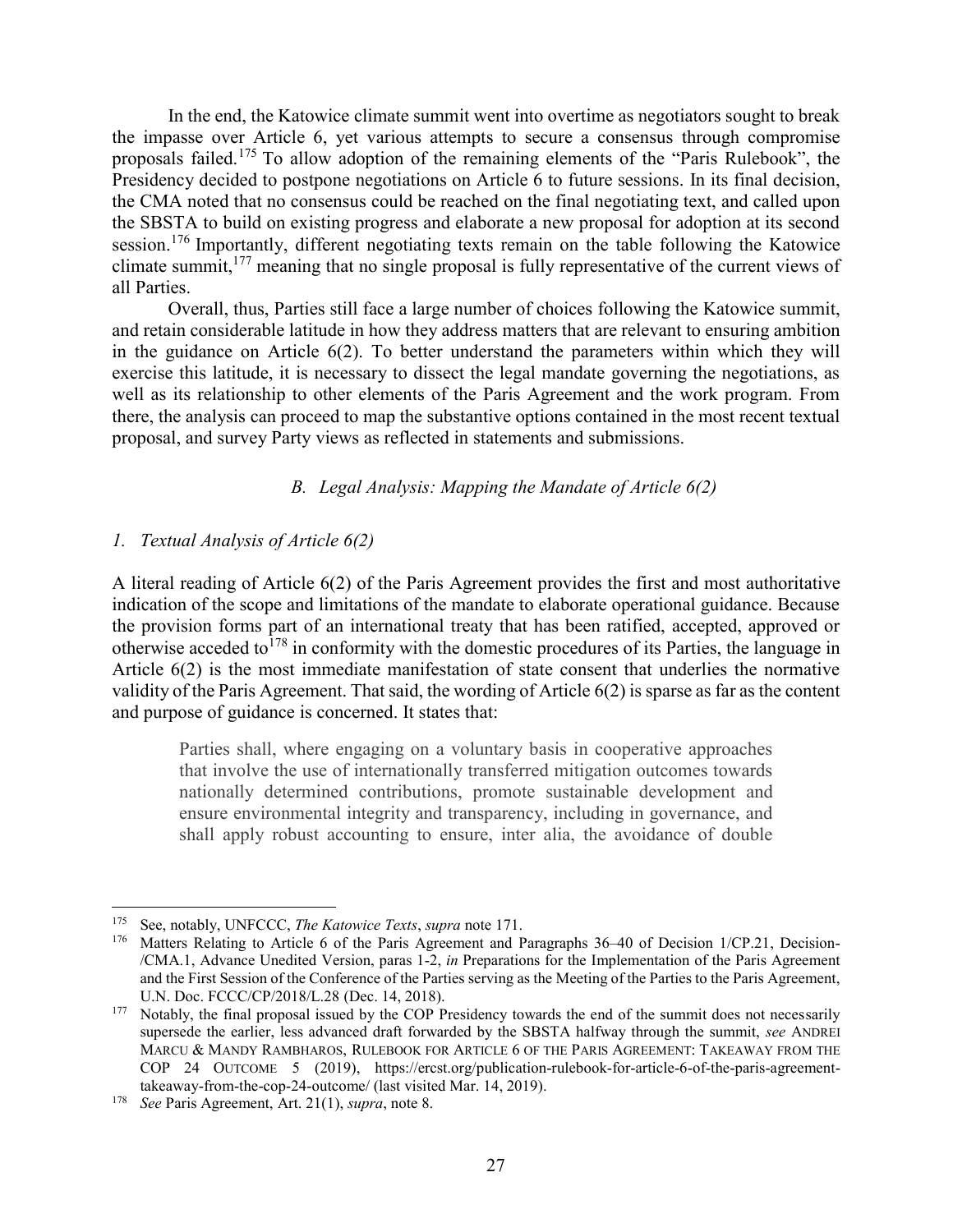In the end, the Katowice climate summit went into overtime as negotiators sought to break the impasse over Article 6, yet various attempts to secure a consensus through compromise proposals failed.[175] To allow adoption of the remaining elements of the "Paris Rulebook", the Presidency decided to postpone negotiations on Article 6 to future sessions. In its final decision, the CMA noted that no consensus could be reached on the final negotiating text, and called upon the SBSTA to build on existing progress and elaborate a new proposal for adoption at its second session.[176] Importantly, different negotiating texts remain on the table following the Katowice climate summit,[177] meaning that no single proposal is fully representative of the current views of all Parties.

Overall, thus, Parties still face a large number of choices following the Katowice summit, and retain considerable latitude in how they address matters that are relevant to ensuring ambition in the guidance on Article 6(2). To better understand the parameters within which they will exercise this latitude, it is necessary to dissect the legal mandate governing the negotiations, as well as its relationship to other elements of the Paris Agreement and the work program. From there, the analysis can proceed to map the substantive options contained in the most recent textual proposal, and survey Party views as reflected in statements and submissions.

### *B. Legal Analysis: Mapping the Mandate of Article 6(2)*

#### *1. Textual Analysis of Article 6(2)*

A literal reading of Article 6(2) of the Paris Agreement provides the first and most authoritative indication of the scope and limitations of the mandate to elaborate operational guidance. Because the provision forms part of an international treaty that has been ratified, accepted, approved or otherwise acceded to[178] in conformity with the domestic procedures of its Parties, the language in Article 6(2) is the most immediate manifestation of state consent that underlies the normative validity of the Paris Agreement. That said, the wording of Article 6(2) is sparse as far as the content and purpose of guidance is concerned. It states that:

> Parties shall, where engaging on a voluntary basis in cooperative approaches that involve the use of internationally transferred mitigation outcomes towards nationally determined contributions, promote sustainable development and ensure environmental integrity and transparency, including in governance, and shall apply robust accounting to ensure, inter alia, the avoidance of double

---

[175] See, notably, UNFCCC, *The Katowice Texts*, *supra* note 171.

[176] Matters Relating to Article 6 of the Paris Agreement and Paragraphs 36–40 of Decision 1/CP.21, Decision-/CMA.1, Advance Unedited Version, paras 1-2, *in* Preparations for the Implementation of the Paris Agreement and the First Session of the Conference of the Parties serving as the Meeting of the Parties to the Paris Agreement, U.N. Doc. FCCC/CP/2018/L.28 (Dec. 14, 2018).

[177] Notably, the final proposal issued by the COP Presidency towards the end of the summit does not necessarily supersede the earlier, less advanced draft forwarded by the SBSTA halfway through the summit, *see* ANDREI MARCU & MANDY RAMBHAROS, RULEBOOK FOR ARTICLE 6 OF THE PARIS AGREEMENT: TAKEAWAY FROM THE COP 24 OUTCOME 5 (2019), https://ercst.org/publication-rulebook-for-article-6-of-the-paris-agreement-takeaway-from-the-cop-24-outcome/ (last visited Mar. 14, 2019).

[178] *See* Paris Agreement, Art. 21(1), *supra*, note 8.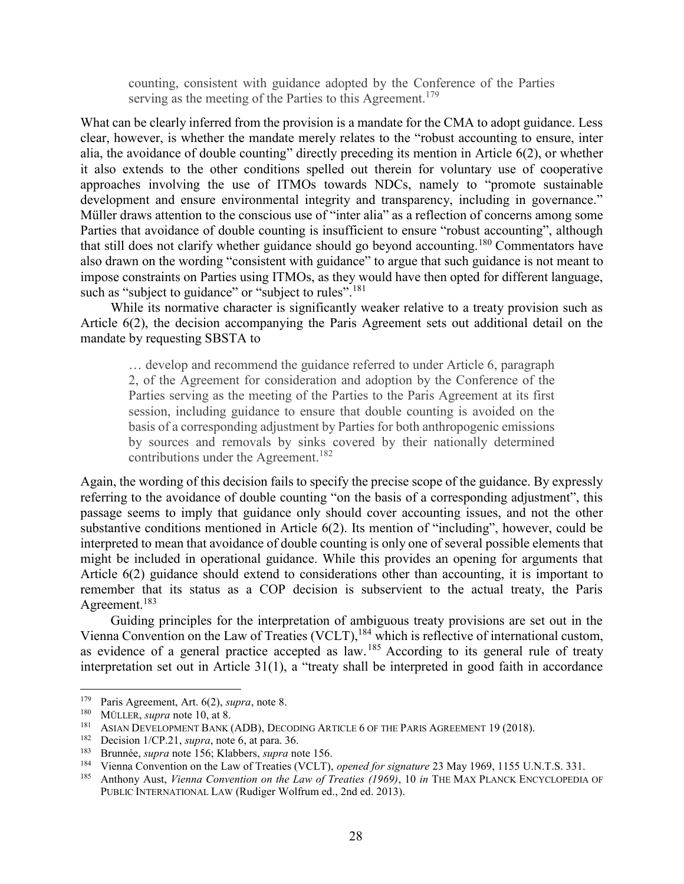> counting, consistent with guidance adopted by the Conference of the Parties serving as the meeting of the Parties to this Agreement.[179]

What can be clearly inferred from the provision is a mandate for the CMA to adopt guidance. Less clear, however, is whether the mandate merely relates to the "robust accounting to ensure, inter alia, the avoidance of double counting" directly preceding its mention in Article 6(2), or whether it also extends to the other conditions spelled out therein for voluntary use of cooperative approaches involving the use of ITMOs towards NDCs, namely to "promote sustainable development and ensure environmental integrity and transparency, including in governance." Müller draws attention to the conscious use of "inter alia" as a reflection of concerns among some Parties that avoidance of double counting is insufficient to ensure "robust accounting", although that still does not clarify whether guidance should go beyond accounting.[180] Commentators have also drawn on the wording "consistent with guidance" to argue that such guidance is not meant to impose constraints on Parties using ITMOs, as they would have then opted for different language, such as "subject to guidance" or "subject to rules".[181]

While its normative character is significantly weaker relative to a treaty provision such as Article 6(2), the decision accompanying the Paris Agreement sets out additional detail on the mandate by requesting SBSTA to

> … develop and recommend the guidance referred to under Article 6, paragraph 2, of the Agreement for consideration and adoption by the Conference of the Parties serving as the meeting of the Parties to the Paris Agreement at its first session, including guidance to ensure that double counting is avoided on the basis of a corresponding adjustment by Parties for both anthropogenic emissions by sources and removals by sinks covered by their nationally determined contributions under the Agreement.[182]

Again, the wording of this decision fails to specify the precise scope of the guidance. By expressly referring to the avoidance of double counting "on the basis of a corresponding adjustment", this passage seems to imply that guidance only should cover accounting issues, and not the other substantive conditions mentioned in Article 6(2). Its mention of "including", however, could be interpreted to mean that avoidance of double counting is only one of several possible elements that might be included in operational guidance. While this provides an opening for arguments that Article 6(2) guidance should extend to considerations other than accounting, it is important to remember that its status as a COP decision is subservient to the actual treaty, the Paris Agreement.[183]

Guiding principles for the interpretation of ambiguous treaty provisions are set out in the Vienna Convention on the Law of Treaties (VCLT),[184] which is reflective of international custom, as evidence of a general practice accepted as law.[185] According to its general rule of treaty interpretation set out in Article 31(1), a "treaty shall be interpreted in good faith in accordance

---

[179] Paris Agreement, Art. 6(2), *supra*, note 8.

[180] MÜLLER, *supra* note 10, at 8.

[181] ASIAN DEVELOPMENT BANK (ADB), DECODING ARTICLE 6 OF THE PARIS AGREEMENT 19 (2018).

[182] Decision 1/CP.21, *supra*, note 6, at para. 36.

[183] Brunnée, *supra* note 156; Klabbers, *supra* note 156.

[184] Vienna Convention on the Law of Treaties (VCLT), *opened for signature* 23 May 1969, 1155 U.N.T.S. 331.

[185] Anthony Aust, *Vienna Convention on the Law of Treaties (1969)*, 10 *in* THE MAX PLANCK ENCYCLOPEDIA OF PUBLIC INTERNATIONAL LAW (Rudiger Wolfrum ed., 2nd ed. 2013).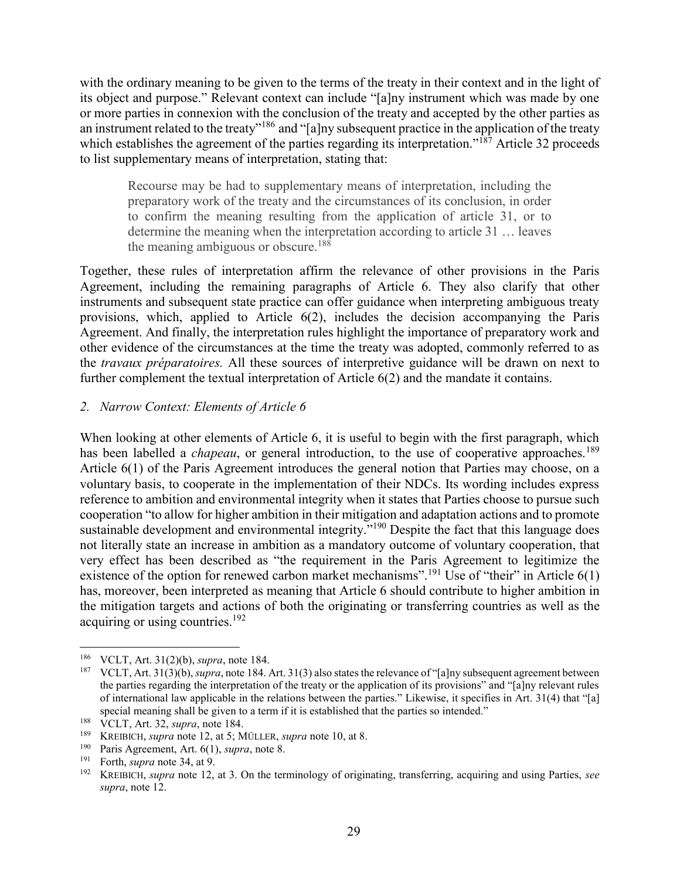with the ordinary meaning to be given to the terms of the treaty in their context and in the light of its object and purpose." Relevant context can include "[a]ny instrument which was made by one or more parties in connexion with the conclusion of the treaty and accepted by the other parties as an instrument related to the treaty"[186] and "[a]ny subsequent practice in the application of the treaty which establishes the agreement of the parties regarding its interpretation."[187] Article 32 proceeds to list supplementary means of interpretation, stating that:

> Recourse may be had to supplementary means of interpretation, including the preparatory work of the treaty and the circumstances of its conclusion, in order to confirm the meaning resulting from the application of article 31, or to determine the meaning when the interpretation according to article 31 … leaves the meaning ambiguous or obscure.[188]

Together, these rules of interpretation affirm the relevance of other provisions in the Paris Agreement, including the remaining paragraphs of Article 6. They also clarify that other instruments and subsequent state practice can offer guidance when interpreting ambiguous treaty provisions, which, applied to Article 6(2), includes the decision accompanying the Paris Agreement. And finally, the interpretation rules highlight the importance of preparatory work and other evidence of the circumstances at the time the treaty was adopted, commonly referred to as the *travaux préparatoires.* All these sources of interpretive guidance will be drawn on next to further complement the textual interpretation of Article 6(2) and the mandate it contains.

### *2. Narrow Context: Elements of Article 6*

When looking at other elements of Article 6, it is useful to begin with the first paragraph, which has been labelled a *chapeau*, or general introduction, to the use of cooperative approaches.[189] Article 6(1) of the Paris Agreement introduces the general notion that Parties may choose, on a voluntary basis, to cooperate in the implementation of their NDCs. Its wording includes express reference to ambition and environmental integrity when it states that Parties choose to pursue such cooperation "to allow for higher ambition in their mitigation and adaptation actions and to promote sustainable development and environmental integrity."[190] Despite the fact that this language does not literally state an increase in ambition as a mandatory outcome of voluntary cooperation, that very effect has been described as "the requirement in the Paris Agreement to legitimize the existence of the option for renewed carbon market mechanisms".[191] Use of "their" in Article 6(1) has, moreover, been interpreted as meaning that Article 6 should contribute to higher ambition in the mitigation targets and actions of both the originating or transferring countries as well as the acquiring or using countries.[192]

---

[186] VCLT, Art. 31(2)(b), *supra*, note 184.

[187] VCLT, Art. 31(3)(b), *supra*, note 184. Art. 31(3) also states the relevance of "[a]ny subsequent agreement between the parties regarding the interpretation of the treaty or the application of its provisions" and "[a]ny relevant rules of international law applicable in the relations between the parties." Likewise, it specifies in Art. 31(4) that "[a] special meaning shall be given to a term if it is established that the parties so intended."

[188] VCLT, Art. 32, *supra*, note 184.

[189] KREIBICH, *supra* note 12, at 5; MÜLLER, *supra* note 10, at 8.

[190] Paris Agreement, Art. 6(1), *supra*, note 8.

[191] Forth, *supra* note 34, at 9.

[192] KREIBICH, *supra* note 12, at 3. On the terminology of originating, transferring, acquiring and using Parties, *see supra*, note 12.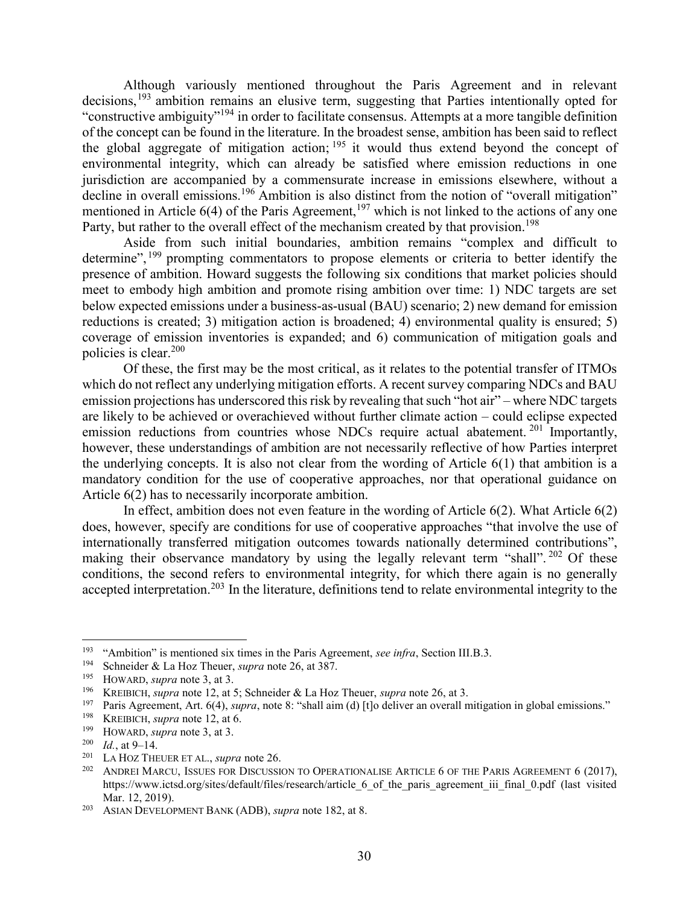Although variously mentioned throughout the Paris Agreement and in relevant decisions,[193] ambition remains an elusive term, suggesting that Parties intentionally opted for "constructive ambiguity"[194] in order to facilitate consensus. Attempts at a more tangible definition of the concept can be found in the literature. In the broadest sense, ambition has been said to reflect the global aggregate of mitigation action;[195] it would thus extend beyond the concept of environmental integrity, which can already be satisfied where emission reductions in one jurisdiction are accompanied by a commensurate increase in emissions elsewhere, without a decline in overall emissions.[196] Ambition is also distinct from the notion of "overall mitigation" mentioned in Article 6(4) of the Paris Agreement,[197] which is not linked to the actions of any one Party, but rather to the overall effect of the mechanism created by that provision.[198]

Aside from such initial boundaries, ambition remains "complex and difficult to determine",[199] prompting commentators to propose elements or criteria to better identify the presence of ambition. Howard suggests the following six conditions that market policies should meet to embody high ambition and promote rising ambition over time: 1) NDC targets are set below expected emissions under a business-as-usual (BAU) scenario; 2) new demand for emission reductions is created; 3) mitigation action is broadened; 4) environmental quality is ensured; 5) coverage of emission inventories is expanded; and 6) communication of mitigation goals and policies is clear.[200]

Of these, the first may be the most critical, as it relates to the potential transfer of ITMOs which do not reflect any underlying mitigation efforts. A recent survey comparing NDCs and BAU emission projections has underscored this risk by revealing that such "hot air" – where NDC targets are likely to be achieved or overachieved without further climate action – could eclipse expected emission reductions from countries whose NDCs require actual abatement.[201] Importantly, however, these understandings of ambition are not necessarily reflective of how Parties interpret the underlying concepts. It is also not clear from the wording of Article 6(1) that ambition is a mandatory condition for the use of cooperative approaches, nor that operational guidance on Article 6(2) has to necessarily incorporate ambition.

In effect, ambition does not even feature in the wording of Article 6(2). What Article 6(2) does, however, specify are conditions for use of cooperative approaches "that involve the use of internationally transferred mitigation outcomes towards nationally determined contributions", making their observance mandatory by using the legally relevant term "shall".[202] Of these conditions, the second refers to environmental integrity, for which there again is no generally accepted interpretation.[203] In the literature, definitions tend to relate environmental integrity to the

---

[193] "Ambition" is mentioned six times in the Paris Agreement, *see infra*, Section III.B.3.

[194] Schneider & La Hoz Theuer, *supra* note 26, at 387.

[195] HOWARD, *supra* note 3, at 3.

[196] KREIBICH, *supra* note 12, at 5; Schneider & La Hoz Theuer, *supra* note 26, at 3.

[197] Paris Agreement, Art. 6(4), *supra*, note 8: "shall aim (d) [t]o deliver an overall mitigation in global emissions."

[198] KREIBICH, *supra* note 12, at 6.

[199] HOWARD, *supra* note 3, at 3.

[200] *Id.*, at 9–14.

[201] LA HOZ THEUER ET AL., *supra* note 26.

[202] ANDREI MARCU, ISSUES FOR DISCUSSION TO OPERATIONALISE ARTICLE 6 OF THE PARIS AGREEMENT 6 (2017), https://www.ictsd.org/sites/default/files/research/article_6_of_the_paris_agreement_iii_final_0.pdf (last visited Mar. 12, 2019).

[203] ASIAN DEVELOPMENT BANK (ADB), *supra* note 182, at 8.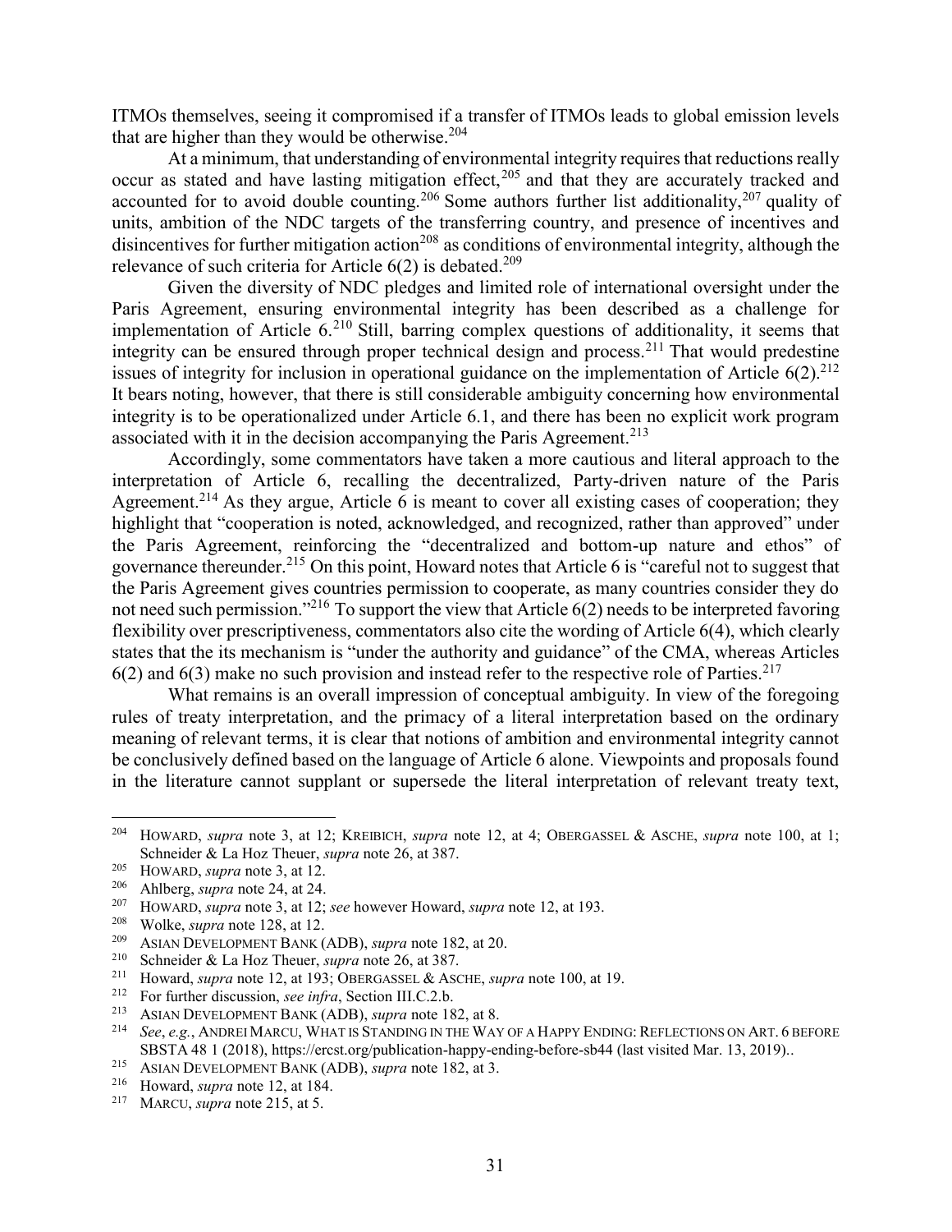ITMOs themselves, seeing it compromised if a transfer of ITMOs leads to global emission levels that are higher than they would be otherwise.[204]

At a minimum, that understanding of environmental integrity requires that reductions really occur as stated and have lasting mitigation effect,[205] and that they are accurately tracked and accounted for to avoid double counting.[206] Some authors further list additionality,[207] quality of units, ambition of the NDC targets of the transferring country, and presence of incentives and disincentives for further mitigation action[208] as conditions of environmental integrity, although the relevance of such criteria for Article 6(2) is debated.[209]

Given the diversity of NDC pledges and limited role of international oversight under the Paris Agreement, ensuring environmental integrity has been described as a challenge for implementation of Article 6.[210] Still, barring complex questions of additionality, it seems that integrity can be ensured through proper technical design and process.[211] That would predestine issues of integrity for inclusion in operational guidance on the implementation of Article 6(2).[212] It bears noting, however, that there is still considerable ambiguity concerning how environmental integrity is to be operationalized under Article 6.1, and there has been no explicit work program associated with it in the decision accompanying the Paris Agreement.[213]

Accordingly, some commentators have taken a more cautious and literal approach to the interpretation of Article 6, recalling the decentralized, Party-driven nature of the Paris Agreement.[214] As they argue, Article 6 is meant to cover all existing cases of cooperation; they highlight that "cooperation is noted, acknowledged, and recognized, rather than approved" under the Paris Agreement, reinforcing the "decentralized and bottom-up nature and ethos" of governance thereunder.[215] On this point, Howard notes that Article 6 is "careful not to suggest that the Paris Agreement gives countries permission to cooperate, as many countries consider they do not need such permission."[216] To support the view that Article 6(2) needs to be interpreted favoring flexibility over prescriptiveness, commentators also cite the wording of Article 6(4), which clearly states that the its mechanism is "under the authority and guidance" of the CMA, whereas Articles 6(2) and 6(3) make no such provision and instead refer to the respective role of Parties.[217]

What remains is an overall impression of conceptual ambiguity. In view of the foregoing rules of treaty interpretation, and the primacy of a literal interpretation based on the ordinary meaning of relevant terms, it is clear that notions of ambition and environmental integrity cannot be conclusively defined based on the language of Article 6 alone. Viewpoints and proposals found in the literature cannot supplant or supersede the literal interpretation of relevant treaty text,

---

[204] HOWARD, *supra* note 3, at 12; KREIBICH, *supra* note 12, at 4; OBERGASSEL & ASCHE, *supra* note 100, at 1; Schneider & La Hoz Theuer, *supra* note 26, at 387.

[205] HOWARD, *supra* note 3, at 12.

[206] Ahlberg, *supra* note 24, at 24.

[207] HOWARD, *supra* note 3, at 12; *see* however Howard, *supra* note 12, at 193.

[208] Wolke, *supra* note 128, at 12.

[209] ASIAN DEVELOPMENT BANK (ADB), *supra* note 182, at 20.

[210] Schneider & La Hoz Theuer, *supra* note 26, at 387.

[211] Howard, *supra* note 12, at 193; OBERGASSEL & ASCHE, *supra* note 100, at 19.

[212] For further discussion, *see infra*, Section III.C.2.b.

[213] ASIAN DEVELOPMENT BANK (ADB), *supra* note 182, at 8.

[214] *See*, *e.g.*, ANDREI MARCU, WHAT IS STANDING IN THE WAY OF A HAPPY ENDING: REFLECTIONS ON ART. 6 BEFORE SBSTA 48 1 (2018), https://ercst.org/publication-happy-ending-before-sb44 (last visited Mar. 13, 2019)..

[215] ASIAN DEVELOPMENT BANK (ADB), *supra* note 182, at 3.

[216] Howard, *supra* note 12, at 184.

[217] MARCU, *supra* note 215, at 5.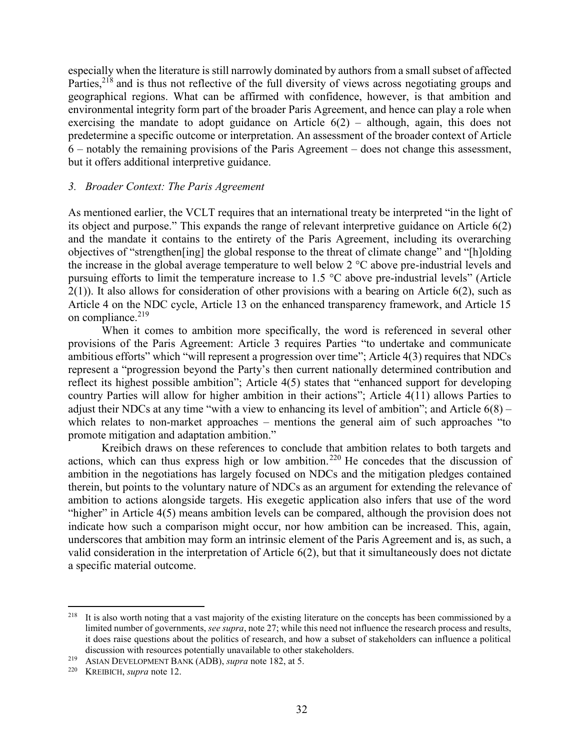especially when the literature is still narrowly dominated by authors from a small subset of affected Parties,[218] and is thus not reflective of the full diversity of views across negotiating groups and geographical regions. What can be affirmed with confidence, however, is that ambition and environmental integrity form part of the broader Paris Agreement, and hence can play a role when exercising the mandate to adopt guidance on Article 6(2) – although, again, this does not predetermine a specific outcome or interpretation. An assessment of the broader context of Article 6 – notably the remaining provisions of the Paris Agreement – does not change this assessment, but it offers additional interpretive guidance.

### *3. Broader Context: The Paris Agreement*

As mentioned earlier, the VCLT requires that an international treaty be interpreted "in the light of its object and purpose." This expands the range of relevant interpretive guidance on Article 6(2) and the mandate it contains to the entirety of the Paris Agreement, including its overarching objectives of "strengthen[ing] the global response to the threat of climate change" and "[h]olding the increase in the global average temperature to well below 2 °C above pre-industrial levels and pursuing efforts to limit the temperature increase to 1.5 °C above pre-industrial levels" (Article 2(1)). It also allows for consideration of other provisions with a bearing on Article 6(2), such as Article 4 on the NDC cycle, Article 13 on the enhanced transparency framework, and Article 15 on compliance.[219]

When it comes to ambition more specifically, the word is referenced in several other provisions of the Paris Agreement: Article 3 requires Parties "to undertake and communicate ambitious efforts" which "will represent a progression over time"; Article 4(3) requires that NDCs represent a "progression beyond the Party's then current nationally determined contribution and reflect its highest possible ambition"; Article 4(5) states that "enhanced support for developing country Parties will allow for higher ambition in their actions"; Article 4(11) allows Parties to adjust their NDCs at any time "with a view to enhancing its level of ambition"; and Article 6(8) – which relates to non-market approaches – mentions the general aim of such approaches "to promote mitigation and adaptation ambition."

Kreibich draws on these references to conclude that ambition relates to both targets and actions, which can thus express high or low ambition.[220] He concedes that the discussion of ambition in the negotiations has largely focused on NDCs and the mitigation pledges contained therein, but points to the voluntary nature of NDCs as an argument for extending the relevance of ambition to actions alongside targets. His exegetic application also infers that use of the word "higher" in Article 4(5) means ambition levels can be compared, although the provision does not indicate how such a comparison might occur, nor how ambition can be increased. This, again, underscores that ambition may form an intrinsic element of the Paris Agreement and is, as such, a valid consideration in the interpretation of Article 6(2), but that it simultaneously does not dictate a specific material outcome.

---

[218] It is also worth noting that a vast majority of the existing literature on the concepts has been commissioned by a limited number of governments, *see supra*, note 27; while this need not influence the research process and results, it does raise questions about the politics of research, and how a subset of stakeholders can influence a political discussion with resources potentially unavailable to other stakeholders.

[219] ASIAN DEVELOPMENT BANK (ADB), *supra* note 182, at 5.

[220] KREIBICH, *supra* note 12.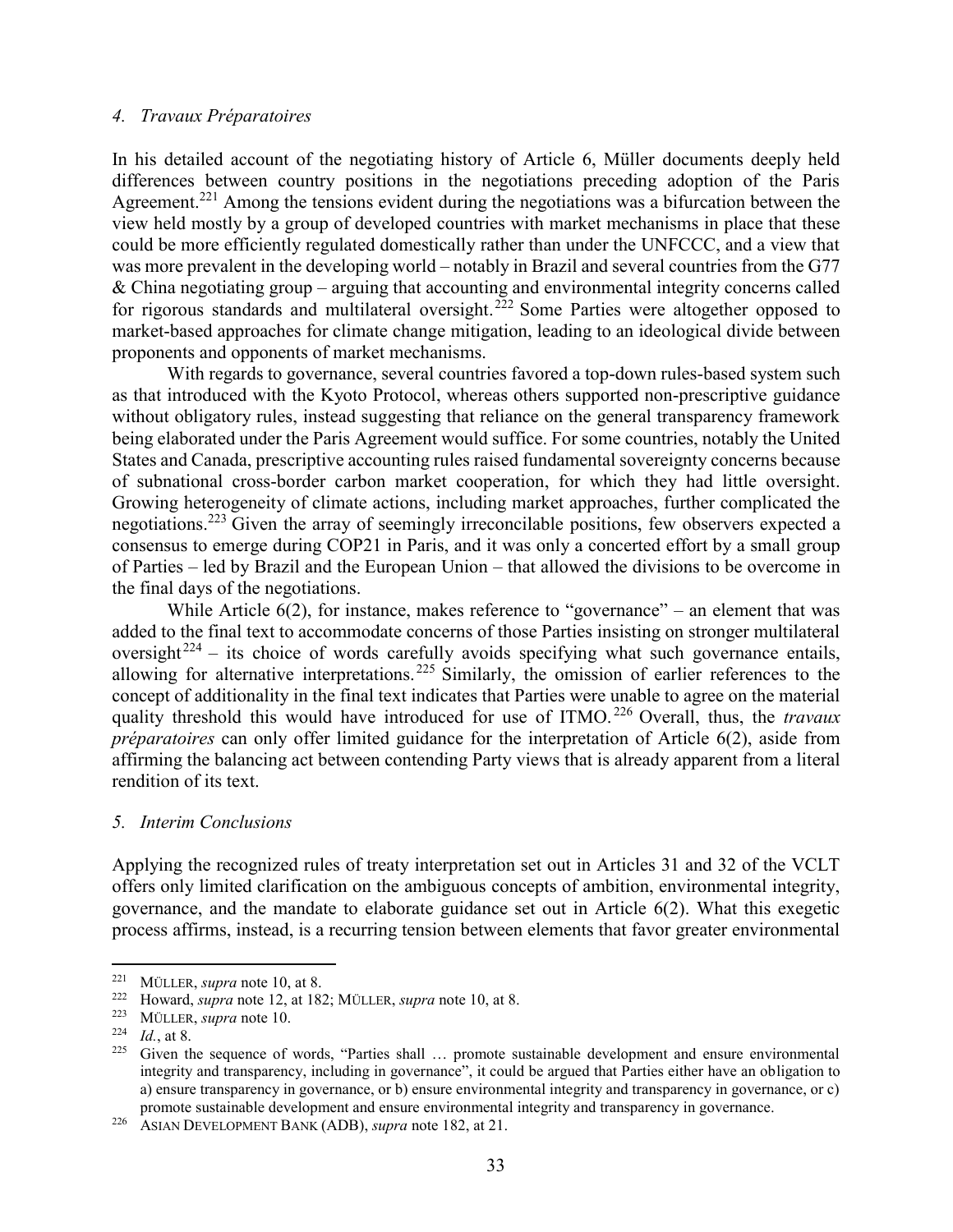### *4. Travaux Préparatoires*

In his detailed account of the negotiating history of Article 6, Müller documents deeply held differences between country positions in the negotiations preceding adoption of the Paris Agreement.[221] Among the tensions evident during the negotiations was a bifurcation between the view held mostly by a group of developed countries with market mechanisms in place that these could be more efficiently regulated domestically rather than under the UNFCCC, and a view that was more prevalent in the developing world – notably in Brazil and several countries from the G77 & China negotiating group – arguing that accounting and environmental integrity concerns called for rigorous standards and multilateral oversight.[222] Some Parties were altogether opposed to market-based approaches for climate change mitigation, leading to an ideological divide between proponents and opponents of market mechanisms.

With regards to governance, several countries favored a top-down rules-based system such as that introduced with the Kyoto Protocol, whereas others supported non-prescriptive guidance without obligatory rules, instead suggesting that reliance on the general transparency framework being elaborated under the Paris Agreement would suffice. For some countries, notably the United States and Canada, prescriptive accounting rules raised fundamental sovereignty concerns because of subnational cross-border carbon market cooperation, for which they had little oversight. Growing heterogeneity of climate actions, including market approaches, further complicated the negotiations.[223] Given the array of seemingly irreconcilable positions, few observers expected a consensus to emerge during COP21 in Paris, and it was only a concerted effort by a small group of Parties – led by Brazil and the European Union – that allowed the divisions to be overcome in the final days of the negotiations.

While Article 6(2), for instance, makes reference to "governance" – an element that was added to the final text to accommodate concerns of those Parties insisting on stronger multilateral oversight[224] – its choice of words carefully avoids specifying what such governance entails, allowing for alternative interpretations.[225] Similarly, the omission of earlier references to the concept of additionality in the final text indicates that Parties were unable to agree on the material quality threshold this would have introduced for use of ITMO.[226] Overall, thus, the *travaux préparatoires* can only offer limited guidance for the interpretation of Article 6(2), aside from affirming the balancing act between contending Party views that is already apparent from a literal rendition of its text.

### *5. Interim Conclusions*

Applying the recognized rules of treaty interpretation set out in Articles 31 and 32 of the VCLT offers only limited clarification on the ambiguous concepts of ambition, environmental integrity, governance, and the mandate to elaborate guidance set out in Article 6(2). What this exegetic process affirms, instead, is a recurring tension between elements that favor greater environmental

---

[221] MÜLLER, *supra* note 10, at 8.

[222] Howard, *supra* note 12, at 182; MÜLLER, *supra* note 10, at 8.

[223] MÜLLER, *supra* note 10.

[224] *Id.*, at 8.

[225] Given the sequence of words, "Parties shall … promote sustainable development and ensure environmental integrity and transparency, including in governance", it could be argued that Parties either have an obligation to a) ensure transparency in governance, or b) ensure environmental integrity and transparency in governance, or c) promote sustainable development and ensure environmental integrity and transparency in governance.

[226] ASIAN DEVELOPMENT BANK (ADB), *supra* note 182, at 21.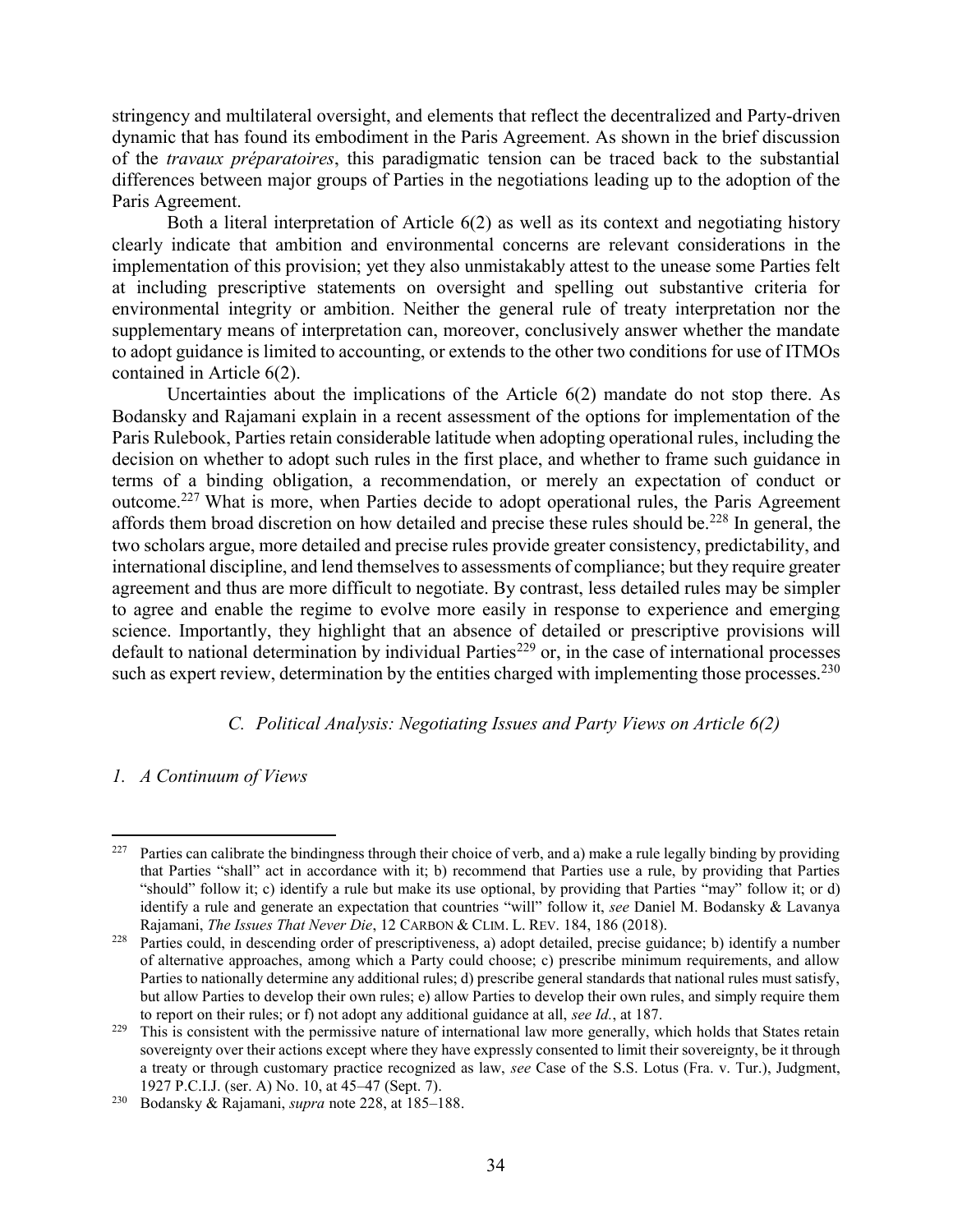stringency and multilateral oversight, and elements that reflect the decentralized and Party-driven dynamic that has found its embodiment in the Paris Agreement. As shown in the brief discussion of the *travaux préparatoires*, this paradigmatic tension can be traced back to the substantial differences between major groups of Parties in the negotiations leading up to the adoption of the Paris Agreement.

Both a literal interpretation of Article 6(2) as well as its context and negotiating history clearly indicate that ambition and environmental concerns are relevant considerations in the implementation of this provision; yet they also unmistakably attest to the unease some Parties felt at including prescriptive statements on oversight and spelling out substantive criteria for environmental integrity or ambition. Neither the general rule of treaty interpretation nor the supplementary means of interpretation can, moreover, conclusively answer whether the mandate to adopt guidance is limited to accounting, or extends to the other two conditions for use of ITMOs contained in Article 6(2).

Uncertainties about the implications of the Article 6(2) mandate do not stop there. As Bodansky and Rajamani explain in a recent assessment of the options for implementation of the Paris Rulebook, Parties retain considerable latitude when adopting operational rules, including the decision on whether to adopt such rules in the first place, and whether to frame such guidance in terms of a binding obligation, a recommendation, or merely an expectation of conduct or outcome.[227] What is more, when Parties decide to adopt operational rules, the Paris Agreement affords them broad discretion on how detailed and precise these rules should be.[228] In general, the two scholars argue, more detailed and precise rules provide greater consistency, predictability, and international discipline, and lend themselves to assessments of compliance; but they require greater agreement and thus are more difficult to negotiate. By contrast, less detailed rules may be simpler to agree and enable the regime to evolve more easily in response to experience and emerging science. Importantly, they highlight that an absence of detailed or prescriptive provisions will default to national determination by individual Parties[229] or, in the case of international processes such as expert review, determination by the entities charged with implementing those processes.[230]

### *C. Political Analysis: Negotiating Issues and Party Views on Article 6(2)*

#### *1. A Continuum of Views*

---

[227] Parties can calibrate the bindingness through their choice of verb, and a) make a rule legally binding by providing that Parties "shall" act in accordance with it; b) recommend that Parties use a rule, by providing that Parties "should" follow it; c) identify a rule but make its use optional, by providing that Parties "may" follow it; or d) identify a rule and generate an expectation that countries "will" follow it, *see* Daniel M. Bodansky & Lavanya Rajamani, *The Issues That Never Die*, 12 CARBON & CLIM. L. REV. 184, 186 (2018).

[228] Parties could, in descending order of prescriptiveness, a) adopt detailed, precise guidance; b) identify a number of alternative approaches, among which a Party could choose; c) prescribe minimum requirements, and allow Parties to nationally determine any additional rules; d) prescribe general standards that national rules must satisfy, but allow Parties to develop their own rules; e) allow Parties to develop their own rules, and simply require them to report on their rules; or f) not adopt any additional guidance at all, *see Id.*, at 187.

[229] This is consistent with the permissive nature of international law more generally, which holds that States retain sovereignty over their actions except where they have expressly consented to limit their sovereignty, be it through a treaty or through customary practice recognized as law, *see* Case of the S.S. Lotus (Fra. v. Tur.), Judgment, 1927 P.C.I.J. (ser. A) No. 10, at 45–47 (Sept. 7).

[230] Bodansky & Rajamani, *supra* note 228, at 185–188.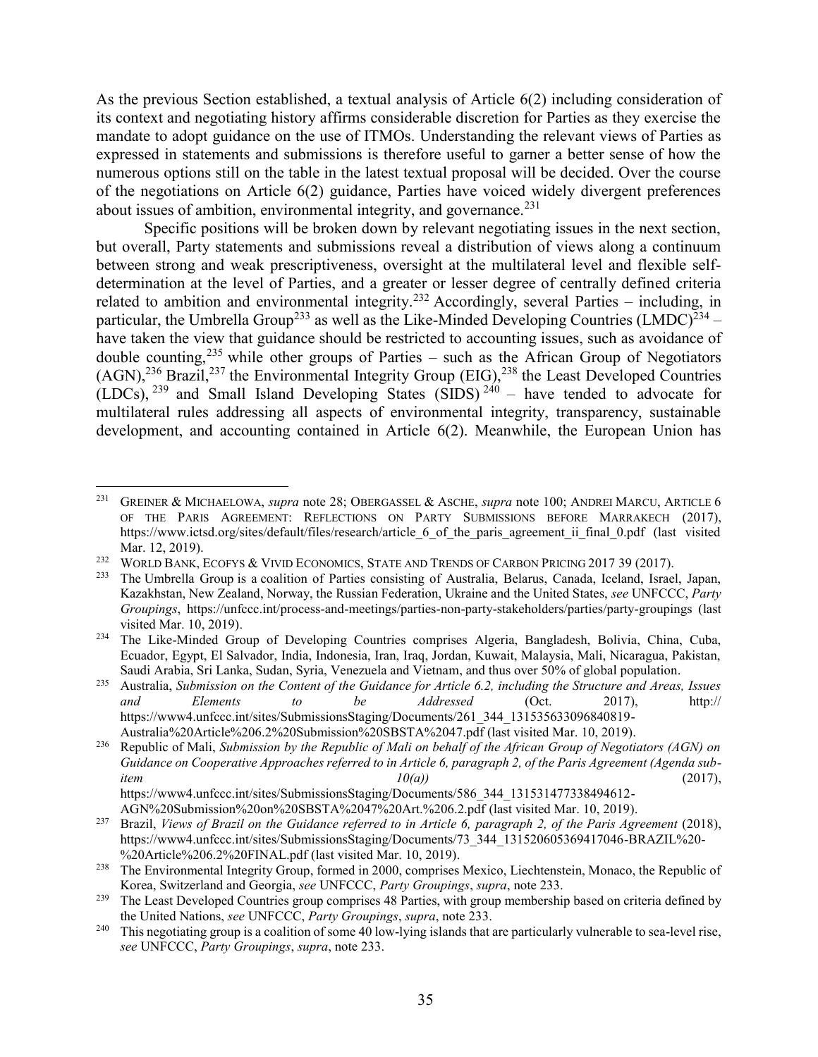As the previous Section established, a textual analysis of Article 6(2) including consideration of its context and negotiating history affirms considerable discretion for Parties as they exercise the mandate to adopt guidance on the use of ITMOs. Understanding the relevant views of Parties as expressed in statements and submissions is therefore useful to garner a better sense of how the numerous options still on the table in the latest textual proposal will be decided. Over the course of the negotiations on Article 6(2) guidance, Parties have voiced widely divergent preferences about issues of ambition, environmental integrity, and governance.[231]

Specific positions will be broken down by relevant negotiating issues in the next section, but overall, Party statements and submissions reveal a distribution of views along a continuum between strong and weak prescriptiveness, oversight at the multilateral level and flexible self-determination at the level of Parties, and a greater or lesser degree of centrally defined criteria related to ambition and environmental integrity.[232] Accordingly, several Parties – including, in particular, the Umbrella Group[233] as well as the Like-Minded Developing Countries (LMDC)[234] – have taken the view that guidance should be restricted to accounting issues, such as avoidance of double counting,[235] while other groups of Parties – such as the African Group of Negotiators (AGN),[236] Brazil,[237] the Environmental Integrity Group (EIG),[238] the Least Developed Countries (LDCs),[239] and Small Island Developing States (SIDS)[240] – have tended to advocate for multilateral rules addressing all aspects of environmental integrity, transparency, sustainable development, and accounting contained in Article 6(2). Meanwhile, the European Union has

---

[231] GREINER & MICHAELOWA, *supra* note 28; OBERGASSEL & ASCHE, *supra* note 100; ANDREI MARCU, ARTICLE 6 OF THE PARIS AGREEMENT: REFLECTIONS ON PARTY SUBMISSIONS BEFORE MARRAKECH (2017), https://www.ictsd.org/sites/default/files/research/article_6_of_the_paris_agreement_ii_final_0.pdf (last visited Mar. 12, 2019).

[232] WORLD BANK, ECOFYS & VIVID ECONOMICS, STATE AND TRENDS OF CARBON PRICING 2017 39 (2017).

[233] The Umbrella Group is a coalition of Parties consisting of Australia, Belarus, Canada, Iceland, Israel, Japan, Kazakhstan, New Zealand, Norway, the Russian Federation, Ukraine and the United States, *see* UNFCCC, *Party Groupings*, https://unfccc.int/process-and-meetings/parties-non-party-stakeholders/parties/party-groupings (last visited Mar. 10, 2019).

[234] The Like-Minded Group of Developing Countries comprises Algeria, Bangladesh, Bolivia, China, Cuba, Ecuador, Egypt, El Salvador, India, Indonesia, Iran, Iraq, Jordan, Kuwait, Malaysia, Mali, Nicaragua, Pakistan, Saudi Arabia, Sri Lanka, Sudan, Syria, Venezuela and Vietnam, and thus over 50% of global population.

[235] Australia, *Submission on the Content of the Guidance for Article 6.2, including the Structure and Areas, Issues and Elements to be Addressed* (Oct. 2017), http:// https://www4.unfccc.int/sites/SubmissionsStaging/Documents/261_344_131535633096840819-Australia%20Article%206.2%20Submission%20SBSTA%2047.pdf (last visited Mar. 10, 2019).

[236] Republic of Mali, *Submission by the Republic of Mali on behalf of the African Group of Negotiators (AGN) on Guidance on Cooperative Approaches referred to in Article 6, paragraph 2, of the Paris Agreement (Agenda sub-item 10(a))* (2017), https://www4.unfccc.int/sites/SubmissionsStaging/Documents/586_344_131531477338494612-AGN%20Submission%20on%20SBSTA%2047%20Art.%206.2.pdf (last visited Mar. 10, 2019).

[237] Brazil, *Views of Brazil on the Guidance referred to in Article 6, paragraph 2, of the Paris Agreement* (2018), https://www4.unfccc.int/sites/SubmissionsStaging/Documents/73_344_131520605369417046-BRAZIL%20-%20Article%206.2%20FINAL.pdf (last visited Mar. 10, 2019).

[238] The Environmental Integrity Group, formed in 2000, comprises Mexico, Liechtenstein, Monaco, the Republic of Korea, Switzerland and Georgia, *see* UNFCCC, *Party Groupings*, *supra*, note 233.

[239] The Least Developed Countries group comprises 48 Parties, with group membership based on criteria defined by the United Nations, *see* UNFCCC, *Party Groupings*, *supra*, note 233.

[240] This negotiating group is a coalition of some 40 low-lying islands that are particularly vulnerable to sea-level rise, *see* UNFCCC, *Party Groupings*, *supra*, note 233.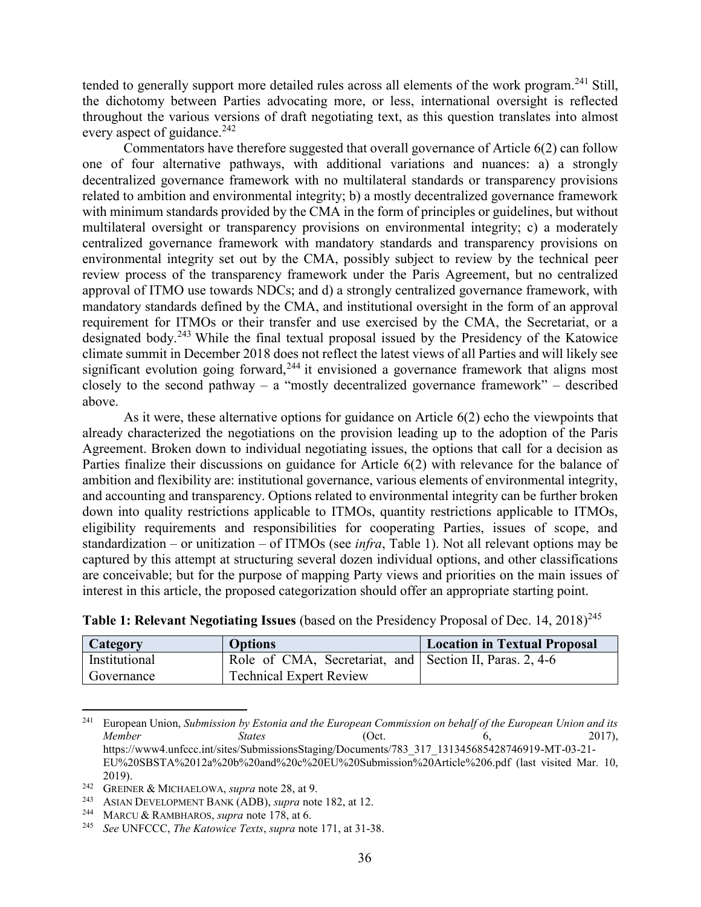tended to generally support more detailed rules across all elements of the work program.[241] Still, the dichotomy between Parties advocating more, or less, international oversight is reflected throughout the various versions of draft negotiating text, as this question translates into almost every aspect of guidance.[242]

Commentators have therefore suggested that overall governance of Article 6(2) can follow one of four alternative pathways, with additional variations and nuances: a) a strongly decentralized governance framework with no multilateral standards or transparency provisions related to ambition and environmental integrity; b) a mostly decentralized governance framework with minimum standards provided by the CMA in the form of principles or guidelines, but without multilateral oversight or transparency provisions on environmental integrity; c) a moderately centralized governance framework with mandatory standards and transparency provisions on environmental integrity set out by the CMA, possibly subject to review by the technical peer review process of the transparency framework under the Paris Agreement, but no centralized approval of ITMO use towards NDCs; and d) a strongly centralized governance framework, with mandatory standards defined by the CMA, and institutional oversight in the form of an approval requirement for ITMOs or their transfer and use exercised by the CMA, the Secretariat, or a designated body.[243] While the final textual proposal issued by the Presidency of the Katowice climate summit in December 2018 does not reflect the latest views of all Parties and will likely see significant evolution going forward,[244] it envisioned a governance framework that aligns most closely to the second pathway – a "mostly decentralized governance framework" – described above.

As it were, these alternative options for guidance on Article 6(2) echo the viewpoints that already characterized the negotiations on the provision leading up to the adoption of the Paris Agreement. Broken down to individual negotiating issues, the options that call for a decision as Parties finalize their discussions on guidance for Article 6(2) with relevance for the balance of ambition and flexibility are: institutional governance, various elements of environmental integrity, and accounting and transparency. Options related to environmental integrity can be further broken down into quality restrictions applicable to ITMOs, quantity restrictions applicable to ITMOs, eligibility requirements and responsibilities for cooperating Parties, issues of scope, and standardization – or unitization – of ITMOs (see *infra*, Table 1). Not all relevant options may be captured by this attempt at structuring several dozen individual options, and other classifications are conceivable; but for the purpose of mapping Party views and priorities on the main issues of interest in this article, the proposed categorization should offer an appropriate starting point.

**Table 1: Relevant Negotiating Issues** (based on the Presidency Proposal of Dec. 14, 2018)[245]

| Category | Options | Location in Textual Proposal |
|---|---|---|
| Institutional Governance | Role of CMA, Secretariat, and Technical Expert Review | Section II, Paras. 2, 4-6 |

---

[241] European Union, *Submission by Estonia and the European Commission on behalf of the European Union and its Member States* (Oct. 6, 2017), https://www4.unfccc.int/sites/SubmissionsStaging/Documents/783_317_131345685428746919-MT-03-21-EU%20SBSTA%2012a%20b%20and%20c%20EU%20Submission%20Article%206.pdf (last visited Mar. 10, 2019).

[242] Greiner & Michaelowa, *supra* note 28, at 9.

[243] Asian Development Bank (ADB), *supra* note 182, at 12.

[244] Marcu & Rambharos, *supra* note 178, at 6.

[245] *See* UNFCCC, *The Katowice Texts*, *supra* note 171, at 31-38.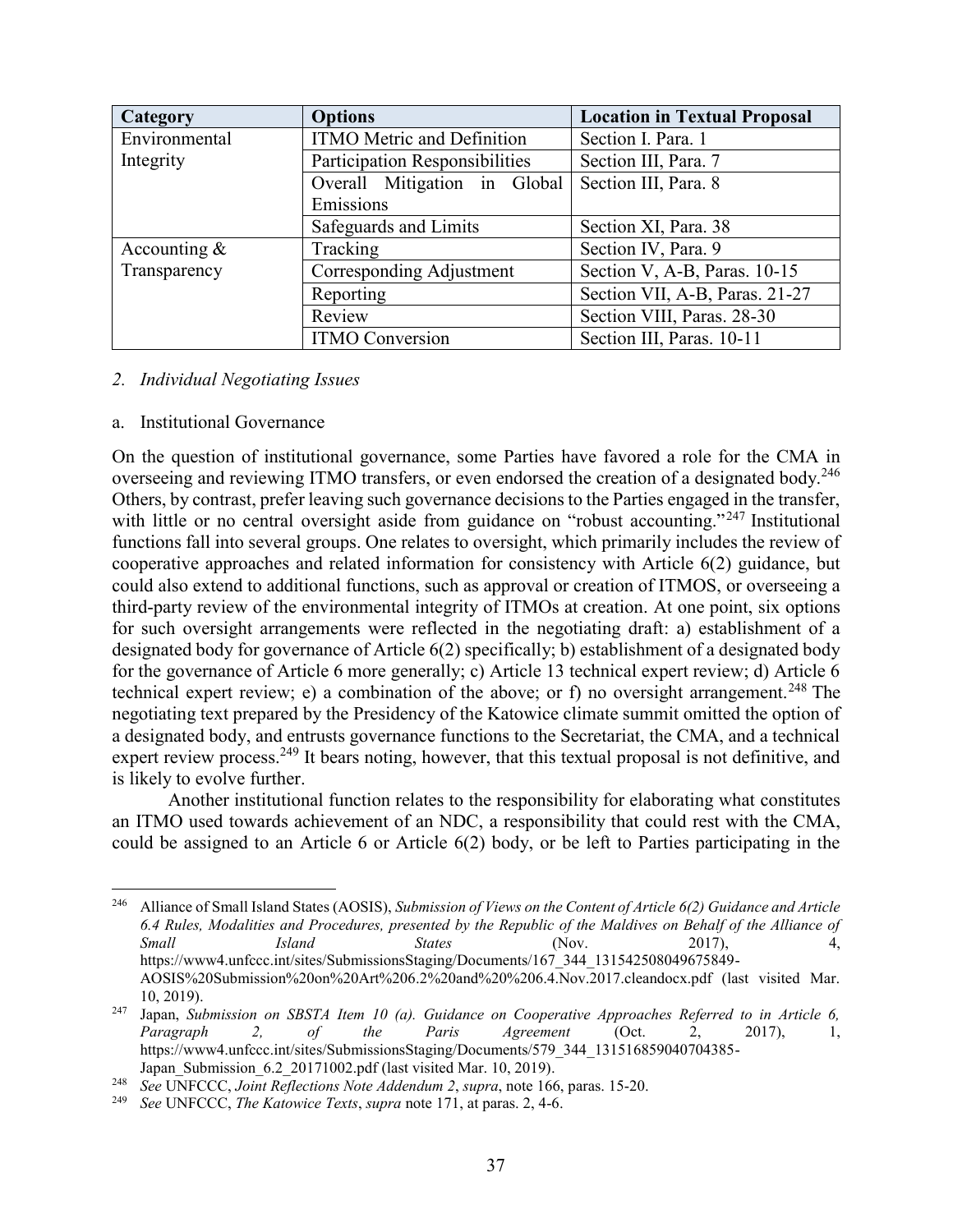| Category | Options | Location in Textual Proposal |
| --- | --- | --- |
| Environmental Integrity | ITMO Metric and Definition | Section I. Para. 1 |
| | Participation Responsibilities | Section III, Para. 7 |
| | Overall Mitigation in Global Emissions | Section III, Para. 8 |
| | Safeguards and Limits | Section XI, Para. 38 |
| Accounting & Transparency | Tracking | Section IV, Para. 9 |
| | Corresponding Adjustment | Section V, A-B, Paras. 10-15 |
| | Reporting | Section VII, A-B, Paras. 21-27 |
| | Review | Section VIII, Paras. 28-30 |
| | ITMO Conversion | Section III, Paras. 10-11 |

*2. Individual Negotiating Issues*

a. Institutional Governance

On the question of institutional governance, some Parties have favored a role for the CMA in overseeing and reviewing ITMO transfers, or even endorsed the creation of a designated body.[246] Others, by contrast, prefer leaving such governance decisions to the Parties engaged in the transfer, with little or no central oversight aside from guidance on "robust accounting."[247] Institutional functions fall into several groups. One relates to oversight, which primarily includes the review of cooperative approaches and related information for consistency with Article 6(2) guidance, but could also extend to additional functions, such as approval or creation of ITMOS, or overseeing a third-party review of the environmental integrity of ITMOs at creation. At one point, six options for such oversight arrangements were reflected in the negotiating draft: a) establishment of a designated body for governance of Article 6(2) specifically; b) establishment of a designated body for the governance of Article 6 more generally; c) Article 13 technical expert review; d) Article 6 technical expert review; e) a combination of the above; or f) no oversight arrangement.[248] The negotiating text prepared by the Presidency of the Katowice climate summit omitted the option of a designated body, and entrusts governance functions to the Secretariat, the CMA, and a technical expert review process.[249] It bears noting, however, that this textual proposal is not definitive, and is likely to evolve further.

Another institutional function relates to the responsibility for elaborating what constitutes an ITMO used towards achievement of an NDC, a responsibility that could rest with the CMA, could be assigned to an Article 6 or Article 6(2) body, or be left to Parties participating in the

---

[246] Alliance of Small Island States (AOSIS), *Submission of Views on the Content of Article 6(2) Guidance and Article 6.4 Rules, Modalities and Procedures, presented by the Republic of the Maldives on Behalf of the Alliance of Small Island States* (Nov. 2017), 4, https://www4.unfccc.int/sites/SubmissionsStaging/Documents/167_344_131542508049675849-AOSIS%20Submission%20on%20Art%206.2%20and%20%206.4.Nov.2017.cleandocx.pdf (last visited Mar. 10, 2019).

[247] Japan, *Submission on SBSTA Item 10 (a). Guidance on Cooperative Approaches Referred to in Article 6, Paragraph 2, of the Paris Agreement* (Oct. 2, 2017), 1, https://www4.unfccc.int/sites/SubmissionsStaging/Documents/579_344_131516859040704385-Japan_Submission_6.2_20171002.pdf (last visited Mar. 10, 2019).

[248] *See* UNFCCC, *Joint Reflections Note Addendum 2*, *supra*, note 166, paras. 15-20.

[249] *See* UNFCCC, *The Katowice Texts*, *supra* note 171, at paras. 2, 4-6.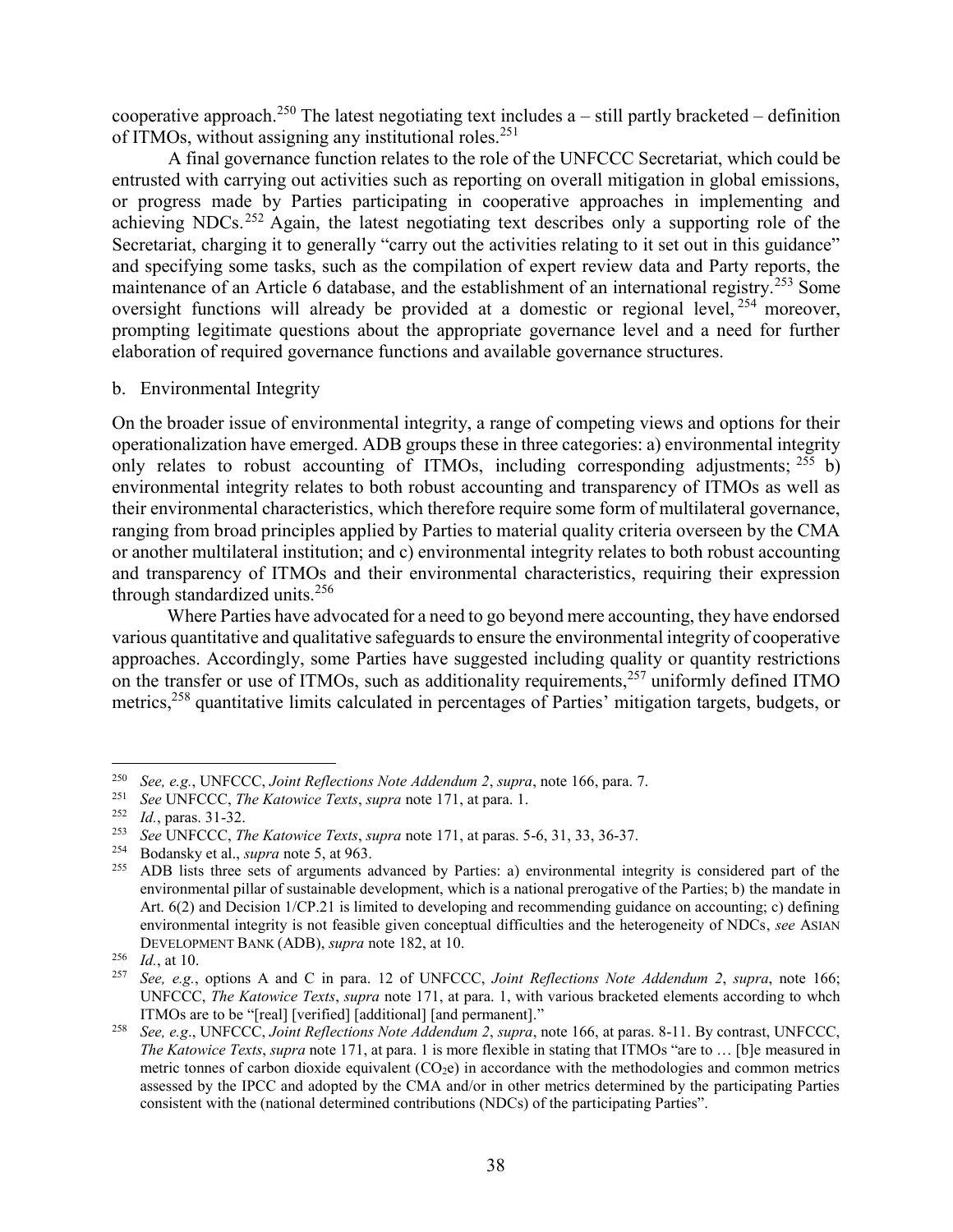cooperative approach.[250] The latest negotiating text includes a – still partly bracketed – definition of ITMOs, without assigning any institutional roles.[251]

A final governance function relates to the role of the UNFCCC Secretariat, which could be entrusted with carrying out activities such as reporting on overall mitigation in global emissions, or progress made by Parties participating in cooperative approaches in implementing and achieving NDCs.[252] Again, the latest negotiating text describes only a supporting role of the Secretariat, charging it to generally "carry out the activities relating to it set out in this guidance" and specifying some tasks, such as the compilation of expert review data and Party reports, the maintenance of an Article 6 database, and the establishment of an international registry.[253] Some oversight functions will already be provided at a domestic or regional level,[254] moreover, prompting legitimate questions about the appropriate governance level and a need for further elaboration of required governance functions and available governance structures.

b. Environmental Integrity

On the broader issue of environmental integrity, a range of competing views and options for their operationalization have emerged. ADB groups these in three categories: a) environmental integrity only relates to robust accounting of ITMOs, including corresponding adjustments;[255] b) environmental integrity relates to both robust accounting and transparency of ITMOs as well as their environmental characteristics, which therefore require some form of multilateral governance, ranging from broad principles applied by Parties to material quality criteria overseen by the CMA or another multilateral institution; and c) environmental integrity relates to both robust accounting and transparency of ITMOs and their environmental characteristics, requiring their expression through standardized units.[256]

Where Parties have advocated for a need to go beyond mere accounting, they have endorsed various quantitative and qualitative safeguards to ensure the environmental integrity of cooperative approaches. Accordingly, some Parties have suggested including quality or quantity restrictions on the transfer or use of ITMOs, such as additionality requirements,[257] uniformly defined ITMO metrics,[258] quantitative limits calculated in percentages of Parties' mitigation targets, budgets, or

---

[250] *See, e.g.*, UNFCCC, *Joint Reflections Note Addendum 2*, *supra*, note 166, para. 7.

[251] *See* UNFCCC, *The Katowice Texts*, *supra* note 171, at para. 1.

[252] *Id.*, paras. 31-32.

[253] *See* UNFCCC, *The Katowice Texts*, *supra* note 171, at paras. 5-6, 31, 33, 36-37.

[254] Bodansky et al., *supra* note 5, at 963.

[255] ADB lists three sets of arguments advanced by Parties: a) environmental integrity is considered part of the environmental pillar of sustainable development, which is a national prerogative of the Parties; b) the mandate in Art. 6(2) and Decision 1/CP.21 is limited to developing and recommending guidance on accounting; c) defining environmental integrity is not feasible given conceptual difficulties and the heterogeneity of NDCs, *see* ASIAN DEVELOPMENT BANK (ADB), *supra* note 182, at 10.

[256] *Id.*, at 10.

[257] *See, e.g.*, options A and C in para. 12 of UNFCCC, *Joint Reflections Note Addendum 2*, *supra*, note 166; UNFCCC, *The Katowice Texts*, *supra* note 171, at para. 1, with various bracketed elements according to whch ITMOs are to be "[real] [verified] [additional] [and permanent]."

[258] *See, e.g*., UNFCCC, *Joint Reflections Note Addendum 2*, *supra*, note 166, at paras. 8-11. By contrast, UNFCCC, *The Katowice Texts*, *supra* note 171, at para. 1 is more flexible in stating that ITMOs "are to … [b]e measured in metric tonnes of carbon dioxide equivalent ($CO_2e$) in accordance with the methodologies and common metrics assessed by the IPCC and adopted by the CMA and/or in other metrics determined by the participating Parties consistent with the (national determined contributions (NDCs) of the participating Parties".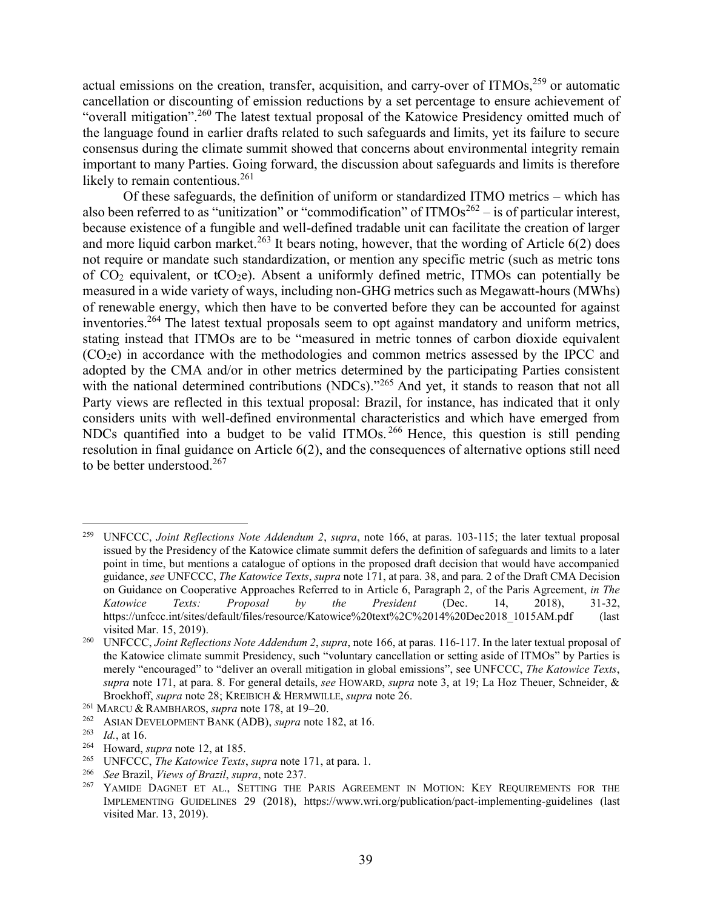actual emissions on the creation, transfer, acquisition, and carry-over of ITMOs,[259] or automatic cancellation or discounting of emission reductions by a set percentage to ensure achievement of "overall mitigation".[260] The latest textual proposal of the Katowice Presidency omitted much of the language found in earlier drafts related to such safeguards and limits, yet its failure to secure consensus during the climate summit showed that concerns about environmental integrity remain important to many Parties. Going forward, the discussion about safeguards and limits is therefore likely to remain contentious.[261]

Of these safeguards, the definition of uniform or standardized ITMO metrics – which has also been referred to as "unitization" or "commodification" of ITMOs[262] – is of particular interest, because existence of a fungible and well-defined tradable unit can facilitate the creation of larger and more liquid carbon market.[263] It bears noting, however, that the wording of Article 6(2) does not require or mandate such standardization, or mention any specific metric (such as metric tons of $CO_2$ equivalent, or $tCO_2e$). Absent a uniformly defined metric, ITMOs can potentially be measured in a wide variety of ways, including non-GHG metrics such as Megawatt-hours (MWhs) of renewable energy, which then have to be converted before they can be accounted for against inventories.[264] The latest textual proposals seem to opt against mandatory and uniform metrics, stating instead that ITMOs are to be "measured in metric tonnes of carbon dioxide equivalent ($CO_2e$) in accordance with the methodologies and common metrics assessed by the IPCC and adopted by the CMA and/or in other metrics determined by the participating Parties consistent with the national determined contributions (NDCs)."[265] And yet, it stands to reason that not all Party views are reflected in this textual proposal: Brazil, for instance, has indicated that it only considers units with well-defined environmental characteristics and which have emerged from NDCs quantified into a budget to be valid ITMOs.[266] Hence, this question is still pending resolution in final guidance on Article 6(2), and the consequences of alternative options still need to be better understood.[267]

---

[259] UNFCCC, *Joint Reflections Note Addendum 2*, *supra*, note 166, at paras. 103-115; the later textual proposal issued by the Presidency of the Katowice climate summit defers the definition of safeguards and limits to a later point in time, but mentions a catalogue of options in the proposed draft decision that would have accompanied guidance, *see* UNFCCC, *The Katowice Texts*, *supra* note 171, at para. 38, and para. 2 of the Draft CMA Decision on Guidance on Cooperative Approaches Referred to in Article 6, Paragraph 2, of the Paris Agreement, *in The Katowice Texts: Proposal by the President* (Dec. 14, 2018), 31-32, https://unfccc.int/sites/default/files/resource/Katowice%20text%2C%2014%20Dec2018_1015AM.pdf (last visited Mar. 15, 2019).

[260] UNFCCC, *Joint Reflections Note Addendum 2*, *supra*, note 166, at paras. 116-117. In the later textual proposal of the Katowice climate summit Presidency, such "voluntary cancellation or setting aside of ITMOs" by Parties is merely "encouraged" to "deliver an overall mitigation in global emissions", see UNFCCC, *The Katowice Texts*, *supra* note 171, at para. 8. For general details, *see* HOWARD, *supra* note 3, at 19; La Hoz Theuer, Schneider, & Broekhoff, *supra* note 28; KREIBICH & HERMWILLE, *supra* note 26.

[261] MARCU & RAMBHAROS, *supra* note 178, at 19–20.

[262] ASIAN DEVELOPMENT BANK (ADB), *supra* note 182, at 16.

[263] *Id.*, at 16.

[264] Howard, *supra* note 12, at 185.

[265] UNFCCC, *The Katowice Texts*, *supra* note 171, at para. 1.

[266] *See* Brazil, *Views of Brazil*, *supra*, note 237.

[267] YAMIDE DAGNET ET AL., SETTING THE PARIS AGREEMENT IN MOTION: KEY REQUIREMENTS FOR THE IMPLEMENTING GUIDELINES 29 (2018), https://www.wri.org/publication/pact-implementing-guidelines (last visited Mar. 13, 2019).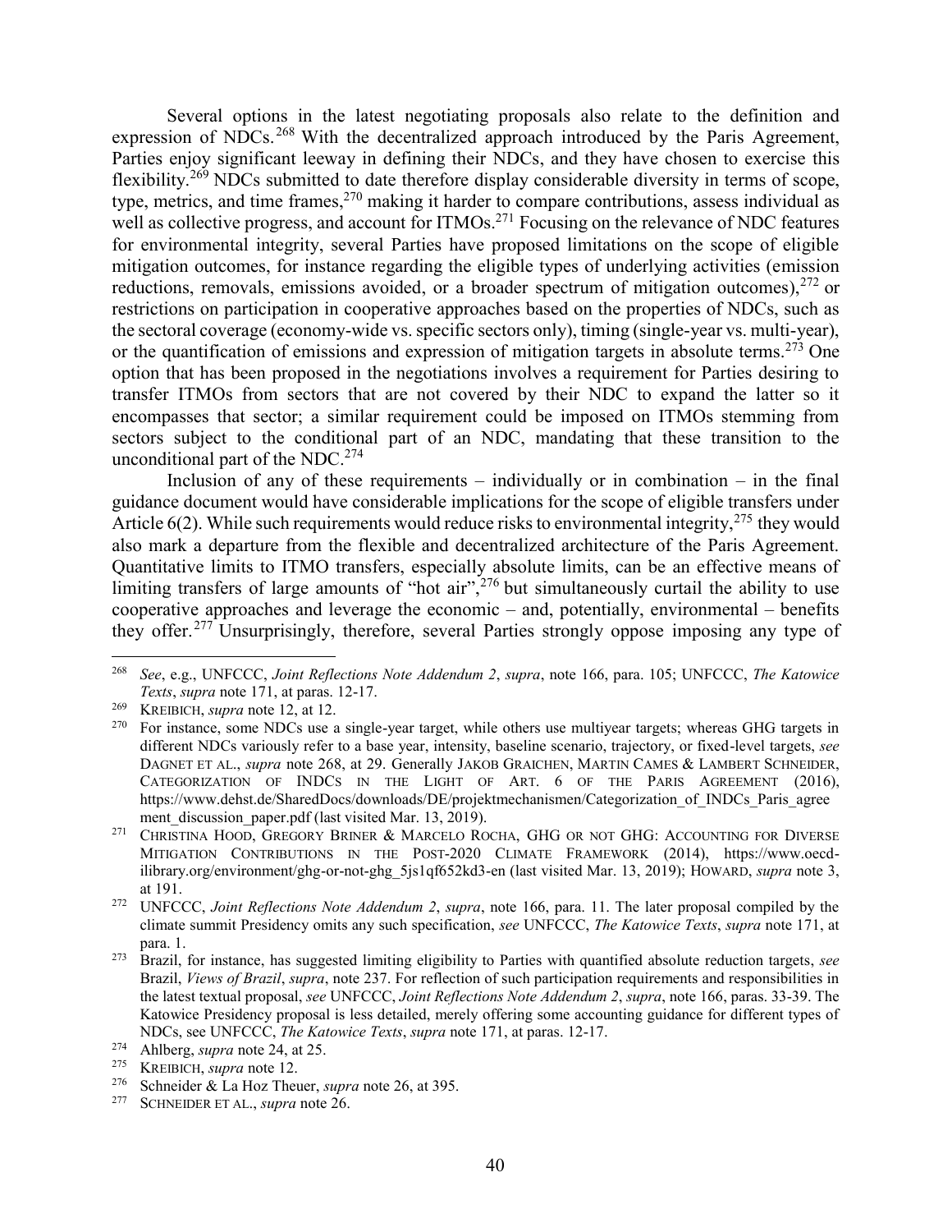Several options in the latest negotiating proposals also relate to the definition and expression of NDCs.[268] With the decentralized approach introduced by the Paris Agreement, Parties enjoy significant leeway in defining their NDCs, and they have chosen to exercise this flexibility.[269] NDCs submitted to date therefore display considerable diversity in terms of scope, type, metrics, and time frames,[270] making it harder to compare contributions, assess individual as well as collective progress, and account for ITMOs.[271] Focusing on the relevance of NDC features for environmental integrity, several Parties have proposed limitations on the scope of eligible mitigation outcomes, for instance regarding the eligible types of underlying activities (emission reductions, removals, emissions avoided, or a broader spectrum of mitigation outcomes),[272] or restrictions on participation in cooperative approaches based on the properties of NDCs, such as the sectoral coverage (economy-wide vs. specific sectors only), timing (single-year vs. multi-year), or the quantification of emissions and expression of mitigation targets in absolute terms.[273] One option that has been proposed in the negotiations involves a requirement for Parties desiring to transfer ITMOs from sectors that are not covered by their NDC to expand the latter so it encompasses that sector; a similar requirement could be imposed on ITMOs stemming from sectors subject to the conditional part of an NDC, mandating that these transition to the unconditional part of the NDC.[274]

Inclusion of any of these requirements – individually or in combination – in the final guidance document would have considerable implications for the scope of eligible transfers under Article 6(2). While such requirements would reduce risks to environmental integrity,[275] they would also mark a departure from the flexible and decentralized architecture of the Paris Agreement. Quantitative limits to ITMO transfers, especially absolute limits, can be an effective means of limiting transfers of large amounts of "hot air",[276] but simultaneously curtail the ability to use cooperative approaches and leverage the economic – and, potentially, environmental – benefits they offer.[277] Unsurprisingly, therefore, several Parties strongly oppose imposing any type of

---

[268] *See*, e.g., UNFCCC, *Joint Reflections Note Addendum 2*, *supra*, note 166, para. 105; UNFCCC, *The Katowice Texts*, *supra* note 171, at paras. 12-17.

[269] KREIBICH, *supra* note 12, at 12.

[270] For instance, some NDCs use a single-year target, while others use multiyear targets; whereas GHG targets in different NDCs variously refer to a base year, intensity, baseline scenario, trajectory, or fixed-level targets, *see* DAGNET ET AL., *supra* note 268, at 29. Generally JAKOB GRAICHEN, MARTIN CAMES & LAMBERT SCHNEIDER, CATEGORIZATION OF INDCS IN THE LIGHT OF ART. 6 OF THE PARIS AGREEMENT (2016), https://www.dehst.de/SharedDocs/downloads/DE/projektmechanismen/Categorization_of_INDCs_Paris_agreement_discussion_paper.pdf (last visited Mar. 13, 2019).

[271] CHRISTINA HOOD, GREGORY BRINER & MARCELO ROCHA, GHG OR NOT GHG: ACCOUNTING FOR DIVERSE MITIGATION CONTRIBUTIONS IN THE POST-2020 CLIMATE FRAMEWORK (2014), https://www.oecd-ilibrary.org/environment/ghg-or-not-ghg_5js1qf652kd3-en (last visited Mar. 13, 2019); HOWARD, *supra* note 3, at 191.

[272] UNFCCC, *Joint Reflections Note Addendum 2*, *supra*, note 166, para. 11. The later proposal compiled by the climate summit Presidency omits any such specification, *see* UNFCCC, *The Katowice Texts*, *supra* note 171, at para. 1.

[273] Brazil, for instance, has suggested limiting eligibility to Parties with quantified absolute reduction targets, *see* Brazil, *Views of Brazil*, *supra*, note 237. For reflection of such participation requirements and responsibilities in the latest textual proposal, *see* UNFCCC, *Joint Reflections Note Addendum 2*, *supra*, note 166, paras. 33-39. The Katowice Presidency proposal is less detailed, merely offering some accounting guidance for different types of NDCs, see UNFCCC, *The Katowice Texts*, *supra* note 171, at paras. 12-17.

[274] Ahlberg, *supra* note 24, at 25.

[275] KREIBICH, *supra* note 12.

[276] Schneider & La Hoz Theuer, *supra* note 26, at 395.

[277] SCHNEIDER ET AL., *supra* note 26.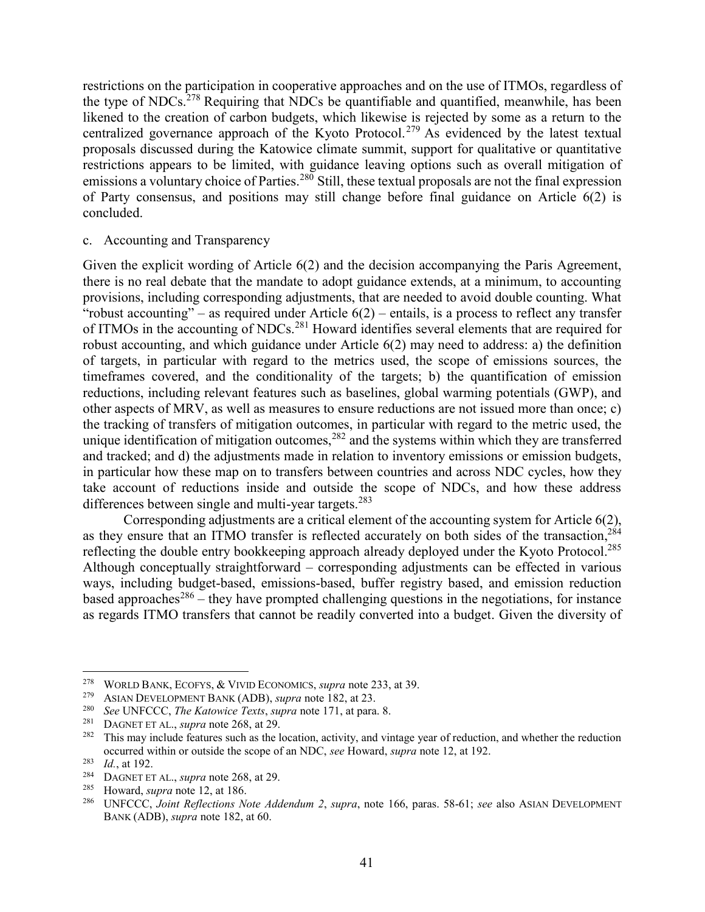restrictions on the participation in cooperative approaches and on the use of ITMOs, regardless of the type of NDCs.[278] Requiring that NDCs be quantifiable and quantified, meanwhile, has been likened to the creation of carbon budgets, which likewise is rejected by some as a return to the centralized governance approach of the Kyoto Protocol.[279] As evidenced by the latest textual proposals discussed during the Katowice climate summit, support for qualitative or quantitative restrictions appears to be limited, with guidance leaving options such as overall mitigation of emissions a voluntary choice of Parties.[280] Still, these textual proposals are not the final expression of Party consensus, and positions may still change before final guidance on Article 6(2) is concluded.

c. Accounting and Transparency

Given the explicit wording of Article 6(2) and the decision accompanying the Paris Agreement, there is no real debate that the mandate to adopt guidance extends, at a minimum, to accounting provisions, including corresponding adjustments, that are needed to avoid double counting. What "robust accounting" – as required under Article 6(2) – entails, is a process to reflect any transfer of ITMOs in the accounting of NDCs.[281] Howard identifies several elements that are required for robust accounting, and which guidance under Article 6(2) may need to address: a) the definition of targets, in particular with regard to the metrics used, the scope of emissions sources, the timeframes covered, and the conditionality of the targets; b) the quantification of emission reductions, including relevant features such as baselines, global warming potentials (GWP), and other aspects of MRV, as well as measures to ensure reductions are not issued more than once; c) the tracking of transfers of mitigation outcomes, in particular with regard to the metric used, the unique identification of mitigation outcomes,[282] and the systems within which they are transferred and tracked; and d) the adjustments made in relation to inventory emissions or emission budgets, in particular how these map on to transfers between countries and across NDC cycles, how they take account of reductions inside and outside the scope of NDCs, and how these address differences between single and multi-year targets.[283]

Corresponding adjustments are a critical element of the accounting system for Article 6(2), as they ensure that an ITMO transfer is reflected accurately on both sides of the transaction,[284] reflecting the double entry bookkeeping approach already deployed under the Kyoto Protocol.[285] Although conceptually straightforward – corresponding adjustments can be effected in various ways, including budget-based, emissions-based, buffer registry based, and emission reduction based approaches[286] – they have prompted challenging questions in the negotiations, for instance as regards ITMO transfers that cannot be readily converted into a budget. Given the diversity of

---

[278] WORLD BANK, ECOFYS, & VIVID ECONOMICS, *supra* note 233, at 39.

[279] ASIAN DEVELOPMENT BANK (ADB), *supra* note 182, at 23.

[280] *See* UNFCCC, *The Katowice Texts*, *supra* note 171, at para. 8.

[281] DAGNET ET AL., *supra* note 268, at 29.

[282] This may include features such as the location, activity, and vintage year of reduction, and whether the reduction occurred within or outside the scope of an NDC, *see* Howard, *supra* note 12, at 192.

[283] *Id.*, at 192.

[284] DAGNET ET AL., *supra* note 268, at 29.

[285] Howard, *supra* note 12, at 186.

[286] UNFCCC, *Joint Reflections Note Addendum 2*, *supra*, note 166, paras. 58-61; *see* also ASIAN DEVELOPMENT BANK (ADB), *supra* note 182, at 60.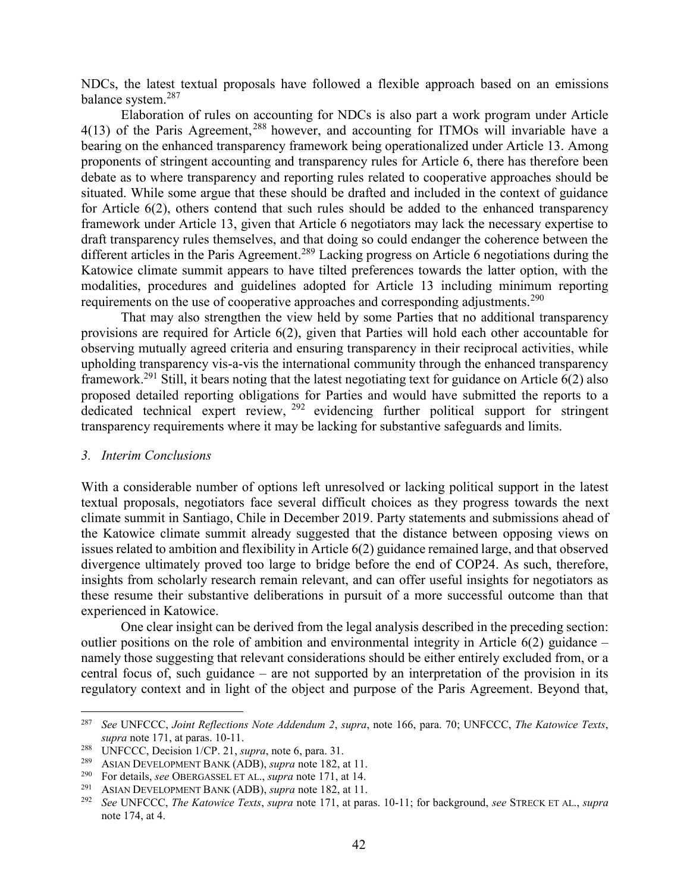NDCs, the latest textual proposals have followed a flexible approach based on an emissions balance system.[287]

Elaboration of rules on accounting for NDCs is also part a work program under Article 4(13) of the Paris Agreement,[288] however, and accounting for ITMOs will invariable have a bearing on the enhanced transparency framework being operationalized under Article 13. Among proponents of stringent accounting and transparency rules for Article 6, there has therefore been debate as to where transparency and reporting rules related to cooperative approaches should be situated. While some argue that these should be drafted and included in the context of guidance for Article 6(2), others contend that such rules should be added to the enhanced transparency framework under Article 13, given that Article 6 negotiators may lack the necessary expertise to draft transparency rules themselves, and that doing so could endanger the coherence between the different articles in the Paris Agreement.[289] Lacking progress on Article 6 negotiations during the Katowice climate summit appears to have tilted preferences towards the latter option, with the modalities, procedures and guidelines adopted for Article 13 including minimum reporting requirements on the use of cooperative approaches and corresponding adjustments.[290]

That may also strengthen the view held by some Parties that no additional transparency provisions are required for Article 6(2), given that Parties will hold each other accountable for observing mutually agreed criteria and ensuring transparency in their reciprocal activities, while upholding transparency vis-a-vis the international community through the enhanced transparency framework.[291] Still, it bears noting that the latest negotiating text for guidance on Article 6(2) also proposed detailed reporting obligations for Parties and would have submitted the reports to a dedicated technical expert review,[292] evidencing further political support for stringent transparency requirements where it may be lacking for substantive safeguards and limits.

### *3. Interim Conclusions*

With a considerable number of options left unresolved or lacking political support in the latest textual proposals, negotiators face several difficult choices as they progress towards the next climate summit in Santiago, Chile in December 2019. Party statements and submissions ahead of the Katowice climate summit already suggested that the distance between opposing views on issues related to ambition and flexibility in Article 6(2) guidance remained large, and that observed divergence ultimately proved too large to bridge before the end of COP24. As such, therefore, insights from scholarly research remain relevant, and can offer useful insights for negotiators as these resume their substantive deliberations in pursuit of a more successful outcome than that experienced in Katowice.

One clear insight can be derived from the legal analysis described in the preceding section: outlier positions on the role of ambition and environmental integrity in Article 6(2) guidance – namely those suggesting that relevant considerations should be either entirely excluded from, or a central focus of, such guidance – are not supported by an interpretation of the provision in its regulatory context and in light of the object and purpose of the Paris Agreement. Beyond that,

---

[287] *See* UNFCCC, *Joint Reflections Note Addendum 2*, *supra*, note 166, para. 70; UNFCCC, *The Katowice Texts*, *supra* note 171, at paras. 10-11.

[288] UNFCCC, Decision 1/CP. 21, *supra*, note 6, para. 31.

[289] ASIAN DEVELOPMENT BANK (ADB), *supra* note 182, at 11.

[290] For details, *see* OBERGASSEL ET AL., *supra* note 171, at 14.

[291] ASIAN DEVELOPMENT BANK (ADB), *supra* note 182, at 11.

[292] *See* UNFCCC, *The Katowice Texts*, *supra* note 171, at paras. 10-11; for background, *see* STRECK ET AL., *supra* note 174, at 4.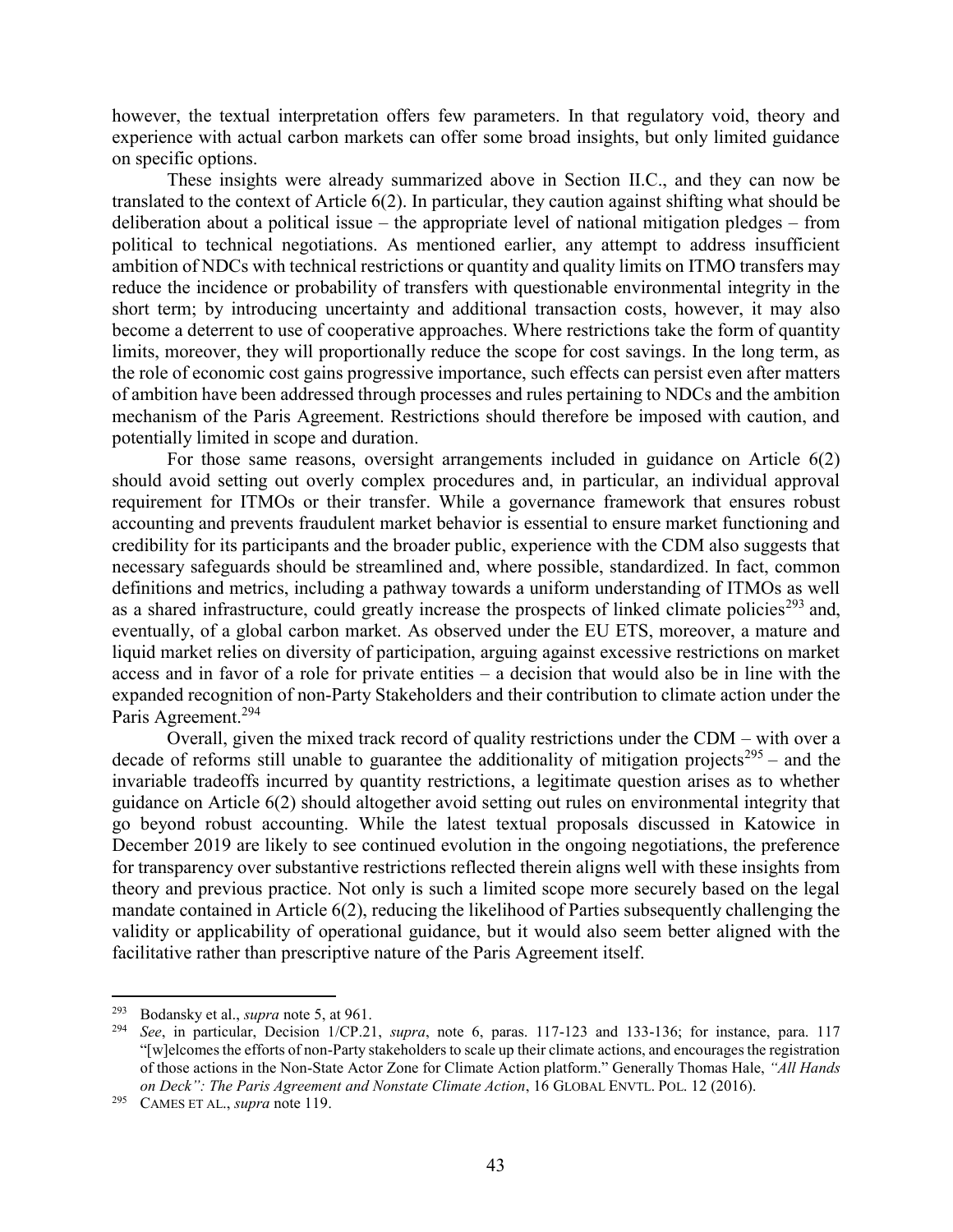however, the textual interpretation offers few parameters. In that regulatory void, theory and experience with actual carbon markets can offer some broad insights, but only limited guidance on specific options.

These insights were already summarized above in Section II.C., and they can now be translated to the context of Article 6(2). In particular, they caution against shifting what should be deliberation about a political issue – the appropriate level of national mitigation pledges – from political to technical negotiations. As mentioned earlier, any attempt to address insufficient ambition of NDCs with technical restrictions or quantity and quality limits on ITMO transfers may reduce the incidence or probability of transfers with questionable environmental integrity in the short term; by introducing uncertainty and additional transaction costs, however, it may also become a deterrent to use of cooperative approaches. Where restrictions take the form of quantity limits, moreover, they will proportionally reduce the scope for cost savings. In the long term, as the role of economic cost gains progressive importance, such effects can persist even after matters of ambition have been addressed through processes and rules pertaining to NDCs and the ambition mechanism of the Paris Agreement. Restrictions should therefore be imposed with caution, and potentially limited in scope and duration.

For those same reasons, oversight arrangements included in guidance on Article 6(2) should avoid setting out overly complex procedures and, in particular, an individual approval requirement for ITMOs or their transfer. While a governance framework that ensures robust accounting and prevents fraudulent market behavior is essential to ensure market functioning and credibility for its participants and the broader public, experience with the CDM also suggests that necessary safeguards should be streamlined and, where possible, standardized. In fact, common definitions and metrics, including a pathway towards a uniform understanding of ITMOs as well as a shared infrastructure, could greatly increase the prospects of linked climate policies[293] and, eventually, of a global carbon market. As observed under the EU ETS, moreover, a mature and liquid market relies on diversity of participation, arguing against excessive restrictions on market access and in favor of a role for private entities – a decision that would also be in line with the expanded recognition of non-Party Stakeholders and their contribution to climate action under the Paris Agreement.[294]

Overall, given the mixed track record of quality restrictions under the CDM – with over a decade of reforms still unable to guarantee the additionality of mitigation projects[295] – and the invariable tradeoffs incurred by quantity restrictions, a legitimate question arises as to whether guidance on Article 6(2) should altogether avoid setting out rules on environmental integrity that go beyond robust accounting. While the latest textual proposals discussed in Katowice in December 2019 are likely to see continued evolution in the ongoing negotiations, the preference for transparency over substantive restrictions reflected therein aligns well with these insights from theory and previous practice. Not only is such a limited scope more securely based on the legal mandate contained in Article 6(2), reducing the likelihood of Parties subsequently challenging the validity or applicability of operational guidance, but it would also seem better aligned with the facilitative rather than prescriptive nature of the Paris Agreement itself.

---

[293] Bodansky et al., *supra* note 5, at 961.

[294] *See*, in particular, Decision 1/CP.21, *supra*, note 6, paras. 117-123 and 133-136; for instance, para. 117 "[w]elcomes the efforts of non-Party stakeholders to scale up their climate actions, and encourages the registration of those actions in the Non-State Actor Zone for Climate Action platform." Generally Thomas Hale, *"All Hands on Deck": The Paris Agreement and Nonstate Climate Action*, 16 GLOBAL ENVTL. POL. 12 (2016).

[295] CAMES ET AL., *supra* note 119.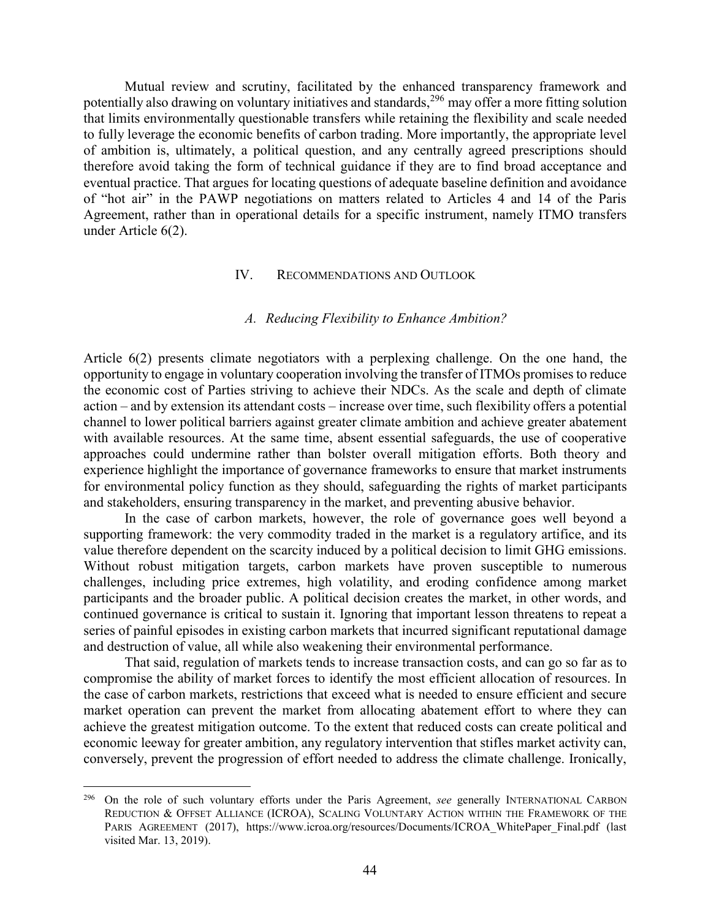Mutual review and scrutiny, facilitated by the enhanced transparency framework and potentially also drawing on voluntary initiatives and standards,[296] may offer a more fitting solution that limits environmentally questionable transfers while retaining the flexibility and scale needed to fully leverage the economic benefits of carbon trading. More importantly, the appropriate level of ambition is, ultimately, a political question, and any centrally agreed prescriptions should therefore avoid taking the form of technical guidance if they are to find broad acceptance and eventual practice. That argues for locating questions of adequate baseline definition and avoidance of "hot air" in the PAWP negotiations on matters related to Articles 4 and 14 of the Paris Agreement, rather than in operational details for a specific instrument, namely ITMO transfers under Article 6(2).

## IV. Recommendations and Outlook

### *A. Reducing Flexibility to Enhance Ambition?*

Article 6(2) presents climate negotiators with a perplexing challenge. On the one hand, the opportunity to engage in voluntary cooperation involving the transfer of ITMOs promises to reduce the economic cost of Parties striving to achieve their NDCs. As the scale and depth of climate action – and by extension its attendant costs – increase over time, such flexibility offers a potential channel to lower political barriers against greater climate ambition and achieve greater abatement with available resources. At the same time, absent essential safeguards, the use of cooperative approaches could undermine rather than bolster overall mitigation efforts. Both theory and experience highlight the importance of governance frameworks to ensure that market instruments for environmental policy function as they should, safeguarding the rights of market participants and stakeholders, ensuring transparency in the market, and preventing abusive behavior.

In the case of carbon markets, however, the role of governance goes well beyond a supporting framework: the very commodity traded in the market is a regulatory artifice, and its value therefore dependent on the scarcity induced by a political decision to limit GHG emissions. Without robust mitigation targets, carbon markets have proven susceptible to numerous challenges, including price extremes, high volatility, and eroding confidence among market participants and the broader public. A political decision creates the market, in other words, and continued governance is critical to sustain it. Ignoring that important lesson threatens to repeat a series of painful episodes in existing carbon markets that incurred significant reputational damage and destruction of value, all while also weakening their environmental performance.

That said, regulation of markets tends to increase transaction costs, and can go so far as to compromise the ability of market forces to identify the most efficient allocation of resources. In the case of carbon markets, restrictions that exceed what is needed to ensure efficient and secure market operation can prevent the market from allocating abatement effort to where they can achieve the greatest mitigation outcome. To the extent that reduced costs can create political and economic leeway for greater ambition, any regulatory intervention that stifles market activity can, conversely, prevent the progression of effort needed to address the climate challenge. Ironically,

---

[296] On the role of such voluntary efforts under the Paris Agreement, *see* generally International Carbon Reduction & Offset Alliance (ICROA), Scaling Voluntary Action within the Framework of the Paris Agreement (2017), https://www.icroa.org/resources/Documents/ICROA_WhitePaper_Final.pdf (last visited Mar. 13, 2019).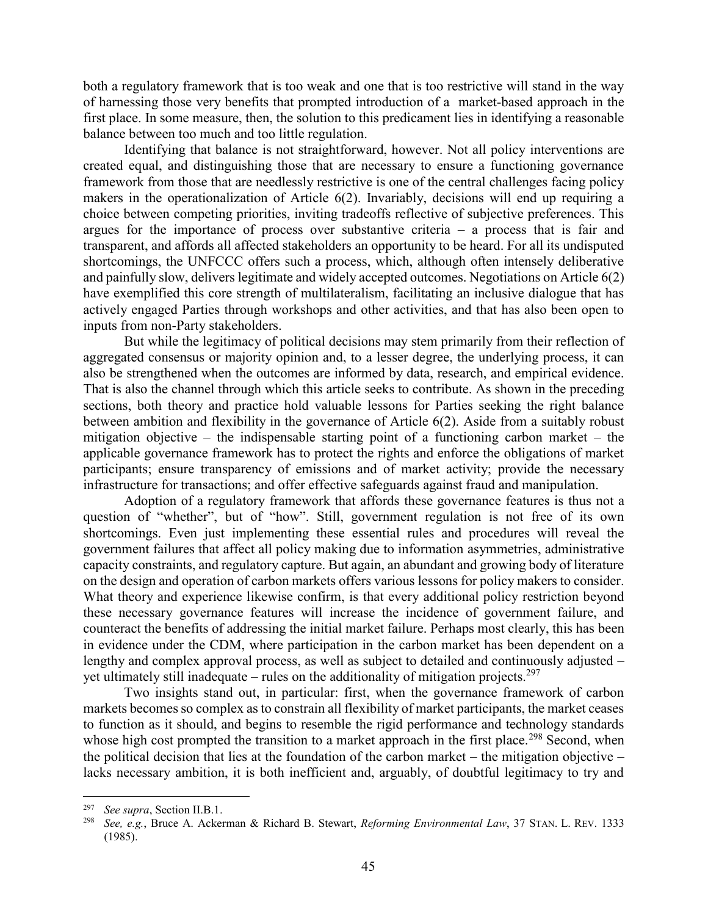both a regulatory framework that is too weak and one that is too restrictive will stand in the way of harnessing those very benefits that prompted introduction of a market-based approach in the first place. In some measure, then, the solution to this predicament lies in identifying a reasonable balance between too much and too little regulation.

Identifying that balance is not straightforward, however. Not all policy interventions are created equal, and distinguishing those that are necessary to ensure a functioning governance framework from those that are needlessly restrictive is one of the central challenges facing policy makers in the operationalization of Article 6(2). Invariably, decisions will end up requiring a choice between competing priorities, inviting tradeoffs reflective of subjective preferences. This argues for the importance of process over substantive criteria – a process that is fair and transparent, and affords all affected stakeholders an opportunity to be heard. For all its undisputed shortcomings, the UNFCCC offers such a process, which, although often intensely deliberative and painfully slow, delivers legitimate and widely accepted outcomes. Negotiations on Article 6(2) have exemplified this core strength of multilateralism, facilitating an inclusive dialogue that has actively engaged Parties through workshops and other activities, and that has also been open to inputs from non-Party stakeholders.

But while the legitimacy of political decisions may stem primarily from their reflection of aggregated consensus or majority opinion and, to a lesser degree, the underlying process, it can also be strengthened when the outcomes are informed by data, research, and empirical evidence. That is also the channel through which this article seeks to contribute. As shown in the preceding sections, both theory and practice hold valuable lessons for Parties seeking the right balance between ambition and flexibility in the governance of Article 6(2). Aside from a suitably robust mitigation objective – the indispensable starting point of a functioning carbon market – the applicable governance framework has to protect the rights and enforce the obligations of market participants; ensure transparency of emissions and of market activity; provide the necessary infrastructure for transactions; and offer effective safeguards against fraud and manipulation.

Adoption of a regulatory framework that affords these governance features is thus not a question of "whether", but of "how". Still, government regulation is not free of its own shortcomings. Even just implementing these essential rules and procedures will reveal the government failures that affect all policy making due to information asymmetries, administrative capacity constraints, and regulatory capture. But again, an abundant and growing body of literature on the design and operation of carbon markets offers various lessons for policy makers to consider. What theory and experience likewise confirm, is that every additional policy restriction beyond these necessary governance features will increase the incidence of government failure, and counteract the benefits of addressing the initial market failure. Perhaps most clearly, this has been in evidence under the CDM, where participation in the carbon market has been dependent on a lengthy and complex approval process, as well as subject to detailed and continuously adjusted – yet ultimately still inadequate – rules on the additionality of mitigation projects.[297]

Two insights stand out, in particular: first, when the governance framework of carbon markets becomes so complex as to constrain all flexibility of market participants, the market ceases to function as it should, and begins to resemble the rigid performance and technology standards whose high cost prompted the transition to a market approach in the first place.[298] Second, when the political decision that lies at the foundation of the carbon market – the mitigation objective – lacks necessary ambition, it is both inefficient and, arguably, of doubtful legitimacy to try and

---

[297] *See supra*, Section II.B.1.

[298] *See, e.g.*, Bruce A. Ackerman & Richard B. Stewart, *Reforming Environmental Law*, 37 STAN. L. REV. 1333 (1985).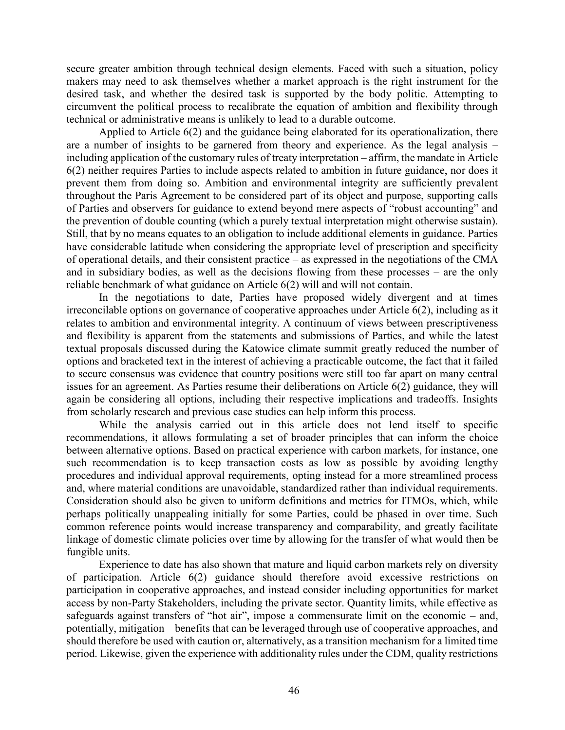secure greater ambition through technical design elements. Faced with such a situation, policy makers may need to ask themselves whether a market approach is the right instrument for the desired task, and whether the desired task is supported by the body politic. Attempting to circumvent the political process to recalibrate the equation of ambition and flexibility through technical or administrative means is unlikely to lead to a durable outcome.

Applied to Article 6(2) and the guidance being elaborated for its operationalization, there are a number of insights to be garnered from theory and experience. As the legal analysis – including application of the customary rules of treaty interpretation – affirm, the mandate in Article 6(2) neither requires Parties to include aspects related to ambition in future guidance, nor does it prevent them from doing so. Ambition and environmental integrity are sufficiently prevalent throughout the Paris Agreement to be considered part of its object and purpose, supporting calls of Parties and observers for guidance to extend beyond mere aspects of "robust accounting" and the prevention of double counting (which a purely textual interpretation might otherwise sustain). Still, that by no means equates to an obligation to include additional elements in guidance. Parties have considerable latitude when considering the appropriate level of prescription and specificity of operational details, and their consistent practice – as expressed in the negotiations of the CMA and in subsidiary bodies, as well as the decisions flowing from these processes – are the only reliable benchmark of what guidance on Article 6(2) will and will not contain.

In the negotiations to date, Parties have proposed widely divergent and at times irreconcilable options on governance of cooperative approaches under Article 6(2), including as it relates to ambition and environmental integrity. A continuum of views between prescriptiveness and flexibility is apparent from the statements and submissions of Parties, and while the latest textual proposals discussed during the Katowice climate summit greatly reduced the number of options and bracketed text in the interest of achieving a practicable outcome, the fact that it failed to secure consensus was evidence that country positions were still too far apart on many central issues for an agreement. As Parties resume their deliberations on Article 6(2) guidance, they will again be considering all options, including their respective implications and tradeoffs. Insights from scholarly research and previous case studies can help inform this process.

While the analysis carried out in this article does not lend itself to specific recommendations, it allows formulating a set of broader principles that can inform the choice between alternative options. Based on practical experience with carbon markets, for instance, one such recommendation is to keep transaction costs as low as possible by avoiding lengthy procedures and individual approval requirements, opting instead for a more streamlined process and, where material conditions are unavoidable, standardized rather than individual requirements. Consideration should also be given to uniform definitions and metrics for ITMOs, which, while perhaps politically unappealing initially for some Parties, could be phased in over time. Such common reference points would increase transparency and comparability, and greatly facilitate linkage of domestic climate policies over time by allowing for the transfer of what would then be fungible units.

Experience to date has also shown that mature and liquid carbon markets rely on diversity of participation. Article 6(2) guidance should therefore avoid excessive restrictions on participation in cooperative approaches, and instead consider including opportunities for market access by non-Party Stakeholders, including the private sector. Quantity limits, while effective as safeguards against transfers of "hot air", impose a commensurate limit on the economic – and, potentially, mitigation – benefits that can be leveraged through use of cooperative approaches, and should therefore be used with caution or, alternatively, as a transition mechanism for a limited time period. Likewise, given the experience with additionality rules under the CDM, quality restrictions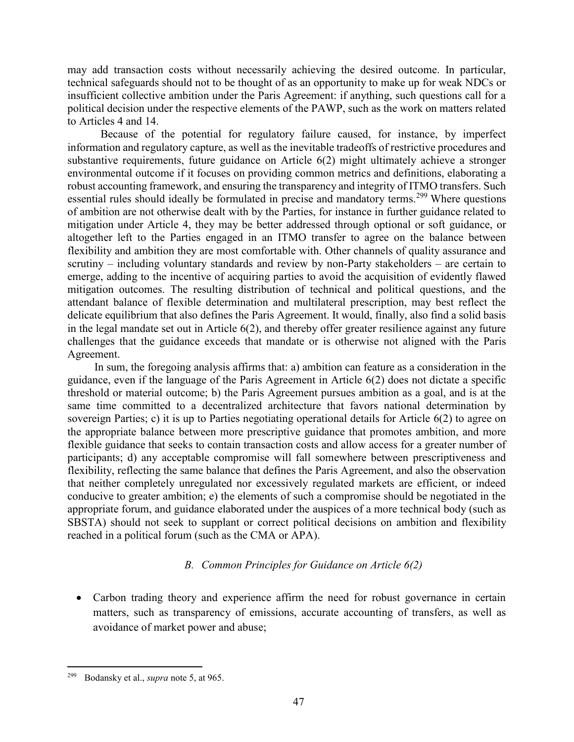may add transaction costs without necessarily achieving the desired outcome. In particular, technical safeguards should not to be thought of as an opportunity to make up for weak NDCs or insufficient collective ambition under the Paris Agreement: if anything, such questions call for a political decision under the respective elements of the PAWP, such as the work on matters related to Articles 4 and 14.

Because of the potential for regulatory failure caused, for instance, by imperfect information and regulatory capture, as well as the inevitable tradeoffs of restrictive procedures and substantive requirements, future guidance on Article 6(2) might ultimately achieve a stronger environmental outcome if it focuses on providing common metrics and definitions, elaborating a robust accounting framework, and ensuring the transparency and integrity of ITMO transfers. Such essential rules should ideally be formulated in precise and mandatory terms.[299] Where questions of ambition are not otherwise dealt with by the Parties, for instance in further guidance related to mitigation under Article 4, they may be better addressed through optional or soft guidance, or altogether left to the Parties engaged in an ITMO transfer to agree on the balance between flexibility and ambition they are most comfortable with. Other channels of quality assurance and scrutiny – including voluntary standards and review by non-Party stakeholders – are certain to emerge, adding to the incentive of acquiring parties to avoid the acquisition of evidently flawed mitigation outcomes. The resulting distribution of technical and political questions, and the attendant balance of flexible determination and multilateral prescription, may best reflect the delicate equilibrium that also defines the Paris Agreement. It would, finally, also find a solid basis in the legal mandate set out in Article 6(2), and thereby offer greater resilience against any future challenges that the guidance exceeds that mandate or is otherwise not aligned with the Paris Agreement.

In sum, the foregoing analysis affirms that: a) ambition can feature as a consideration in the guidance, even if the language of the Paris Agreement in Article 6(2) does not dictate a specific threshold or material outcome; b) the Paris Agreement pursues ambition as a goal, and is at the same time committed to a decentralized architecture that favors national determination by sovereign Parties; c) it is up to Parties negotiating operational details for Article 6(2) to agree on the appropriate balance between more prescriptive guidance that promotes ambition, and more flexible guidance that seeks to contain transaction costs and allow access for a greater number of participants; d) any acceptable compromise will fall somewhere between prescriptiveness and flexibility, reflecting the same balance that defines the Paris Agreement, and also the observation that neither completely unregulated nor excessively regulated markets are efficient, or indeed conducive to greater ambition; e) the elements of such a compromise should be negotiated in the appropriate forum, and guidance elaborated under the auspices of a more technical body (such as SBSTA) should not seek to supplant or correct political decisions on ambition and flexibility reached in a political forum (such as the CMA or APA).

### *B. Common Principles for Guidance on Article 6(2)*

- Carbon trading theory and experience affirm the need for robust governance in certain matters, such as transparency of emissions, accurate accounting of transfers, as well as avoidance of market power and abuse;

---

[299] Bodansky et al., *supra* note 5, at 965.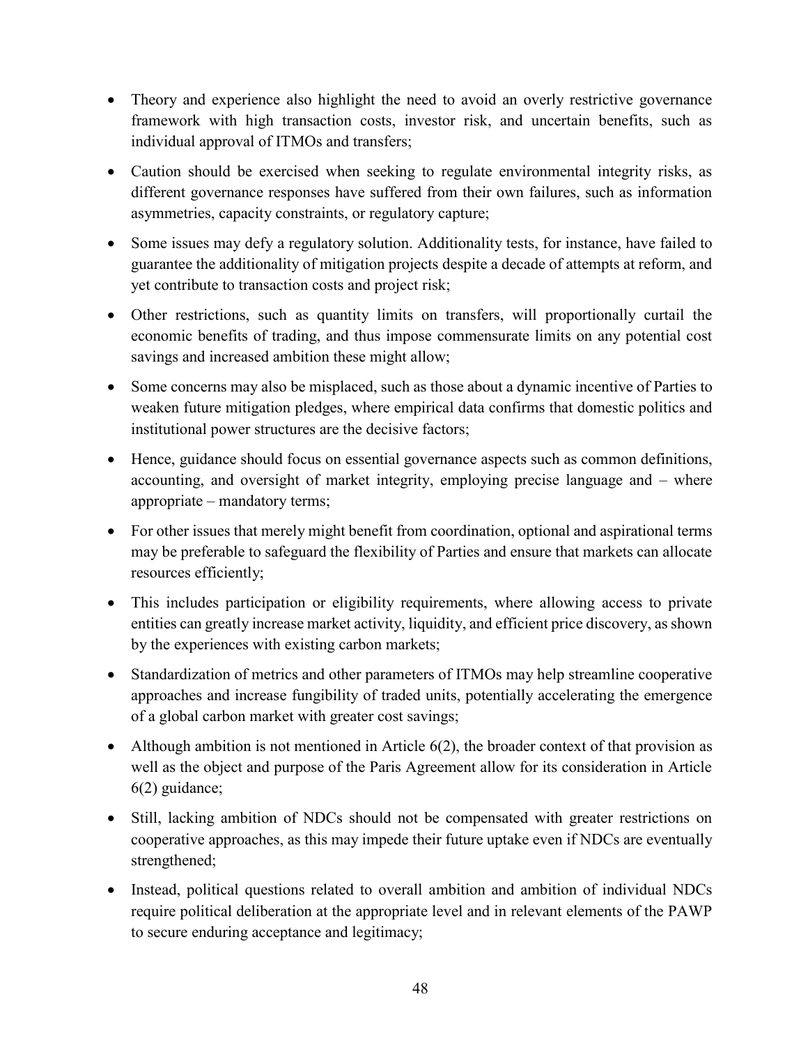- Theory and experience also highlight the need to avoid an overly restrictive governance framework with high transaction costs, investor risk, and uncertain benefits, such as individual approval of ITMOs and transfers;
- Caution should be exercised when seeking to regulate environmental integrity risks, as different governance responses have suffered from their own failures, such as information asymmetries, capacity constraints, or regulatory capture;
- Some issues may defy a regulatory solution. Additionality tests, for instance, have failed to guarantee the additionality of mitigation projects despite a decade of attempts at reform, and yet contribute to transaction costs and project risk;
- Other restrictions, such as quantity limits on transfers, will proportionally curtail the economic benefits of trading, and thus impose commensurate limits on any potential cost savings and increased ambition these might allow;
- Some concerns may also be misplaced, such as those about a dynamic incentive of Parties to weaken future mitigation pledges, where empirical data confirms that domestic politics and institutional power structures are the decisive factors;
- Hence, guidance should focus on essential governance aspects such as common definitions, accounting, and oversight of market integrity, employing precise language and – where appropriate – mandatory terms;
- For other issues that merely might benefit from coordination, optional and aspirational terms may be preferable to safeguard the flexibility of Parties and ensure that markets can allocate resources efficiently;
- This includes participation or eligibility requirements, where allowing access to private entities can greatly increase market activity, liquidity, and efficient price discovery, as shown by the experiences with existing carbon markets;
- Standardization of metrics and other parameters of ITMOs may help streamline cooperative approaches and increase fungibility of traded units, potentially accelerating the emergence of a global carbon market with greater cost savings;
- Although ambition is not mentioned in Article 6(2), the broader context of that provision as well as the object and purpose of the Paris Agreement allow for its consideration in Article 6(2) guidance;
- Still, lacking ambition of NDCs should not be compensated with greater restrictions on cooperative approaches, as this may impede their future uptake even if NDCs are eventually strengthened;
- Instead, political questions related to overall ambition and ambition of individual NDCs require political deliberation at the appropriate level and in relevant elements of the PAWP to secure enduring acceptance and legitimacy;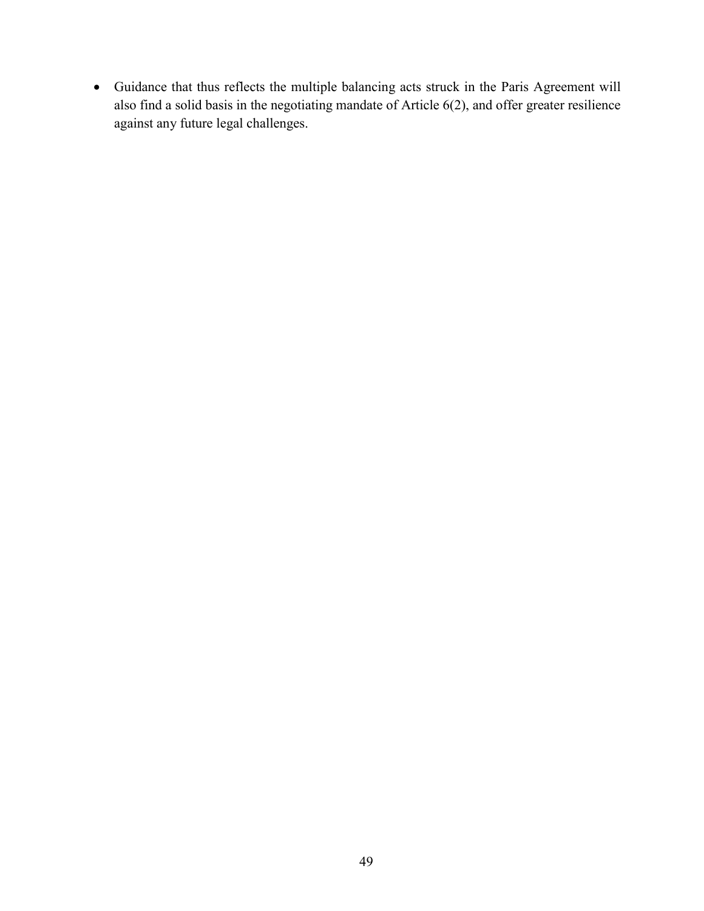- Guidance that thus reflects the multiple balancing acts struck in the Paris Agreement will also find a solid basis in the negotiating mandate of Article 6(2), and offer greater resilience against any future legal challenges.